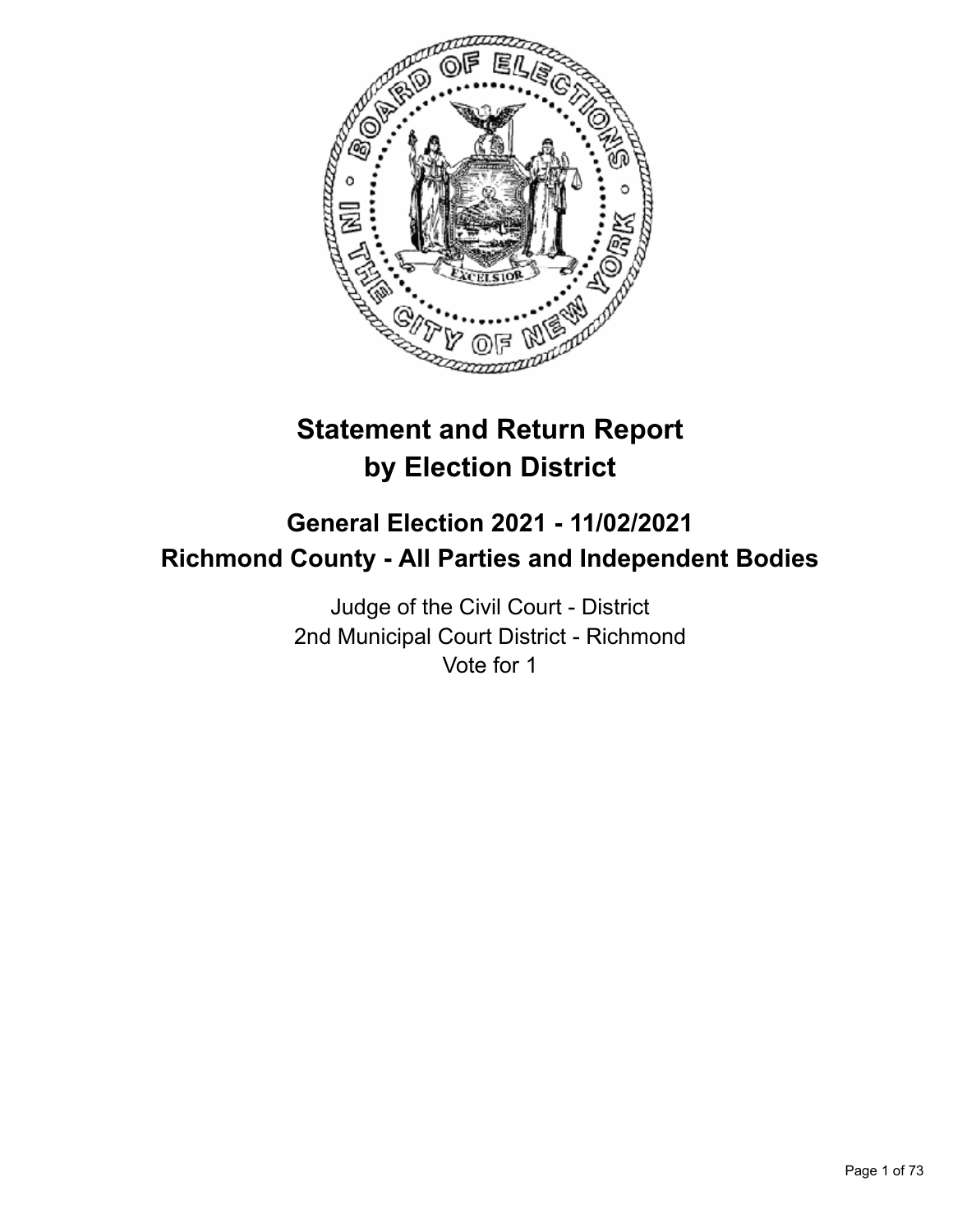# Statement and Return Report by Election District

## General Election 2021 - 11/02/2021
## Richmond County - All Parties and Independent Bodies

Judge of the Civil Court - District
2nd Municipal Court District - Richmond
Vote for 1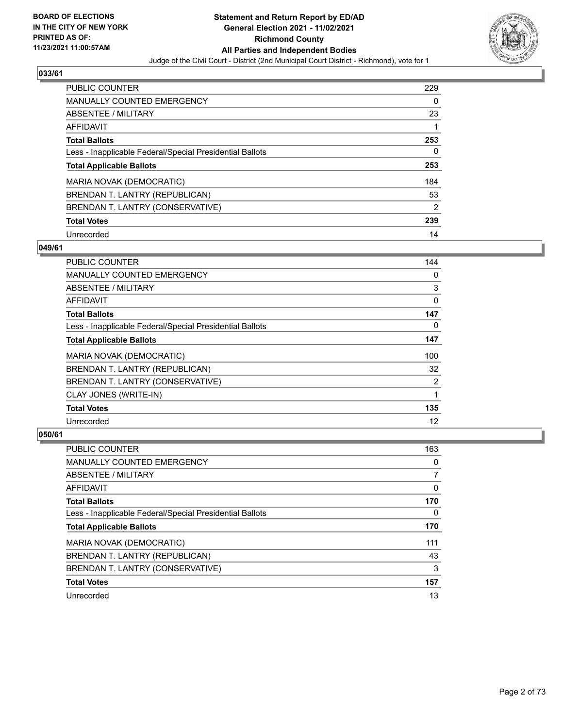## 033/61

| | |
|---|---|
| PUBLIC COUNTER | 229 |
| MANUALLY COUNTED EMERGENCY | 0 |
| ABSENTEE / MILITARY | 23 |
| AFFIDAVIT | 1 |
| **Total Ballots** | **253** |
| Less - Inapplicable Federal/Special Presidential Ballots | 0 |
| **Total Applicable Ballots** | **253** |
| MARIA NOVAK (DEMOCRATIC) | 184 |
| BRENDAN T. LANTRY (REPUBLICAN) | 53 |
| BRENDAN T. LANTRY (CONSERVATIVE) | 2 |
| **Total Votes** | **239** |
| Unrecorded | 14 |

## 049/61

| | |
|---|---|
| PUBLIC COUNTER | 144 |
| MANUALLY COUNTED EMERGENCY | 0 |
| ABSENTEE / MILITARY | 3 |
| AFFIDAVIT | 0 |
| **Total Ballots** | **147** |
| Less - Inapplicable Federal/Special Presidential Ballots | 0 |
| **Total Applicable Ballots** | **147** |
| MARIA NOVAK (DEMOCRATIC) | 100 |
| BRENDAN T. LANTRY (REPUBLICAN) | 32 |
| BRENDAN T. LANTRY (CONSERVATIVE) | 2 |
| CLAY JONES (WRITE-IN) | 1 |
| **Total Votes** | **135** |
| Unrecorded | 12 |

## 050/61

| | |
|---|---|
| PUBLIC COUNTER | 163 |
| MANUALLY COUNTED EMERGENCY | 0 |
| ABSENTEE / MILITARY | 7 |
| AFFIDAVIT | 0 |
| **Total Ballots** | **170** |
| Less - Inapplicable Federal/Special Presidential Ballots | 0 |
| **Total Applicable Ballots** | **170** |
| MARIA NOVAK (DEMOCRATIC) | 111 |
| BRENDAN T. LANTRY (REPUBLICAN) | 43 |
| BRENDAN T. LANTRY (CONSERVATIVE) | 3 |
| **Total Votes** | **157** |
| Unrecorded | 13 |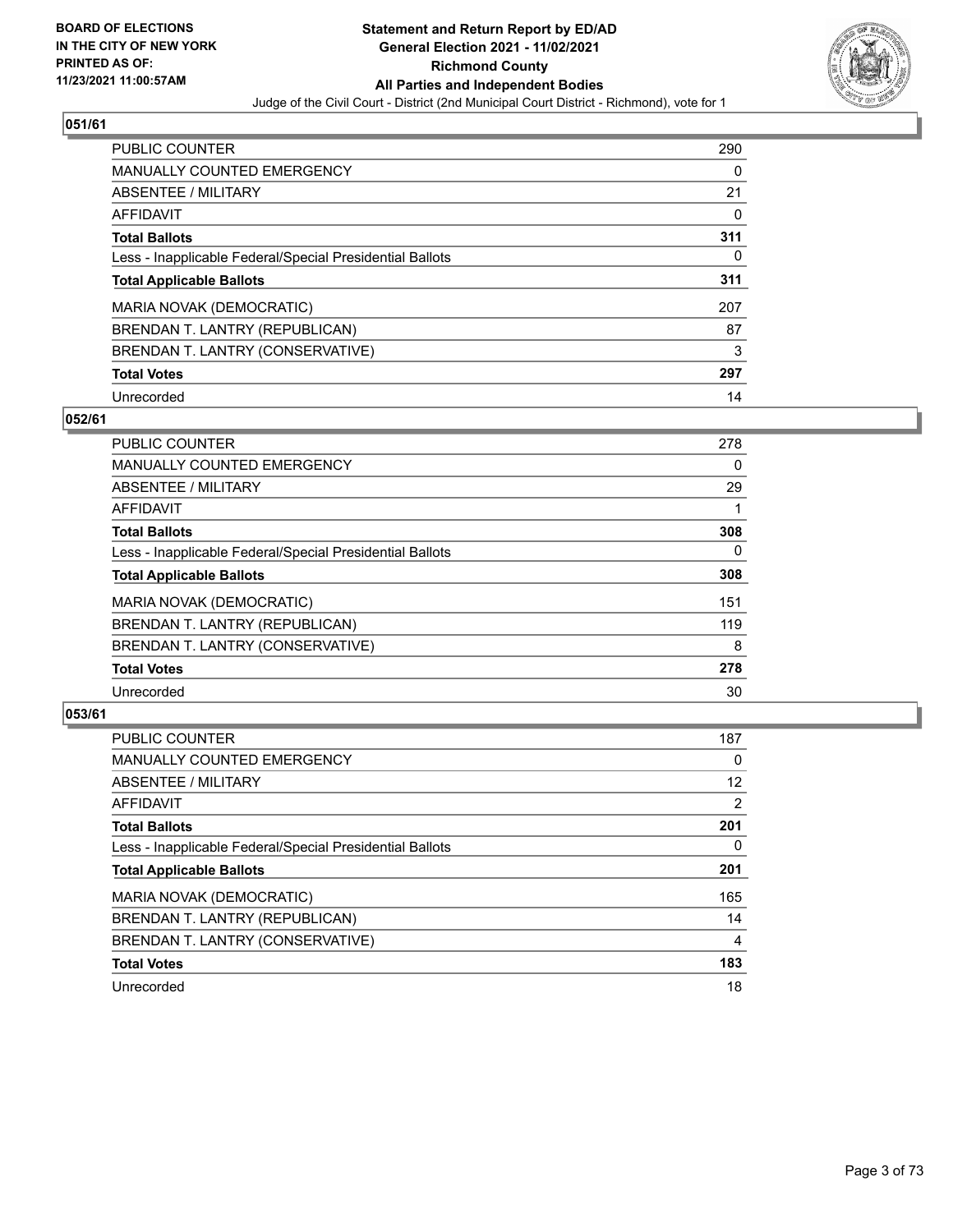BOARD OF ELECTIONS
IN THE CITY OF NEW YORK
PRINTED AS OF:
11/23/2021 11:00:57AM

**Statement and Return Report by ED/AD**
**General Election 2021 - 11/02/2021**
**Richmond County**
**All Parties and Independent Bodies**
Judge of the Civil Court - District (2nd Municipal Court District - Richmond), vote for 1

## 051/61

| | |
|---|---|
| PUBLIC COUNTER | 290 |
| MANUALLY COUNTED EMERGENCY | 0 |
| ABSENTEE / MILITARY | 21 |
| AFFIDAVIT | 0 |
| **Total Ballots** | **311** |
| Less - Inapplicable Federal/Special Presidential Ballots | 0 |
| **Total Applicable Ballots** | **311** |
| MARIA NOVAK (DEMOCRATIC) | 207 |
| BRENDAN T. LANTRY (REPUBLICAN) | 87 |
| BRENDAN T. LANTRY (CONSERVATIVE) | 3 |
| **Total Votes** | **297** |
| Unrecorded | 14 |

## 052/61

| | |
|---|---|
| PUBLIC COUNTER | 278 |
| MANUALLY COUNTED EMERGENCY | 0 |
| ABSENTEE / MILITARY | 29 |
| AFFIDAVIT | 1 |
| **Total Ballots** | **308** |
| Less - Inapplicable Federal/Special Presidential Ballots | 0 |
| **Total Applicable Ballots** | **308** |
| MARIA NOVAK (DEMOCRATIC) | 151 |
| BRENDAN T. LANTRY (REPUBLICAN) | 119 |
| BRENDAN T. LANTRY (CONSERVATIVE) | 8 |
| **Total Votes** | **278** |
| Unrecorded | 30 |

## 053/61

| | |
|---|---|
| PUBLIC COUNTER | 187 |
| MANUALLY COUNTED EMERGENCY | 0 |
| ABSENTEE / MILITARY | 12 |
| AFFIDAVIT | 2 |
| **Total Ballots** | **201** |
| Less - Inapplicable Federal/Special Presidential Ballots | 0 |
| **Total Applicable Ballots** | **201** |
| MARIA NOVAK (DEMOCRATIC) | 165 |
| BRENDAN T. LANTRY (REPUBLICAN) | 14 |
| BRENDAN T. LANTRY (CONSERVATIVE) | 4 |
| **Total Votes** | **183** |
| Unrecorded | 18 |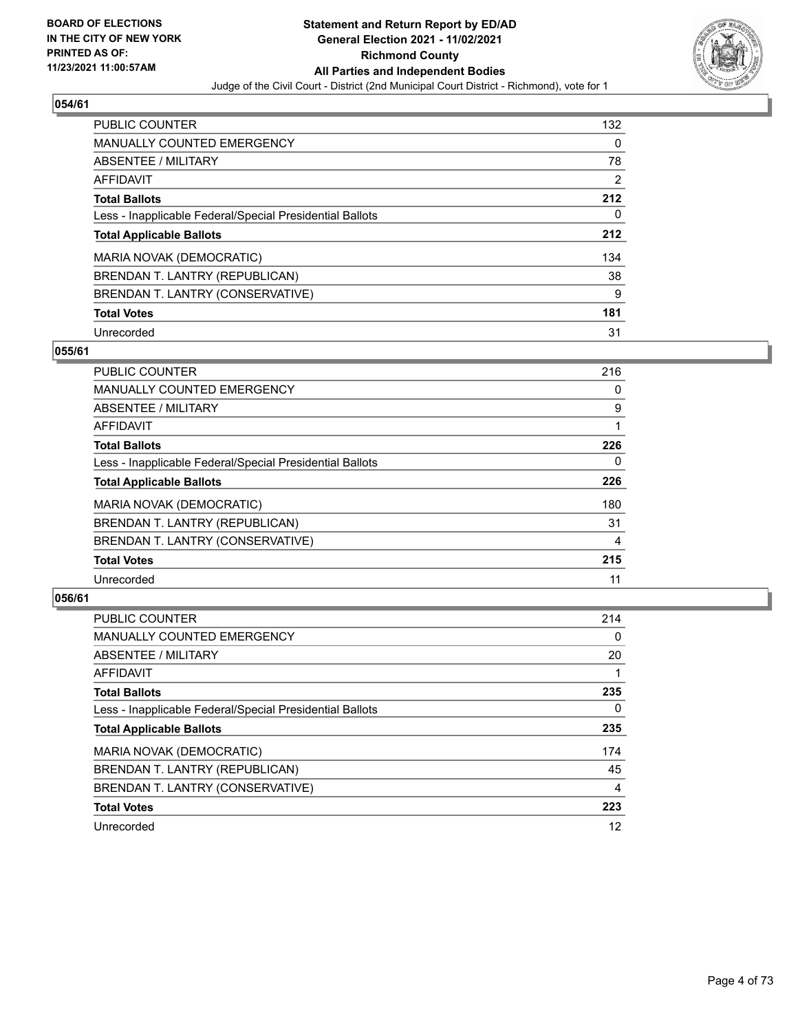BOARD OF ELECTIONS
IN THE CITY OF NEW YORK
PRINTED AS OF:
11/23/2021 11:00:57AM

**Statement and Return Report by ED/AD**
**General Election 2021 - 11/02/2021**
**Richmond County**
**All Parties and Independent Bodies**
Judge of the Civil Court - District (2nd Municipal Court District - Richmond), vote for 1

### 054/61

| | |
|---|---|
| PUBLIC COUNTER | 132 |
| MANUALLY COUNTED EMERGENCY | 0 |
| ABSENTEE / MILITARY | 78 |
| AFFIDAVIT | 2 |
| **Total Ballots** | **212** |
| Less - Inapplicable Federal/Special Presidential Ballots | 0 |
| **Total Applicable Ballots** | **212** |
| MARIA NOVAK (DEMOCRATIC) | 134 |
| BRENDAN T. LANTRY (REPUBLICAN) | 38 |
| BRENDAN T. LANTRY (CONSERVATIVE) | 9 |
| **Total Votes** | **181** |
| Unrecorded | 31 |

### 055/61

| | |
|---|---|
| PUBLIC COUNTER | 216 |
| MANUALLY COUNTED EMERGENCY | 0 |
| ABSENTEE / MILITARY | 9 |
| AFFIDAVIT | 1 |
| **Total Ballots** | **226** |
| Less - Inapplicable Federal/Special Presidential Ballots | 0 |
| **Total Applicable Ballots** | **226** |
| MARIA NOVAK (DEMOCRATIC) | 180 |
| BRENDAN T. LANTRY (REPUBLICAN) | 31 |
| BRENDAN T. LANTRY (CONSERVATIVE) | 4 |
| **Total Votes** | **215** |
| Unrecorded | 11 |

### 056/61

| | |
|---|---|
| PUBLIC COUNTER | 214 |
| MANUALLY COUNTED EMERGENCY | 0 |
| ABSENTEE / MILITARY | 20 |
| AFFIDAVIT | 1 |
| **Total Ballots** | **235** |
| Less - Inapplicable Federal/Special Presidential Ballots | 0 |
| **Total Applicable Ballots** | **235** |
| MARIA NOVAK (DEMOCRATIC) | 174 |
| BRENDAN T. LANTRY (REPUBLICAN) | 45 |
| BRENDAN T. LANTRY (CONSERVATIVE) | 4 |
| **Total Votes** | **223** |
| Unrecorded | 12 |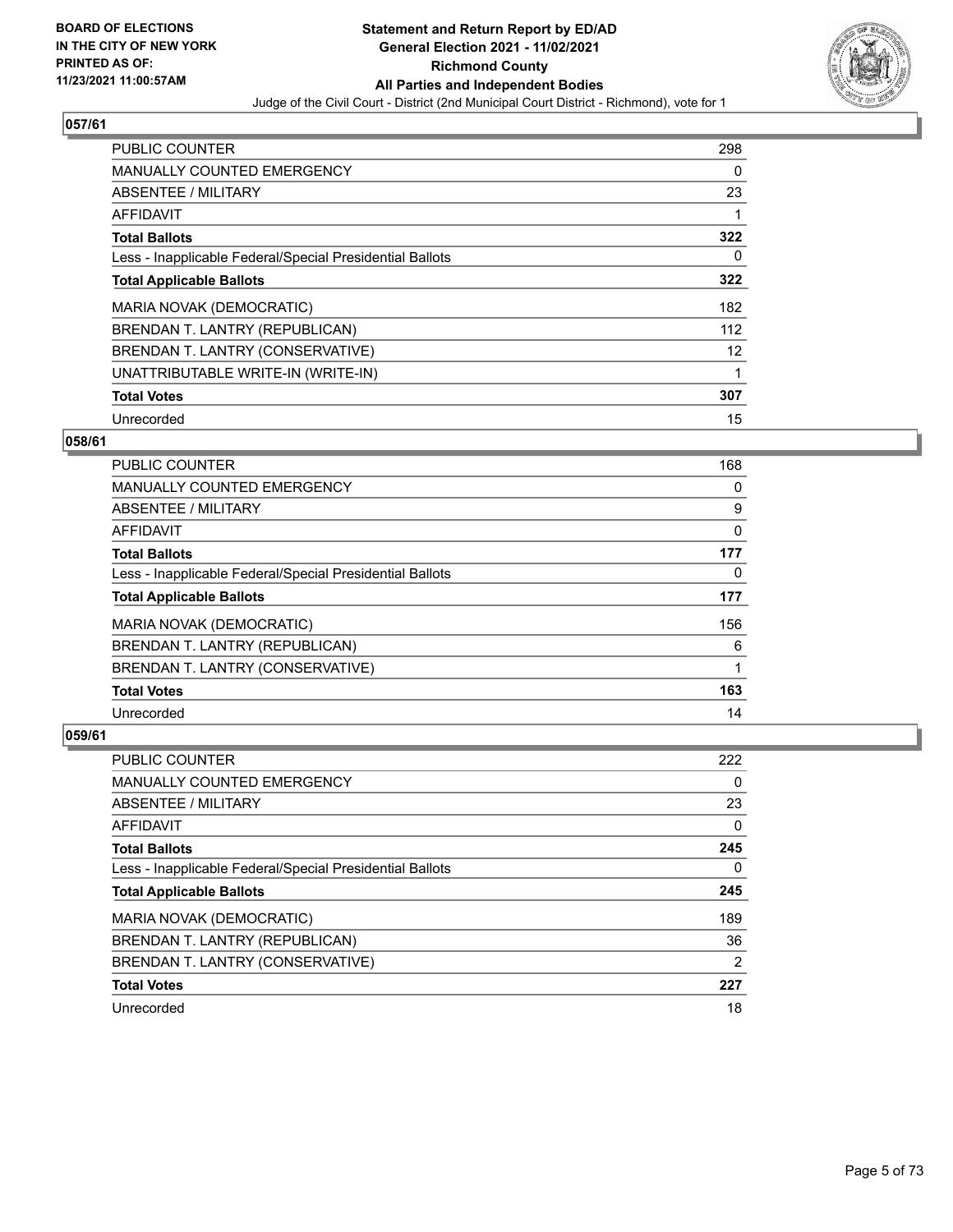**BOARD OF ELECTIONS IN THE CITY OF NEW YORK PRINTED AS OF: 11/23/2021 11:00:57AM**

# Statement and Return Report by ED/AD
## General Election 2021 - 11/02/2021
## Richmond County
## All Parties and Independent Bodies

Judge of the Civil Court - District (2nd Municipal Court District - Richmond), vote for 1

### 057/61

| | |
|---|---|
| PUBLIC COUNTER | 298 |
| MANUALLY COUNTED EMERGENCY | 0 |
| ABSENTEE / MILITARY | 23 |
| AFFIDAVIT | 1 |
| **Total Ballots** | **322** |
| Less - Inapplicable Federal/Special Presidential Ballots | 0 |
| **Total Applicable Ballots** | **322** |
| MARIA NOVAK (DEMOCRATIC) | 182 |
| BRENDAN T. LANTRY (REPUBLICAN) | 112 |
| BRENDAN T. LANTRY (CONSERVATIVE) | 12 |
| UNATTRIBUTABLE WRITE-IN (WRITE-IN) | 1 |
| **Total Votes** | **307** |
| Unrecorded | 15 |

### 058/61

| | |
|---|---|
| PUBLIC COUNTER | 168 |
| MANUALLY COUNTED EMERGENCY | 0 |
| ABSENTEE / MILITARY | 9 |
| AFFIDAVIT | 0 |
| **Total Ballots** | **177** |
| Less - Inapplicable Federal/Special Presidential Ballots | 0 |
| **Total Applicable Ballots** | **177** |
| MARIA NOVAK (DEMOCRATIC) | 156 |
| BRENDAN T. LANTRY (REPUBLICAN) | 6 |
| BRENDAN T. LANTRY (CONSERVATIVE) | 1 |
| **Total Votes** | **163** |
| Unrecorded | 14 |

### 059/61

| | |
|---|---|
| PUBLIC COUNTER | 222 |
| MANUALLY COUNTED EMERGENCY | 0 |
| ABSENTEE / MILITARY | 23 |
| AFFIDAVIT | 0 |
| **Total Ballots** | **245** |
| Less - Inapplicable Federal/Special Presidential Ballots | 0 |
| **Total Applicable Ballots** | **245** |
| MARIA NOVAK (DEMOCRATIC) | 189 |
| BRENDAN T. LANTRY (REPUBLICAN) | 36 |
| BRENDAN T. LANTRY (CONSERVATIVE) | 2 |
| **Total Votes** | **227** |
| Unrecorded | 18 |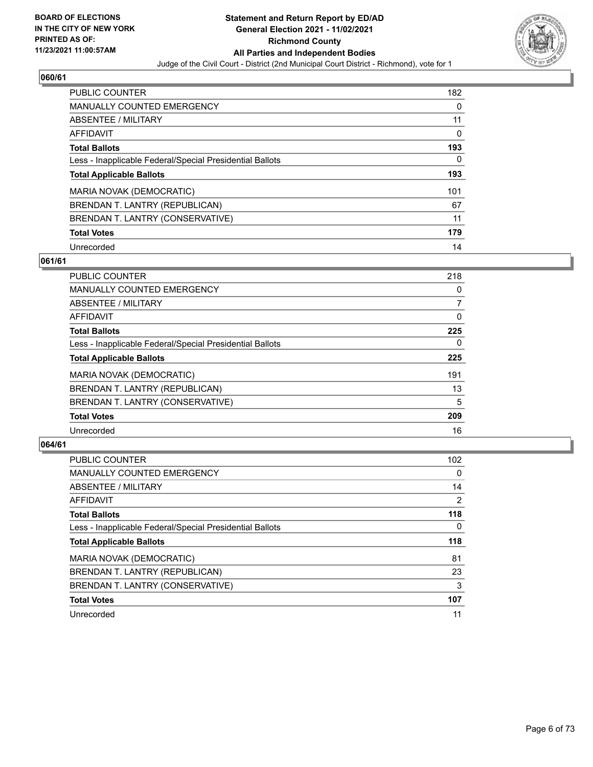BOARD OF ELECTIONS
IN THE CITY OF NEW YORK
PRINTED AS OF:
11/23/2021 11:00:57AM

**Statement and Return Report by ED/AD**
**General Election 2021 - 11/02/2021**
**Richmond County**
**All Parties and Independent Bodies**
Judge of the Civil Court - District (2nd Municipal Court District - Richmond), vote for 1

## 060/61

| | |
|---|---|
| PUBLIC COUNTER | 182 |
| MANUALLY COUNTED EMERGENCY | 0 |
| ABSENTEE / MILITARY | 11 |
| AFFIDAVIT | 0 |
| **Total Ballots** | **193** |
| Less - Inapplicable Federal/Special Presidential Ballots | 0 |
| **Total Applicable Ballots** | **193** |
| MARIA NOVAK (DEMOCRATIC) | 101 |
| BRENDAN T. LANTRY (REPUBLICAN) | 67 |
| BRENDAN T. LANTRY (CONSERVATIVE) | 11 |
| **Total Votes** | **179** |
| Unrecorded | 14 |

## 061/61

| | |
|---|---|
| PUBLIC COUNTER | 218 |
| MANUALLY COUNTED EMERGENCY | 0 |
| ABSENTEE / MILITARY | 7 |
| AFFIDAVIT | 0 |
| **Total Ballots** | **225** |
| Less - Inapplicable Federal/Special Presidential Ballots | 0 |
| **Total Applicable Ballots** | **225** |
| MARIA NOVAK (DEMOCRATIC) | 191 |
| BRENDAN T. LANTRY (REPUBLICAN) | 13 |
| BRENDAN T. LANTRY (CONSERVATIVE) | 5 |
| **Total Votes** | **209** |
| Unrecorded | 16 |

## 064/61

| | |
|---|---|
| PUBLIC COUNTER | 102 |
| MANUALLY COUNTED EMERGENCY | 0 |
| ABSENTEE / MILITARY | 14 |
| AFFIDAVIT | 2 |
| **Total Ballots** | **118** |
| Less - Inapplicable Federal/Special Presidential Ballots | 0 |
| **Total Applicable Ballots** | **118** |
| MARIA NOVAK (DEMOCRATIC) | 81 |
| BRENDAN T. LANTRY (REPUBLICAN) | 23 |
| BRENDAN T. LANTRY (CONSERVATIVE) | 3 |
| **Total Votes** | **107** |
| Unrecorded | 11 |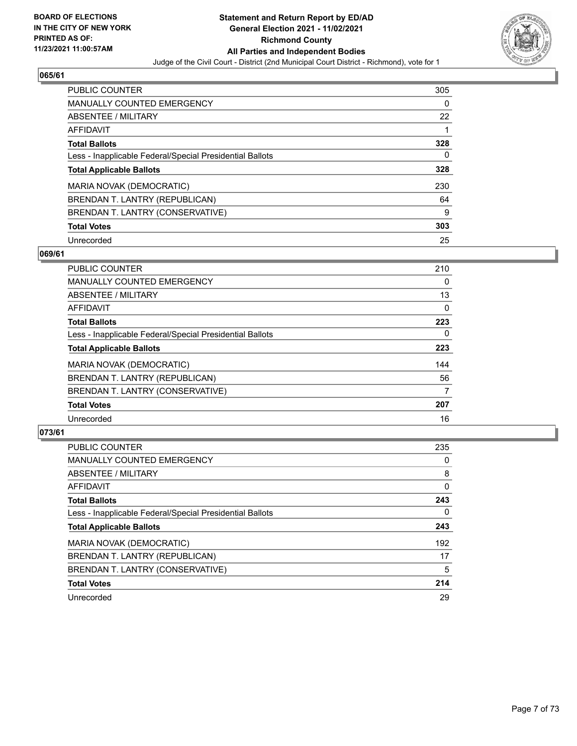## 065/61

| | |
|---|---|
| PUBLIC COUNTER | 305 |
| MANUALLY COUNTED EMERGENCY | 0 |
| ABSENTEE / MILITARY | 22 |
| AFFIDAVIT | 1 |
| **Total Ballots** | **328** |
| Less - Inapplicable Federal/Special Presidential Ballots | 0 |
| **Total Applicable Ballots** | **328** |
| MARIA NOVAK (DEMOCRATIC) | 230 |
| BRENDAN T. LANTRY (REPUBLICAN) | 64 |
| BRENDAN T. LANTRY (CONSERVATIVE) | 9 |
| **Total Votes** | **303** |
| Unrecorded | 25 |

## 069/61

| | |
|---|---|
| PUBLIC COUNTER | 210 |
| MANUALLY COUNTED EMERGENCY | 0 |
| ABSENTEE / MILITARY | 13 |
| AFFIDAVIT | 0 |
| **Total Ballots** | **223** |
| Less - Inapplicable Federal/Special Presidential Ballots | 0 |
| **Total Applicable Ballots** | **223** |
| MARIA NOVAK (DEMOCRATIC) | 144 |
| BRENDAN T. LANTRY (REPUBLICAN) | 56 |
| BRENDAN T. LANTRY (CONSERVATIVE) | 7 |
| **Total Votes** | **207** |
| Unrecorded | 16 |

## 073/61

| | |
|---|---|
| PUBLIC COUNTER | 235 |
| MANUALLY COUNTED EMERGENCY | 0 |
| ABSENTEE / MILITARY | 8 |
| AFFIDAVIT | 0 |
| **Total Ballots** | **243** |
| Less - Inapplicable Federal/Special Presidential Ballots | 0 |
| **Total Applicable Ballots** | **243** |
| MARIA NOVAK (DEMOCRATIC) | 192 |
| BRENDAN T. LANTRY (REPUBLICAN) | 17 |
| BRENDAN T. LANTRY (CONSERVATIVE) | 5 |
| **Total Votes** | **214** |
| Unrecorded | 29 |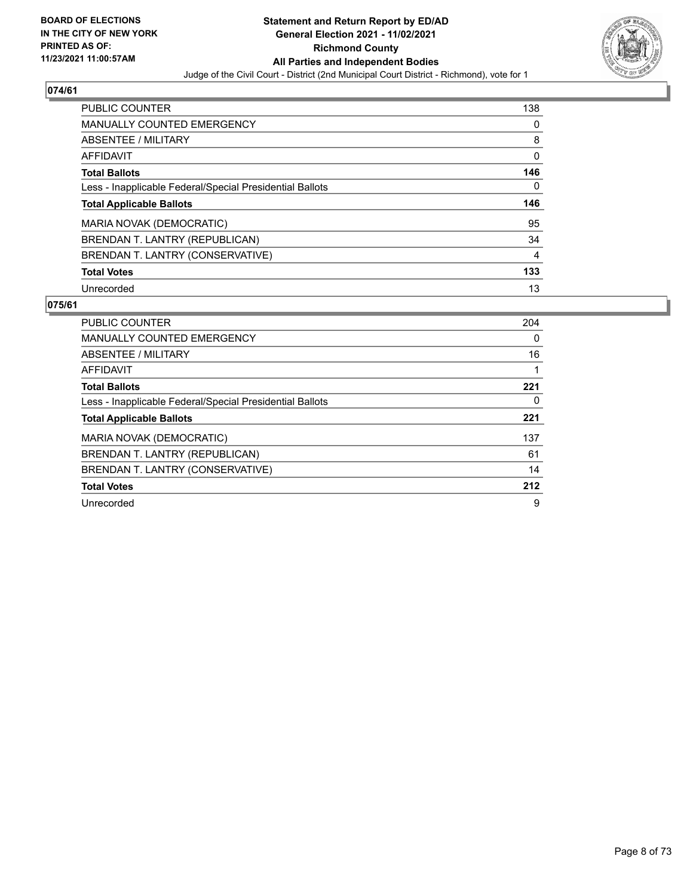**BOARD OF ELECTIONS IN THE CITY OF NEW YORK PRINTED AS OF: 11/23/2021 11:00:57AM**

# Statement and Return Report by ED/AD
## General Election 2021 - 11/02/2021
## Richmond County
## All Parties and Independent Bodies

Judge of the Civil Court - District (2nd Municipal Court District - Richmond), vote for 1

### 074/61

| | |
|---|---|
| PUBLIC COUNTER | 138 |
| MANUALLY COUNTED EMERGENCY | 0 |
| ABSENTEE / MILITARY | 8 |
| AFFIDAVIT | 0 |
| **Total Ballots** | **146** |
| Less - Inapplicable Federal/Special Presidential Ballots | 0 |
| **Total Applicable Ballots** | **146** |
| MARIA NOVAK (DEMOCRATIC) | 95 |
| BRENDAN T. LANTRY (REPUBLICAN) | 34 |
| BRENDAN T. LANTRY (CONSERVATIVE) | 4 |
| **Total Votes** | **133** |
| Unrecorded | 13 |

### 075/61

| | |
|---|---|
| PUBLIC COUNTER | 204 |
| MANUALLY COUNTED EMERGENCY | 0 |
| ABSENTEE / MILITARY | 16 |
| AFFIDAVIT | 1 |
| **Total Ballots** | **221** |
| Less - Inapplicable Federal/Special Presidential Ballots | 0 |
| **Total Applicable Ballots** | **221** |
| MARIA NOVAK (DEMOCRATIC) | 137 |
| BRENDAN T. LANTRY (REPUBLICAN) | 61 |
| BRENDAN T. LANTRY (CONSERVATIVE) | 14 |
| **Total Votes** | **212** |
| Unrecorded | 9 |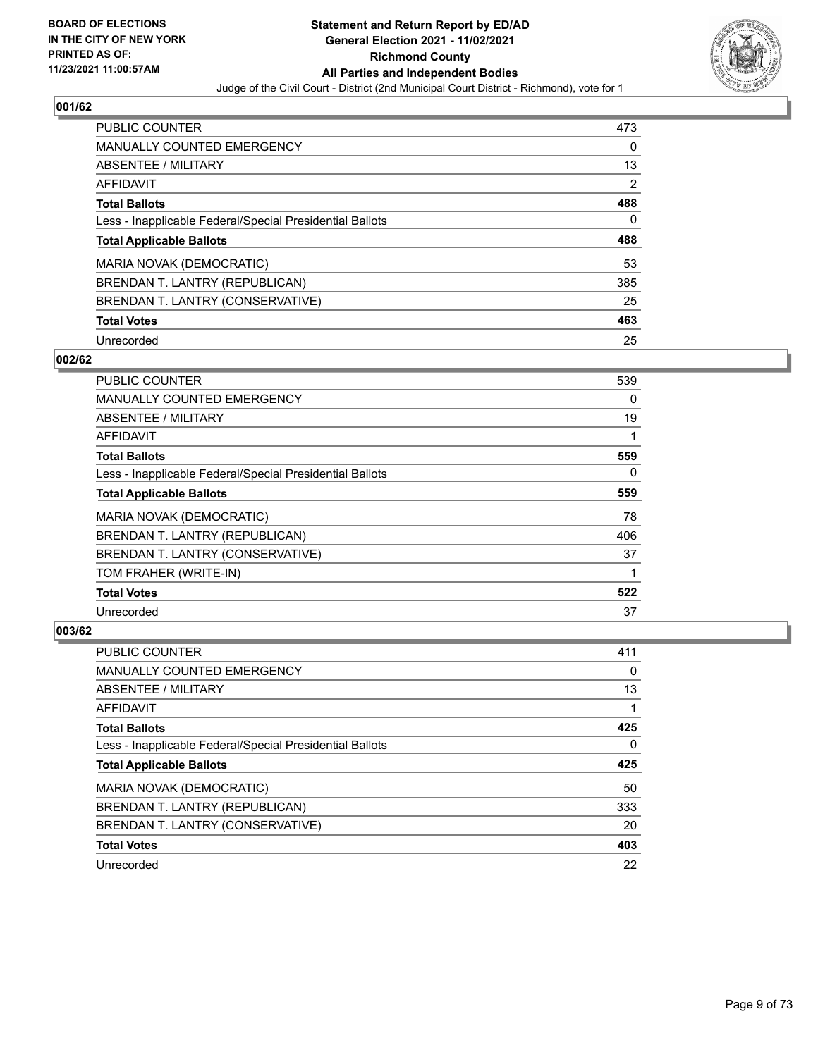**BOARD OF ELECTIONS IN THE CITY OF NEW YORK PRINTED AS OF: 11/23/2021 11:00:57AM**

# Statement and Return Report by ED/AD
## General Election 2021 - 11/02/2021
## Richmond County
## All Parties and Independent Bodies
Judge of the Civil Court - District (2nd Municipal Court District - Richmond), vote for 1

### 001/62

| | |
|---|---|
| PUBLIC COUNTER | 473 |
| MANUALLY COUNTED EMERGENCY | 0 |
| ABSENTEE / MILITARY | 13 |
| AFFIDAVIT | 2 |
| **Total Ballots** | **488** |
| Less - Inapplicable Federal/Special Presidential Ballots | 0 |
| **Total Applicable Ballots** | **488** |
| MARIA NOVAK (DEMOCRATIC) | 53 |
| BRENDAN T. LANTRY (REPUBLICAN) | 385 |
| BRENDAN T. LANTRY (CONSERVATIVE) | 25 |
| **Total Votes** | **463** |
| Unrecorded | 25 |

### 002/62

| | |
|---|---|
| PUBLIC COUNTER | 539 |
| MANUALLY COUNTED EMERGENCY | 0 |
| ABSENTEE / MILITARY | 19 |
| AFFIDAVIT | 1 |
| **Total Ballots** | **559** |
| Less - Inapplicable Federal/Special Presidential Ballots | 0 |
| **Total Applicable Ballots** | **559** |
| MARIA NOVAK (DEMOCRATIC) | 78 |
| BRENDAN T. LANTRY (REPUBLICAN) | 406 |
| BRENDAN T. LANTRY (CONSERVATIVE) | 37 |
| TOM FRAHER (WRITE-IN) | 1 |
| **Total Votes** | **522** |
| Unrecorded | 37 |

### 003/62

| | |
|---|---|
| PUBLIC COUNTER | 411 |
| MANUALLY COUNTED EMERGENCY | 0 |
| ABSENTEE / MILITARY | 13 |
| AFFIDAVIT | 1 |
| **Total Ballots** | **425** |
| Less - Inapplicable Federal/Special Presidential Ballots | 0 |
| **Total Applicable Ballots** | **425** |
| MARIA NOVAK (DEMOCRATIC) | 50 |
| BRENDAN T. LANTRY (REPUBLICAN) | 333 |
| BRENDAN T. LANTRY (CONSERVATIVE) | 20 |
| **Total Votes** | **403** |
| Unrecorded | 22 |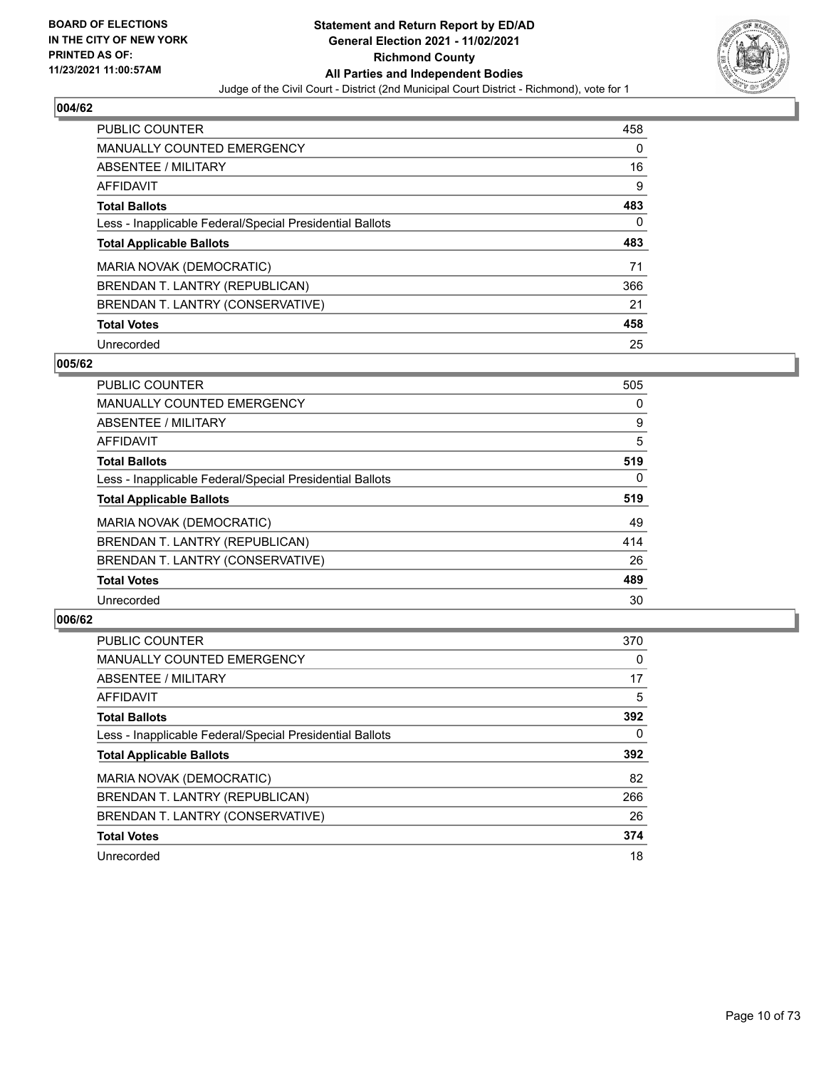**BOARD OF ELECTIONS IN THE CITY OF NEW YORK PRINTED AS OF: 11/23/2021 11:00:57AM**

**Statement and Return Report by ED/AD General Election 2021 - 11/02/2021 Richmond County All Parties and Independent Bodies**

Judge of the Civil Court - District (2nd Municipal Court District - Richmond), vote for 1

## 004/62

| | |
|---|---|
| PUBLIC COUNTER | 458 |
| MANUALLY COUNTED EMERGENCY | 0 |
| ABSENTEE / MILITARY | 16 |
| AFFIDAVIT | 9 |
| **Total Ballots** | **483** |
| Less - Inapplicable Federal/Special Presidential Ballots | 0 |
| **Total Applicable Ballots** | **483** |
| MARIA NOVAK (DEMOCRATIC) | 71 |
| BRENDAN T. LANTRY (REPUBLICAN) | 366 |
| BRENDAN T. LANTRY (CONSERVATIVE) | 21 |
| **Total Votes** | **458** |
| Unrecorded | 25 |

## 005/62

| | |
|---|---|
| PUBLIC COUNTER | 505 |
| MANUALLY COUNTED EMERGENCY | 0 |
| ABSENTEE / MILITARY | 9 |
| AFFIDAVIT | 5 |
| **Total Ballots** | **519** |
| Less - Inapplicable Federal/Special Presidential Ballots | 0 |
| **Total Applicable Ballots** | **519** |
| MARIA NOVAK (DEMOCRATIC) | 49 |
| BRENDAN T. LANTRY (REPUBLICAN) | 414 |
| BRENDAN T. LANTRY (CONSERVATIVE) | 26 |
| **Total Votes** | **489** |
| Unrecorded | 30 |

## 006/62

| | |
|---|---|
| PUBLIC COUNTER | 370 |
| MANUALLY COUNTED EMERGENCY | 0 |
| ABSENTEE / MILITARY | 17 |
| AFFIDAVIT | 5 |
| **Total Ballots** | **392** |
| Less - Inapplicable Federal/Special Presidential Ballots | 0 |
| **Total Applicable Ballots** | **392** |
| MARIA NOVAK (DEMOCRATIC) | 82 |
| BRENDAN T. LANTRY (REPUBLICAN) | 266 |
| BRENDAN T. LANTRY (CONSERVATIVE) | 26 |
| **Total Votes** | **374** |
| Unrecorded | 18 |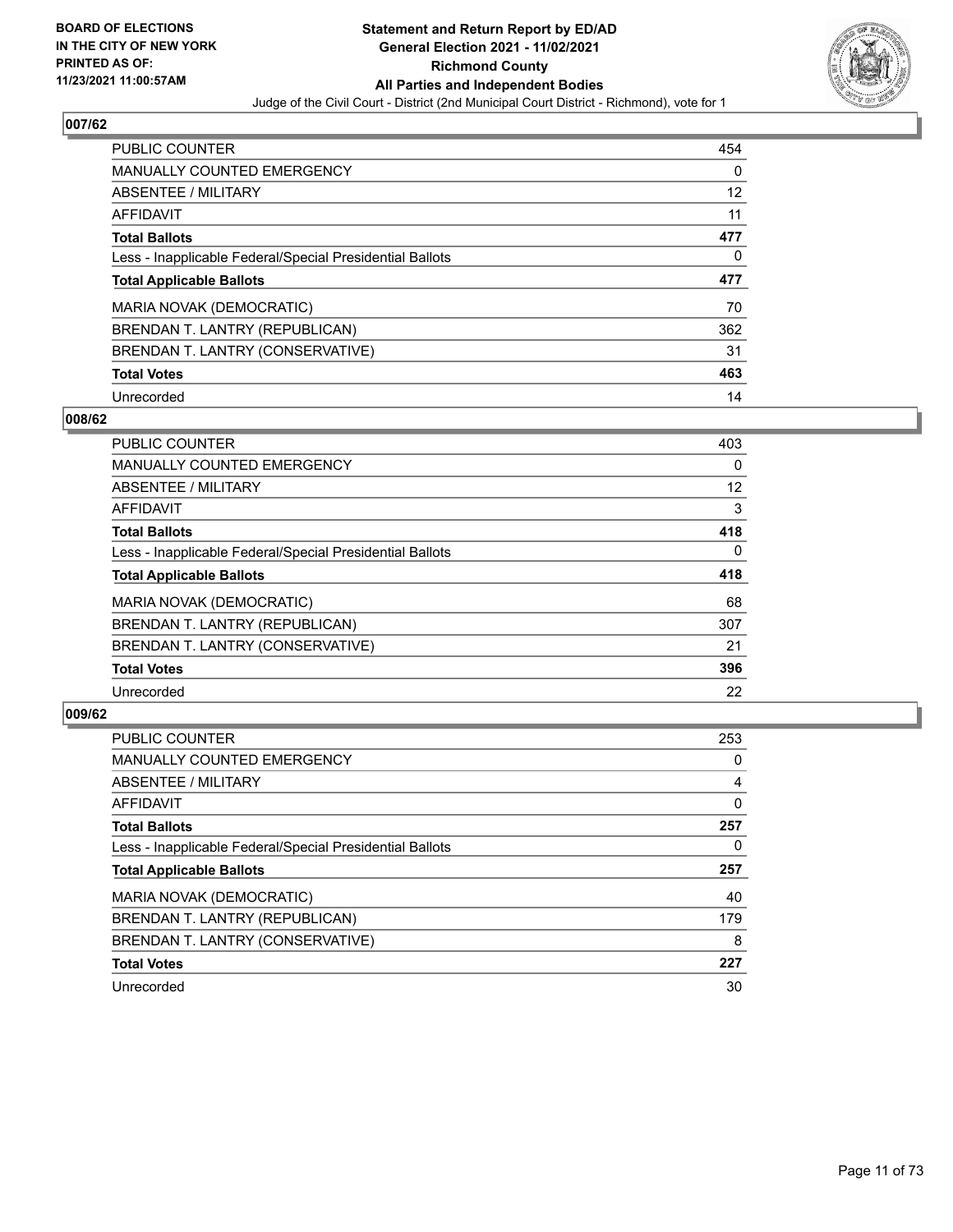BOARD OF ELECTIONS
IN THE CITY OF NEW YORK
PRINTED AS OF:
11/23/2021 11:00:57AM

**Statement and Return Report by ED/AD**
**General Election 2021 - 11/02/2021**
**Richmond County**
**All Parties and Independent Bodies**
Judge of the Civil Court - District (2nd Municipal Court District - Richmond), vote for 1

## 007/62

| | |
|---|---|
| PUBLIC COUNTER | 454 |
| MANUALLY COUNTED EMERGENCY | 0 |
| ABSENTEE / MILITARY | 12 |
| AFFIDAVIT | 11 |
| **Total Ballots** | **477** |
| Less - Inapplicable Federal/Special Presidential Ballots | 0 |
| **Total Applicable Ballots** | **477** |
| MARIA NOVAK (DEMOCRATIC) | 70 |
| BRENDAN T. LANTRY (REPUBLICAN) | 362 |
| BRENDAN T. LANTRY (CONSERVATIVE) | 31 |
| **Total Votes** | **463** |
| Unrecorded | 14 |

## 008/62

| | |
|---|---|
| PUBLIC COUNTER | 403 |
| MANUALLY COUNTED EMERGENCY | 0 |
| ABSENTEE / MILITARY | 12 |
| AFFIDAVIT | 3 |
| **Total Ballots** | **418** |
| Less - Inapplicable Federal/Special Presidential Ballots | 0 |
| **Total Applicable Ballots** | **418** |
| MARIA NOVAK (DEMOCRATIC) | 68 |
| BRENDAN T. LANTRY (REPUBLICAN) | 307 |
| BRENDAN T. LANTRY (CONSERVATIVE) | 21 |
| **Total Votes** | **396** |
| Unrecorded | 22 |

## 009/62

| | |
|---|---|
| PUBLIC COUNTER | 253 |
| MANUALLY COUNTED EMERGENCY | 0 |
| ABSENTEE / MILITARY | 4 |
| AFFIDAVIT | 0 |
| **Total Ballots** | **257** |
| Less - Inapplicable Federal/Special Presidential Ballots | 0 |
| **Total Applicable Ballots** | **257** |
| MARIA NOVAK (DEMOCRATIC) | 40 |
| BRENDAN T. LANTRY (REPUBLICAN) | 179 |
| BRENDAN T. LANTRY (CONSERVATIVE) | 8 |
| **Total Votes** | **227** |
| Unrecorded | 30 |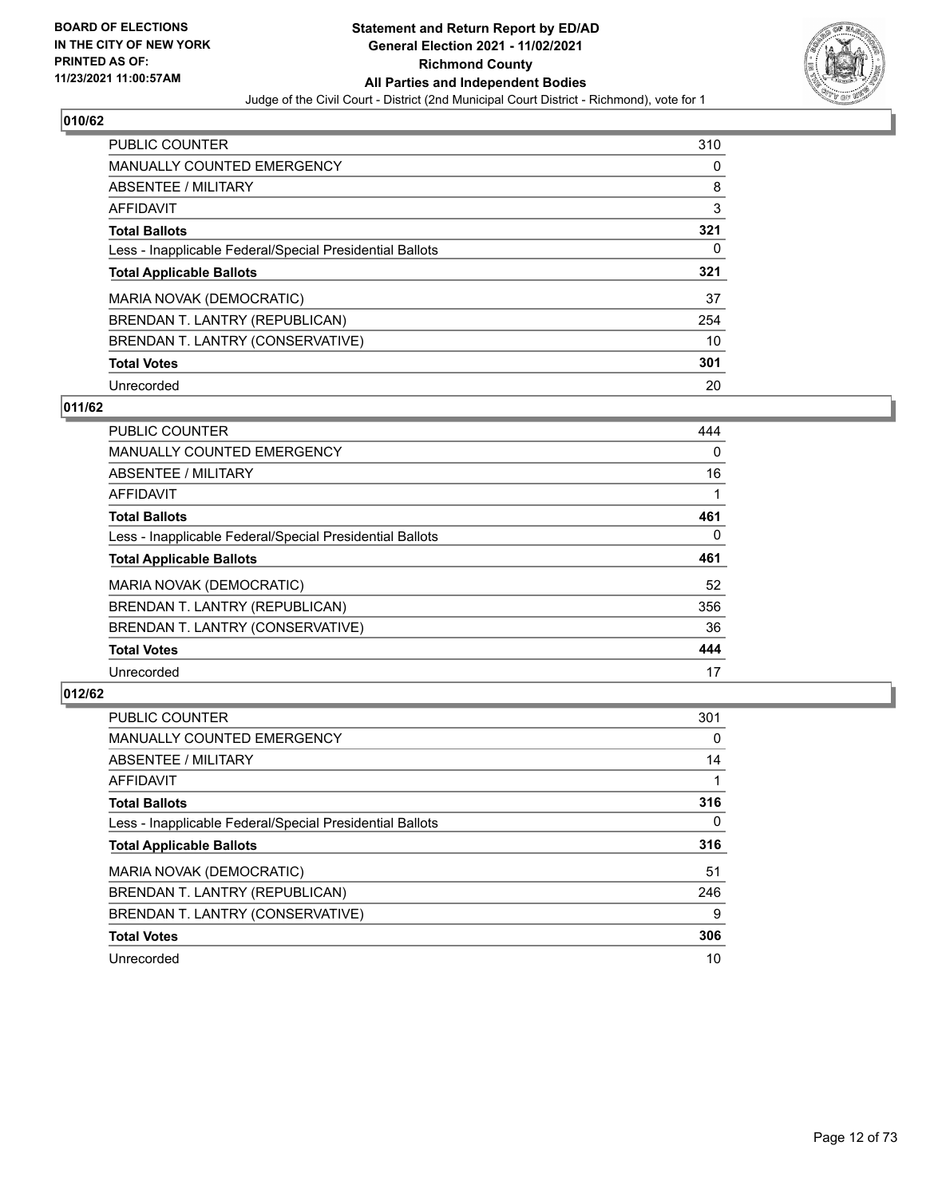**BOARD OF ELECTIONS IN THE CITY OF NEW YORK PRINTED AS OF: 11/23/2021 11:00:57AM**

# Statement and Return Report by ED/AD
## General Election 2021 - 11/02/2021
## Richmond County
## All Parties and Independent Bodies

Judge of the Civil Court - District (2nd Municipal Court District - Richmond), vote for 1

### 010/62

| | |
|---|---|
| PUBLIC COUNTER | 310 |
| MANUALLY COUNTED EMERGENCY | 0 |
| ABSENTEE / MILITARY | 8 |
| AFFIDAVIT | 3 |
| **Total Ballots** | **321** |
| Less - Inapplicable Federal/Special Presidential Ballots | 0 |
| **Total Applicable Ballots** | **321** |
| MARIA NOVAK (DEMOCRATIC) | 37 |
| BRENDAN T. LANTRY (REPUBLICAN) | 254 |
| BRENDAN T. LANTRY (CONSERVATIVE) | 10 |
| **Total Votes** | **301** |
| Unrecorded | 20 |

### 011/62

| | |
|---|---|
| PUBLIC COUNTER | 444 |
| MANUALLY COUNTED EMERGENCY | 0 |
| ABSENTEE / MILITARY | 16 |
| AFFIDAVIT | 1 |
| **Total Ballots** | **461** |
| Less - Inapplicable Federal/Special Presidential Ballots | 0 |
| **Total Applicable Ballots** | **461** |
| MARIA NOVAK (DEMOCRATIC) | 52 |
| BRENDAN T. LANTRY (REPUBLICAN) | 356 |
| BRENDAN T. LANTRY (CONSERVATIVE) | 36 |
| **Total Votes** | **444** |
| Unrecorded | 17 |

### 012/62

| | |
|---|---|
| PUBLIC COUNTER | 301 |
| MANUALLY COUNTED EMERGENCY | 0 |
| ABSENTEE / MILITARY | 14 |
| AFFIDAVIT | 1 |
| **Total Ballots** | **316** |
| Less - Inapplicable Federal/Special Presidential Ballots | 0 |
| **Total Applicable Ballots** | **316** |
| MARIA NOVAK (DEMOCRATIC) | 51 |
| BRENDAN T. LANTRY (REPUBLICAN) | 246 |
| BRENDAN T. LANTRY (CONSERVATIVE) | 9 |
| **Total Votes** | **306** |
| Unrecorded | 10 |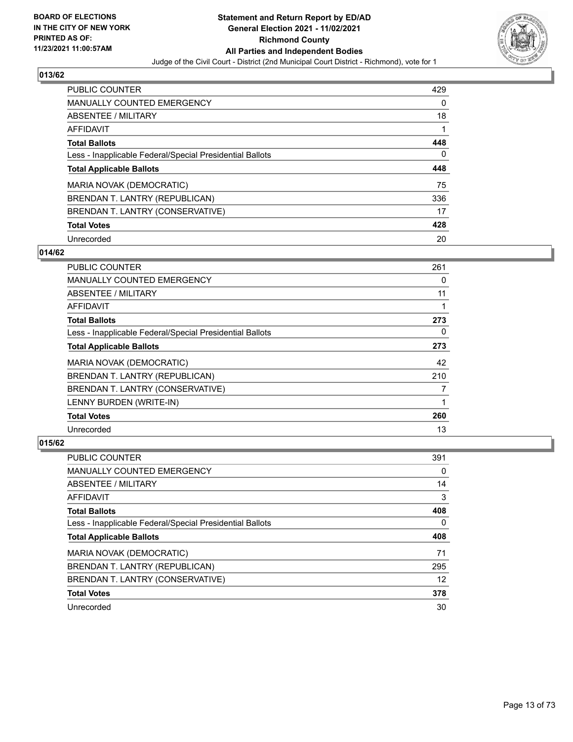## 013/62

| | |
|---|---|
| PUBLIC COUNTER | 429 |
| MANUALLY COUNTED EMERGENCY | 0 |
| ABSENTEE / MILITARY | 18 |
| AFFIDAVIT | 1 |
| **Total Ballots** | **448** |
| Less - Inapplicable Federal/Special Presidential Ballots | 0 |
| **Total Applicable Ballots** | **448** |
| MARIA NOVAK (DEMOCRATIC) | 75 |
| BRENDAN T. LANTRY (REPUBLICAN) | 336 |
| BRENDAN T. LANTRY (CONSERVATIVE) | 17 |
| **Total Votes** | **428** |
| Unrecorded | 20 |

## 014/62

| | |
|---|---|
| PUBLIC COUNTER | 261 |
| MANUALLY COUNTED EMERGENCY | 0 |
| ABSENTEE / MILITARY | 11 |
| AFFIDAVIT | 1 |
| **Total Ballots** | **273** |
| Less - Inapplicable Federal/Special Presidential Ballots | 0 |
| **Total Applicable Ballots** | **273** |
| MARIA NOVAK (DEMOCRATIC) | 42 |
| BRENDAN T. LANTRY (REPUBLICAN) | 210 |
| BRENDAN T. LANTRY (CONSERVATIVE) | 7 |
| LENNY BURDEN (WRITE-IN) | 1 |
| **Total Votes** | **260** |
| Unrecorded | 13 |

## 015/62

| | |
|---|---|
| PUBLIC COUNTER | 391 |
| MANUALLY COUNTED EMERGENCY | 0 |
| ABSENTEE / MILITARY | 14 |
| AFFIDAVIT | 3 |
| **Total Ballots** | **408** |
| Less - Inapplicable Federal/Special Presidential Ballots | 0 |
| **Total Applicable Ballots** | **408** |
| MARIA NOVAK (DEMOCRATIC) | 71 |
| BRENDAN T. LANTRY (REPUBLICAN) | 295 |
| BRENDAN T. LANTRY (CONSERVATIVE) | 12 |
| **Total Votes** | **378** |
| Unrecorded | 30 |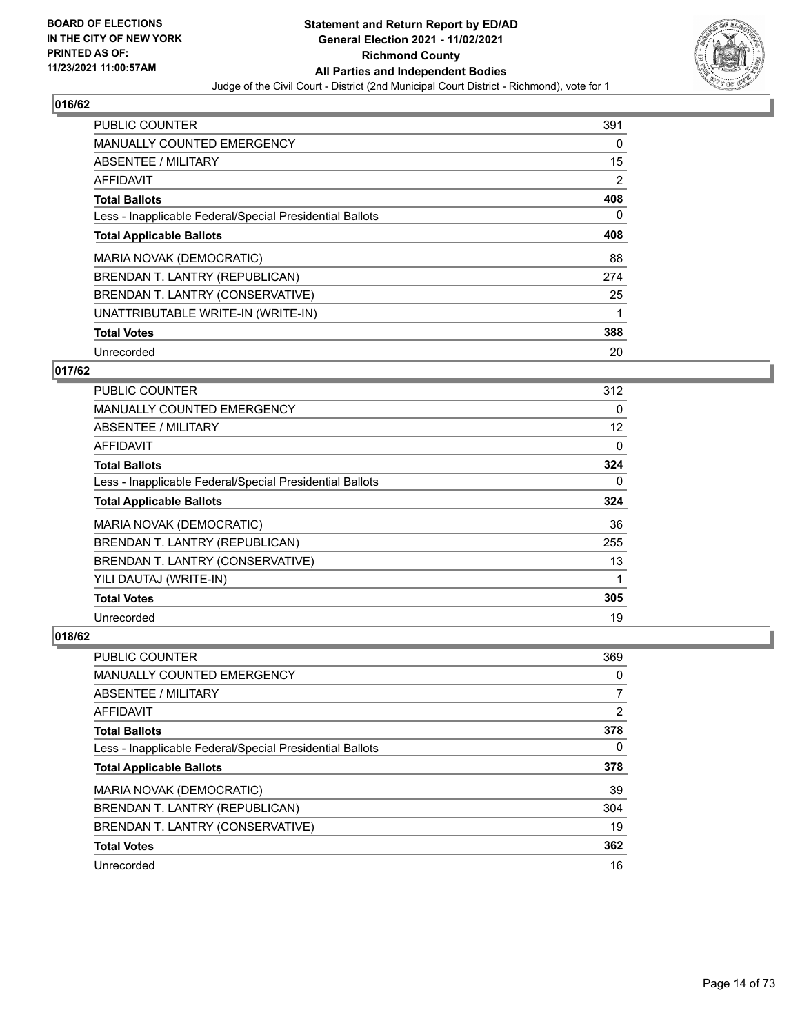**BOARD OF ELECTIONS IN THE CITY OF NEW YORK PRINTED AS OF: 11/23/2021 11:00:57AM**

# Statement and Return Report by ED/AD
## General Election 2021 - 11/02/2021
## Richmond County
## All Parties and Independent Bodies
Judge of the Civil Court - District (2nd Municipal Court District - Richmond), vote for 1

### 016/62

| | |
|---|---|
| PUBLIC COUNTER | 391 |
| MANUALLY COUNTED EMERGENCY | 0 |
| ABSENTEE / MILITARY | 15 |
| AFFIDAVIT | 2 |
| **Total Ballots** | **408** |
| Less - Inapplicable Federal/Special Presidential Ballots | 0 |
| **Total Applicable Ballots** | **408** |
| MARIA NOVAK (DEMOCRATIC) | 88 |
| BRENDAN T. LANTRY (REPUBLICAN) | 274 |
| BRENDAN T. LANTRY (CONSERVATIVE) | 25 |
| UNATTRIBUTABLE WRITE-IN (WRITE-IN) | 1 |
| **Total Votes** | **388** |
| Unrecorded | 20 |

### 017/62

| | |
|---|---|
| PUBLIC COUNTER | 312 |
| MANUALLY COUNTED EMERGENCY | 0 |
| ABSENTEE / MILITARY | 12 |
| AFFIDAVIT | 0 |
| **Total Ballots** | **324** |
| Less - Inapplicable Federal/Special Presidential Ballots | 0 |
| **Total Applicable Ballots** | **324** |
| MARIA NOVAK (DEMOCRATIC) | 36 |
| BRENDAN T. LANTRY (REPUBLICAN) | 255 |
| BRENDAN T. LANTRY (CONSERVATIVE) | 13 |
| YILI DAUTAJ (WRITE-IN) | 1 |
| **Total Votes** | **305** |
| Unrecorded | 19 |

### 018/62

| | |
|---|---|
| PUBLIC COUNTER | 369 |
| MANUALLY COUNTED EMERGENCY | 0 |
| ABSENTEE / MILITARY | 7 |
| AFFIDAVIT | 2 |
| **Total Ballots** | **378** |
| Less - Inapplicable Federal/Special Presidential Ballots | 0 |
| **Total Applicable Ballots** | **378** |
| MARIA NOVAK (DEMOCRATIC) | 39 |
| BRENDAN T. LANTRY (REPUBLICAN) | 304 |
| BRENDAN T. LANTRY (CONSERVATIVE) | 19 |
| **Total Votes** | **362** |
| Unrecorded | 16 |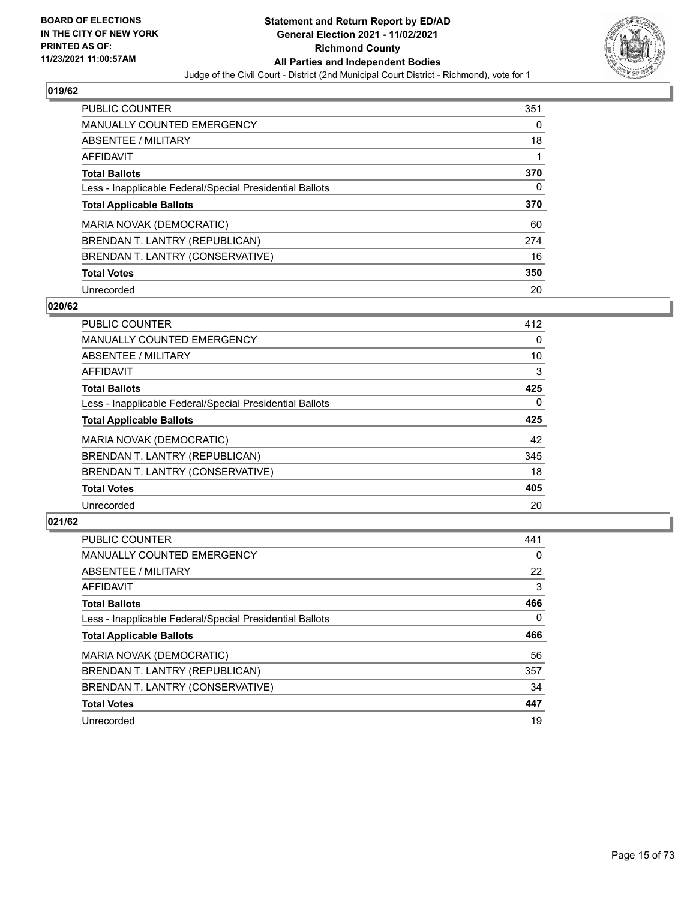## 019/62

| | |
|---|---|
| PUBLIC COUNTER | 351 |
| MANUALLY COUNTED EMERGENCY | 0 |
| ABSENTEE / MILITARY | 18 |
| AFFIDAVIT | 1 |
| **Total Ballots** | **370** |
| Less - Inapplicable Federal/Special Presidential Ballots | 0 |
| **Total Applicable Ballots** | **370** |
| MARIA NOVAK (DEMOCRATIC) | 60 |
| BRENDAN T. LANTRY (REPUBLICAN) | 274 |
| BRENDAN T. LANTRY (CONSERVATIVE) | 16 |
| **Total Votes** | **350** |
| Unrecorded | 20 |

## 020/62

| | |
|---|---|
| PUBLIC COUNTER | 412 |
| MANUALLY COUNTED EMERGENCY | 0 |
| ABSENTEE / MILITARY | 10 |
| AFFIDAVIT | 3 |
| **Total Ballots** | **425** |
| Less - Inapplicable Federal/Special Presidential Ballots | 0 |
| **Total Applicable Ballots** | **425** |
| MARIA NOVAK (DEMOCRATIC) | 42 |
| BRENDAN T. LANTRY (REPUBLICAN) | 345 |
| BRENDAN T. LANTRY (CONSERVATIVE) | 18 |
| **Total Votes** | **405** |
| Unrecorded | 20 |

## 021/62

| | |
|---|---|
| PUBLIC COUNTER | 441 |
| MANUALLY COUNTED EMERGENCY | 0 |
| ABSENTEE / MILITARY | 22 |
| AFFIDAVIT | 3 |
| **Total Ballots** | **466** |
| Less - Inapplicable Federal/Special Presidential Ballots | 0 |
| **Total Applicable Ballots** | **466** |
| MARIA NOVAK (DEMOCRATIC) | 56 |
| BRENDAN T. LANTRY (REPUBLICAN) | 357 |
| BRENDAN T. LANTRY (CONSERVATIVE) | 34 |
| **Total Votes** | **447** |
| Unrecorded | 19 |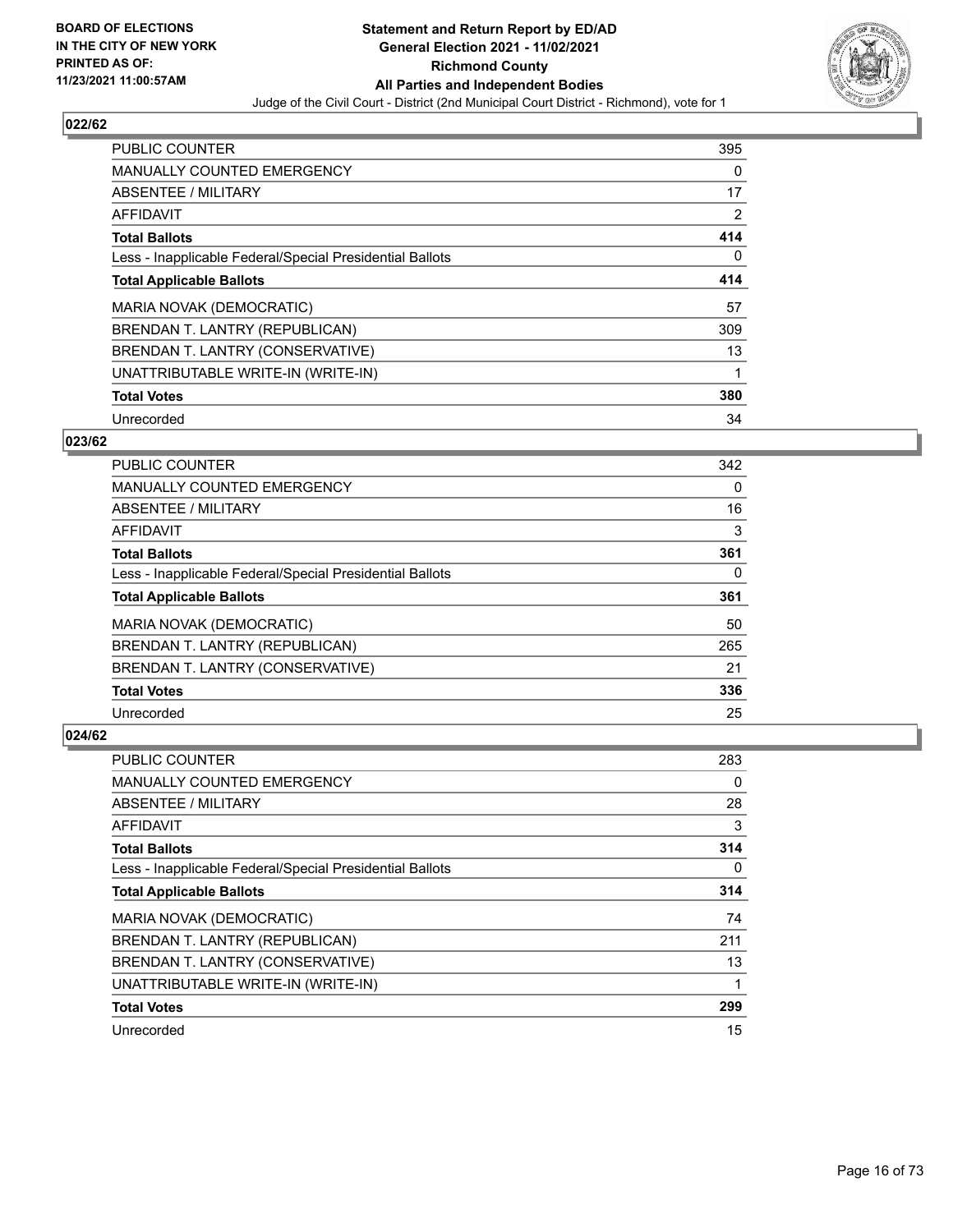**BOARD OF ELECTIONS IN THE CITY OF NEW YORK PRINTED AS OF: 11/23/2021 11:00:57AM**

**Statement and Return Report by ED/AD General Election 2021 - 11/02/2021 Richmond County All Parties and Independent Bodies**

Judge of the Civil Court - District (2nd Municipal Court District - Richmond), vote for 1

## 022/62

| | |
|---|---|
| PUBLIC COUNTER | 395 |
| MANUALLY COUNTED EMERGENCY | 0 |
| ABSENTEE / MILITARY | 17 |
| AFFIDAVIT | 2 |
| **Total Ballots** | **414** |
| Less - Inapplicable Federal/Special Presidential Ballots | 0 |
| **Total Applicable Ballots** | **414** |
| MARIA NOVAK (DEMOCRATIC) | 57 |
| BRENDAN T. LANTRY (REPUBLICAN) | 309 |
| BRENDAN T. LANTRY (CONSERVATIVE) | 13 |
| UNATTRIBUTABLE WRITE-IN (WRITE-IN) | 1 |
| **Total Votes** | **380** |
| Unrecorded | 34 |

## 023/62

| | |
|---|---|
| PUBLIC COUNTER | 342 |
| MANUALLY COUNTED EMERGENCY | 0 |
| ABSENTEE / MILITARY | 16 |
| AFFIDAVIT | 3 |
| **Total Ballots** | **361** |
| Less - Inapplicable Federal/Special Presidential Ballots | 0 |
| **Total Applicable Ballots** | **361** |
| MARIA NOVAK (DEMOCRATIC) | 50 |
| BRENDAN T. LANTRY (REPUBLICAN) | 265 |
| BRENDAN T. LANTRY (CONSERVATIVE) | 21 |
| **Total Votes** | **336** |
| Unrecorded | 25 |

## 024/62

| | |
|---|---|
| PUBLIC COUNTER | 283 |
| MANUALLY COUNTED EMERGENCY | 0 |
| ABSENTEE / MILITARY | 28 |
| AFFIDAVIT | 3 |
| **Total Ballots** | **314** |
| Less - Inapplicable Federal/Special Presidential Ballots | 0 |
| **Total Applicable Ballots** | **314** |
| MARIA NOVAK (DEMOCRATIC) | 74 |
| BRENDAN T. LANTRY (REPUBLICAN) | 211 |
| BRENDAN T. LANTRY (CONSERVATIVE) | 13 |
| UNATTRIBUTABLE WRITE-IN (WRITE-IN) | 1 |
| **Total Votes** | **299** |
| Unrecorded | 15 |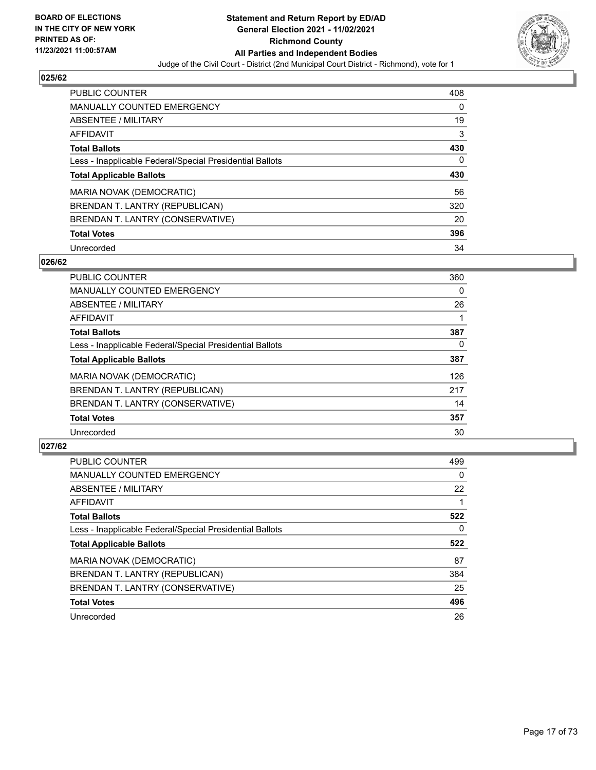**BOARD OF ELECTIONS IN THE CITY OF NEW YORK PRINTED AS OF: 11/23/2021 11:00:57AM**

**Statement and Return Report by ED/AD General Election 2021 - 11/02/2021 Richmond County All Parties and Independent Bodies**

Judge of the Civil Court - District (2nd Municipal Court District - Richmond), vote for 1

## 025/62

| | |
|---|---|
| PUBLIC COUNTER | 408 |
| MANUALLY COUNTED EMERGENCY | 0 |
| ABSENTEE / MILITARY | 19 |
| AFFIDAVIT | 3 |
| **Total Ballots** | **430** |
| Less - Inapplicable Federal/Special Presidential Ballots | 0 |
| **Total Applicable Ballots** | **430** |
| MARIA NOVAK (DEMOCRATIC) | 56 |
| BRENDAN T. LANTRY (REPUBLICAN) | 320 |
| BRENDAN T. LANTRY (CONSERVATIVE) | 20 |
| **Total Votes** | **396** |
| Unrecorded | 34 |

## 026/62

| | |
|---|---|
| PUBLIC COUNTER | 360 |
| MANUALLY COUNTED EMERGENCY | 0 |
| ABSENTEE / MILITARY | 26 |
| AFFIDAVIT | 1 |
| **Total Ballots** | **387** |
| Less - Inapplicable Federal/Special Presidential Ballots | 0 |
| **Total Applicable Ballots** | **387** |
| MARIA NOVAK (DEMOCRATIC) | 126 |
| BRENDAN T. LANTRY (REPUBLICAN) | 217 |
| BRENDAN T. LANTRY (CONSERVATIVE) | 14 |
| **Total Votes** | **357** |
| Unrecorded | 30 |

## 027/62

| | |
|---|---|
| PUBLIC COUNTER | 499 |
| MANUALLY COUNTED EMERGENCY | 0 |
| ABSENTEE / MILITARY | 22 |
| AFFIDAVIT | 1 |
| **Total Ballots** | **522** |
| Less - Inapplicable Federal/Special Presidential Ballots | 0 |
| **Total Applicable Ballots** | **522** |
| MARIA NOVAK (DEMOCRATIC) | 87 |
| BRENDAN T. LANTRY (REPUBLICAN) | 384 |
| BRENDAN T. LANTRY (CONSERVATIVE) | 25 |
| **Total Votes** | **496** |
| Unrecorded | 26 |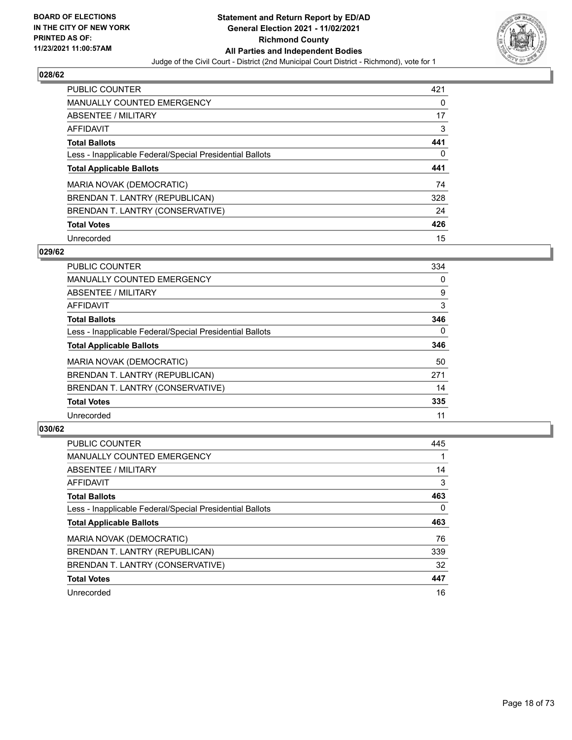**BOARD OF ELECTIONS IN THE CITY OF NEW YORK PRINTED AS OF: 11/23/2021 11:00:57AM**

**Statement and Return Report by ED/AD General Election 2021 - 11/02/2021 Richmond County All Parties and Independent Bodies**

Judge of the Civil Court - District (2nd Municipal Court District - Richmond), vote for 1

## 028/62

| | |
|---|---|
| PUBLIC COUNTER | 421 |
| MANUALLY COUNTED EMERGENCY | 0 |
| ABSENTEE / MILITARY | 17 |
| AFFIDAVIT | 3 |
| **Total Ballots** | **441** |
| Less - Inapplicable Federal/Special Presidential Ballots | 0 |
| **Total Applicable Ballots** | **441** |
| MARIA NOVAK (DEMOCRATIC) | 74 |
| BRENDAN T. LANTRY (REPUBLICAN) | 328 |
| BRENDAN T. LANTRY (CONSERVATIVE) | 24 |
| **Total Votes** | **426** |
| Unrecorded | 15 |

## 029/62

| | |
|---|---|
| PUBLIC COUNTER | 334 |
| MANUALLY COUNTED EMERGENCY | 0 |
| ABSENTEE / MILITARY | 9 |
| AFFIDAVIT | 3 |
| **Total Ballots** | **346** |
| Less - Inapplicable Federal/Special Presidential Ballots | 0 |
| **Total Applicable Ballots** | **346** |
| MARIA NOVAK (DEMOCRATIC) | 50 |
| BRENDAN T. LANTRY (REPUBLICAN) | 271 |
| BRENDAN T. LANTRY (CONSERVATIVE) | 14 |
| **Total Votes** | **335** |
| Unrecorded | 11 |

## 030/62

| | |
|---|---|
| PUBLIC COUNTER | 445 |
| MANUALLY COUNTED EMERGENCY | 1 |
| ABSENTEE / MILITARY | 14 |
| AFFIDAVIT | 3 |
| **Total Ballots** | **463** |
| Less - Inapplicable Federal/Special Presidential Ballots | 0 |
| **Total Applicable Ballots** | **463** |
| MARIA NOVAK (DEMOCRATIC) | 76 |
| BRENDAN T. LANTRY (REPUBLICAN) | 339 |
| BRENDAN T. LANTRY (CONSERVATIVE) | 32 |
| **Total Votes** | **447** |
| Unrecorded | 16 |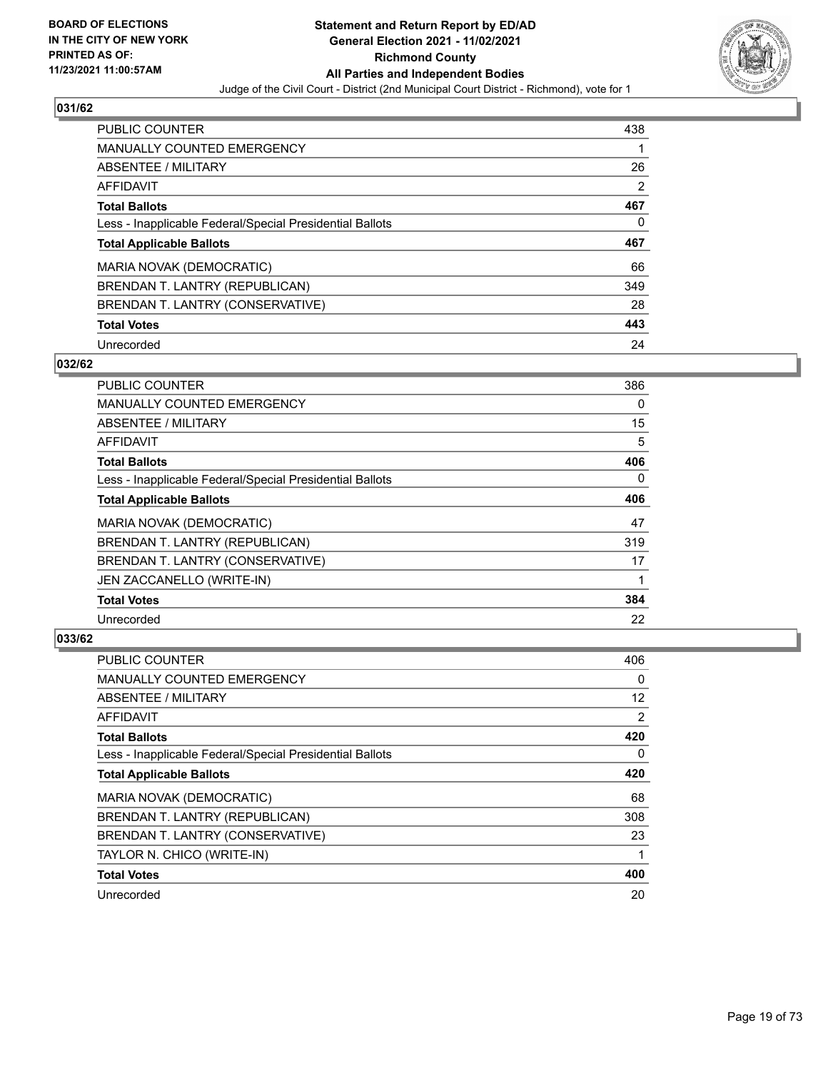## 031/62

| | |
|---|---|
| PUBLIC COUNTER | 438 |
| MANUALLY COUNTED EMERGENCY | 1 |
| ABSENTEE / MILITARY | 26 |
| AFFIDAVIT | 2 |
| **Total Ballots** | **467** |
| Less - Inapplicable Federal/Special Presidential Ballots | 0 |
| **Total Applicable Ballots** | **467** |
| MARIA NOVAK (DEMOCRATIC) | 66 |
| BRENDAN T. LANTRY (REPUBLICAN) | 349 |
| BRENDAN T. LANTRY (CONSERVATIVE) | 28 |
| **Total Votes** | **443** |
| Unrecorded | 24 |

## 032/62

| | |
|---|---|
| PUBLIC COUNTER | 386 |
| MANUALLY COUNTED EMERGENCY | 0 |
| ABSENTEE / MILITARY | 15 |
| AFFIDAVIT | 5 |
| **Total Ballots** | **406** |
| Less - Inapplicable Federal/Special Presidential Ballots | 0 |
| **Total Applicable Ballots** | **406** |
| MARIA NOVAK (DEMOCRATIC) | 47 |
| BRENDAN T. LANTRY (REPUBLICAN) | 319 |
| BRENDAN T. LANTRY (CONSERVATIVE) | 17 |
| JEN ZACCANELLO (WRITE-IN) | 1 |
| **Total Votes** | **384** |
| Unrecorded | 22 |

## 033/62

| | |
|---|---|
| PUBLIC COUNTER | 406 |
| MANUALLY COUNTED EMERGENCY | 0 |
| ABSENTEE / MILITARY | 12 |
| AFFIDAVIT | 2 |
| **Total Ballots** | **420** |
| Less - Inapplicable Federal/Special Presidential Ballots | 0 |
| **Total Applicable Ballots** | **420** |
| MARIA NOVAK (DEMOCRATIC) | 68 |
| BRENDAN T. LANTRY (REPUBLICAN) | 308 |
| BRENDAN T. LANTRY (CONSERVATIVE) | 23 |
| TAYLOR N. CHICO (WRITE-IN) | 1 |
| **Total Votes** | **400** |
| Unrecorded | 20 |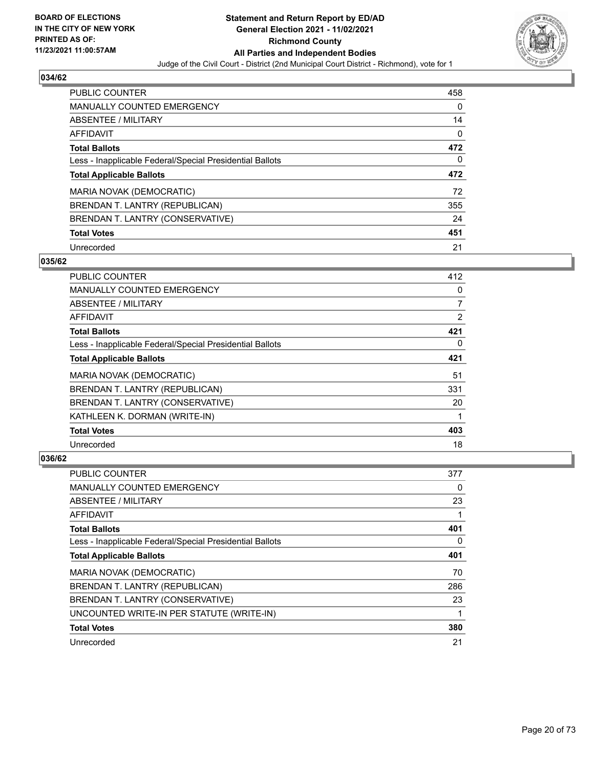BOARD OF ELECTIONS IN THE CITY OF NEW YORK PRINTED AS OF: 11/23/2021 11:00:57AM

**Statement and Return Report by ED/AD General Election 2021 - 11/02/2021 Richmond County All Parties and Independent Bodies**

Judge of the Civil Court - District (2nd Municipal Court District - Richmond), vote for 1

### 034/62

| | |
|---|---|
| PUBLIC COUNTER | 458 |
| MANUALLY COUNTED EMERGENCY | 0 |
| ABSENTEE / MILITARY | 14 |
| AFFIDAVIT | 0 |
| **Total Ballots** | **472** |
| Less - Inapplicable Federal/Special Presidential Ballots | 0 |
| **Total Applicable Ballots** | **472** |
| MARIA NOVAK (DEMOCRATIC) | 72 |
| BRENDAN T. LANTRY (REPUBLICAN) | 355 |
| BRENDAN T. LANTRY (CONSERVATIVE) | 24 |
| **Total Votes** | **451** |
| Unrecorded | 21 |

### 035/62

| | |
|---|---|
| PUBLIC COUNTER | 412 |
| MANUALLY COUNTED EMERGENCY | 0 |
| ABSENTEE / MILITARY | 7 |
| AFFIDAVIT | 2 |
| **Total Ballots** | **421** |
| Less - Inapplicable Federal/Special Presidential Ballots | 0 |
| **Total Applicable Ballots** | **421** |
| MARIA NOVAK (DEMOCRATIC) | 51 |
| BRENDAN T. LANTRY (REPUBLICAN) | 331 |
| BRENDAN T. LANTRY (CONSERVATIVE) | 20 |
| KATHLEEN K. DORMAN (WRITE-IN) | 1 |
| **Total Votes** | **403** |
| Unrecorded | 18 |

### 036/62

| | |
|---|---|
| PUBLIC COUNTER | 377 |
| MANUALLY COUNTED EMERGENCY | 0 |
| ABSENTEE / MILITARY | 23 |
| AFFIDAVIT | 1 |
| **Total Ballots** | **401** |
| Less - Inapplicable Federal/Special Presidential Ballots | 0 |
| **Total Applicable Ballots** | **401** |
| MARIA NOVAK (DEMOCRATIC) | 70 |
| BRENDAN T. LANTRY (REPUBLICAN) | 286 |
| BRENDAN T. LANTRY (CONSERVATIVE) | 23 |
| UNCOUNTED WRITE-IN PER STATUTE (WRITE-IN) | 1 |
| **Total Votes** | **380** |
| Unrecorded | 21 |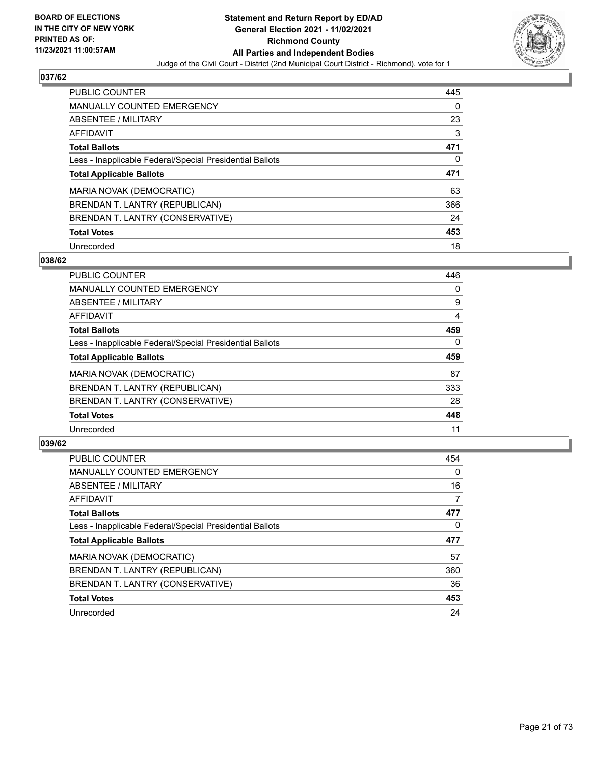**BOARD OF ELECTIONS IN THE CITY OF NEW YORK PRINTED AS OF: 11/23/2021 11:00:57AM**

# Statement and Return Report by ED/AD
## General Election 2021 - 11/02/2021
## Richmond County
## All Parties and Independent Bodies
### Judge of the Civil Court - District (2nd Municipal Court District - Richmond), vote for 1

### 037/62

| | |
|---|---|
| PUBLIC COUNTER | 445 |
| MANUALLY COUNTED EMERGENCY | 0 |
| ABSENTEE / MILITARY | 23 |
| AFFIDAVIT | 3 |
| **Total Ballots** | **471** |
| Less - Inapplicable Federal/Special Presidential Ballots | 0 |
| **Total Applicable Ballots** | **471** |
| MARIA NOVAK (DEMOCRATIC) | 63 |
| BRENDAN T. LANTRY (REPUBLICAN) | 366 |
| BRENDAN T. LANTRY (CONSERVATIVE) | 24 |
| **Total Votes** | **453** |
| Unrecorded | 18 |

### 038/62

| | |
|---|---|
| PUBLIC COUNTER | 446 |
| MANUALLY COUNTED EMERGENCY | 0 |
| ABSENTEE / MILITARY | 9 |
| AFFIDAVIT | 4 |
| **Total Ballots** | **459** |
| Less - Inapplicable Federal/Special Presidential Ballots | 0 |
| **Total Applicable Ballots** | **459** |
| MARIA NOVAK (DEMOCRATIC) | 87 |
| BRENDAN T. LANTRY (REPUBLICAN) | 333 |
| BRENDAN T. LANTRY (CONSERVATIVE) | 28 |
| **Total Votes** | **448** |
| Unrecorded | 11 |

### 039/62

| | |
|---|---|
| PUBLIC COUNTER | 454 |
| MANUALLY COUNTED EMERGENCY | 0 |
| ABSENTEE / MILITARY | 16 |
| AFFIDAVIT | 7 |
| **Total Ballots** | **477** |
| Less - Inapplicable Federal/Special Presidential Ballots | 0 |
| **Total Applicable Ballots** | **477** |
| MARIA NOVAK (DEMOCRATIC) | 57 |
| BRENDAN T. LANTRY (REPUBLICAN) | 360 |
| BRENDAN T. LANTRY (CONSERVATIVE) | 36 |
| **Total Votes** | **453** |
| Unrecorded | 24 |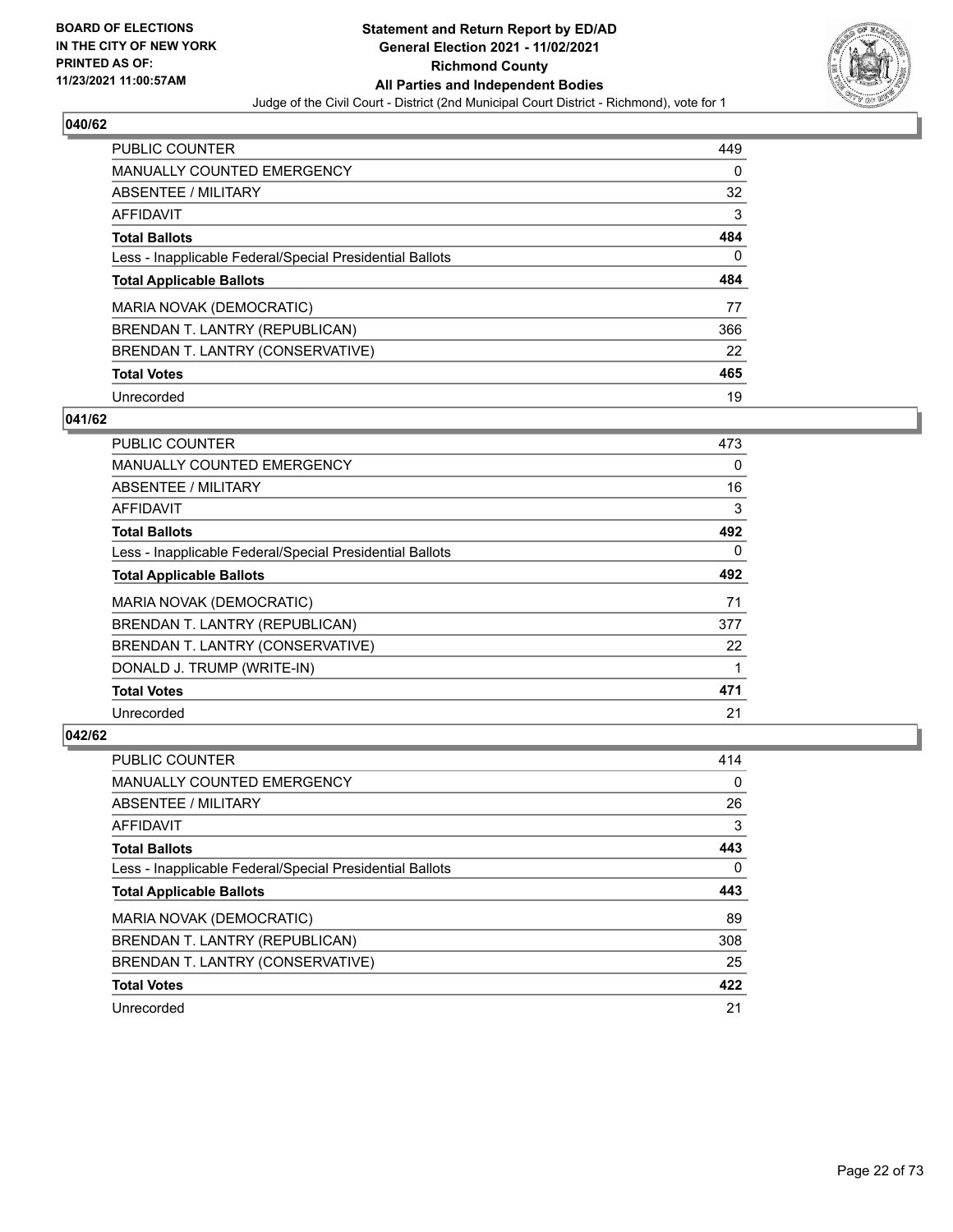BOARD OF ELECTIONS
IN THE CITY OF NEW YORK
PRINTED AS OF:
11/23/2021 11:00:57AM

**Statement and Return Report by ED/AD**
**General Election 2021 - 11/02/2021**
**Richmond County**
**All Parties and Independent Bodies**
Judge of the Civil Court - District (2nd Municipal Court District - Richmond), vote for 1

## 040/62

| | |
|---|---|
| PUBLIC COUNTER | 449 |
| MANUALLY COUNTED EMERGENCY | 0 |
| ABSENTEE / MILITARY | 32 |
| AFFIDAVIT | 3 |
| **Total Ballots** | **484** |
| Less - Inapplicable Federal/Special Presidential Ballots | 0 |
| **Total Applicable Ballots** | **484** |
| MARIA NOVAK (DEMOCRATIC) | 77 |
| BRENDAN T. LANTRY (REPUBLICAN) | 366 |
| BRENDAN T. LANTRY (CONSERVATIVE) | 22 |
| **Total Votes** | **465** |
| Unrecorded | 19 |

## 041/62

| | |
|---|---|
| PUBLIC COUNTER | 473 |
| MANUALLY COUNTED EMERGENCY | 0 |
| ABSENTEE / MILITARY | 16 |
| AFFIDAVIT | 3 |
| **Total Ballots** | **492** |
| Less - Inapplicable Federal/Special Presidential Ballots | 0 |
| **Total Applicable Ballots** | **492** |
| MARIA NOVAK (DEMOCRATIC) | 71 |
| BRENDAN T. LANTRY (REPUBLICAN) | 377 |
| BRENDAN T. LANTRY (CONSERVATIVE) | 22 |
| DONALD J. TRUMP (WRITE-IN) | 1 |
| **Total Votes** | **471** |
| Unrecorded | 21 |

## 042/62

| | |
|---|---|
| PUBLIC COUNTER | 414 |
| MANUALLY COUNTED EMERGENCY | 0 |
| ABSENTEE / MILITARY | 26 |
| AFFIDAVIT | 3 |
| **Total Ballots** | **443** |
| Less - Inapplicable Federal/Special Presidential Ballots | 0 |
| **Total Applicable Ballots** | **443** |
| MARIA NOVAK (DEMOCRATIC) | 89 |
| BRENDAN T. LANTRY (REPUBLICAN) | 308 |
| BRENDAN T. LANTRY (CONSERVATIVE) | 25 |
| **Total Votes** | **422** |
| Unrecorded | 21 |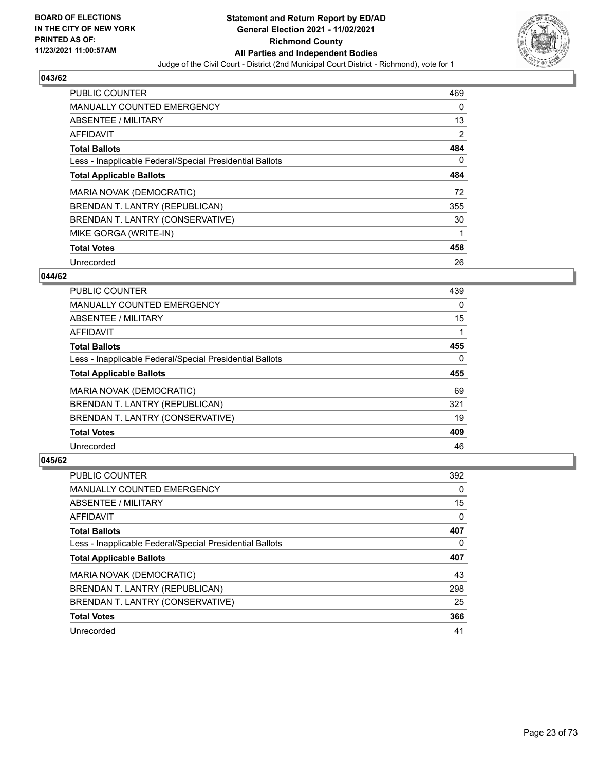**BOARD OF ELECTIONS IN THE CITY OF NEW YORK PRINTED AS OF: 11/23/2021 11:00:57AM**

**Statement and Return Report by ED/AD General Election 2021 - 11/02/2021 Richmond County All Parties and Independent Bodies**

Judge of the Civil Court - District (2nd Municipal Court District - Richmond), vote for 1

## 043/62

| | |
|---|---|
| PUBLIC COUNTER | 469 |
| MANUALLY COUNTED EMERGENCY | 0 |
| ABSENTEE / MILITARY | 13 |
| AFFIDAVIT | 2 |
| **Total Ballots** | **484** |
| Less - Inapplicable Federal/Special Presidential Ballots | 0 |
| **Total Applicable Ballots** | **484** |
| MARIA NOVAK (DEMOCRATIC) | 72 |
| BRENDAN T. LANTRY (REPUBLICAN) | 355 |
| BRENDAN T. LANTRY (CONSERVATIVE) | 30 |
| MIKE GORGA (WRITE-IN) | 1 |
| **Total Votes** | **458** |
| Unrecorded | 26 |

## 044/62

| | |
|---|---|
| PUBLIC COUNTER | 439 |
| MANUALLY COUNTED EMERGENCY | 0 |
| ABSENTEE / MILITARY | 15 |
| AFFIDAVIT | 1 |
| **Total Ballots** | **455** |
| Less - Inapplicable Federal/Special Presidential Ballots | 0 |
| **Total Applicable Ballots** | **455** |
| MARIA NOVAK (DEMOCRATIC) | 69 |
| BRENDAN T. LANTRY (REPUBLICAN) | 321 |
| BRENDAN T. LANTRY (CONSERVATIVE) | 19 |
| **Total Votes** | **409** |
| Unrecorded | 46 |

## 045/62

| | |
|---|---|
| PUBLIC COUNTER | 392 |
| MANUALLY COUNTED EMERGENCY | 0 |
| ABSENTEE / MILITARY | 15 |
| AFFIDAVIT | 0 |
| **Total Ballots** | **407** |
| Less - Inapplicable Federal/Special Presidential Ballots | 0 |
| **Total Applicable Ballots** | **407** |
| MARIA NOVAK (DEMOCRATIC) | 43 |
| BRENDAN T. LANTRY (REPUBLICAN) | 298 |
| BRENDAN T. LANTRY (CONSERVATIVE) | 25 |
| **Total Votes** | **366** |
| Unrecorded | 41 |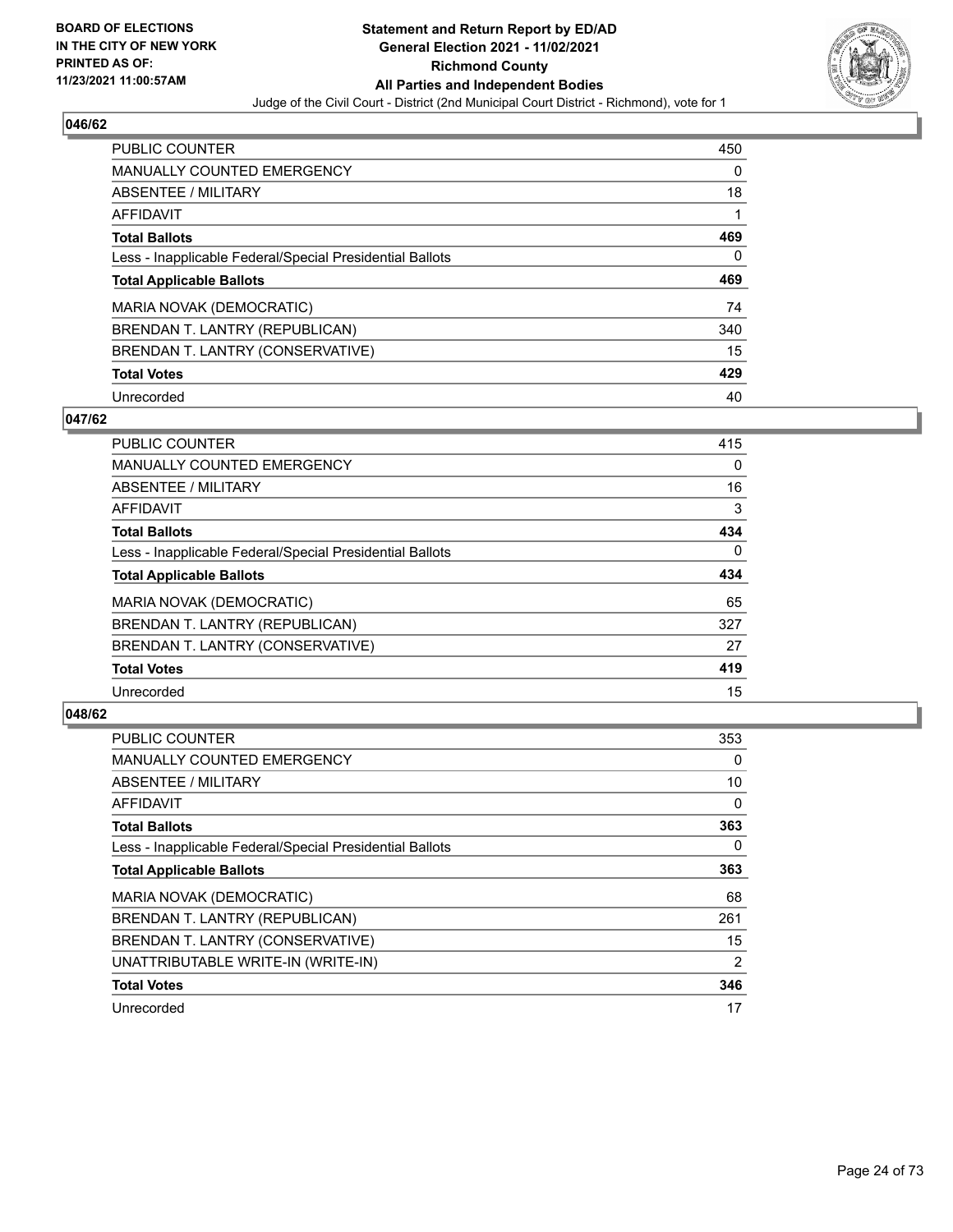**BOARD OF ELECTIONS IN THE CITY OF NEW YORK PRINTED AS OF: 11/23/2021 11:00:57AM**

**Statement and Return Report by ED/AD General Election 2021 - 11/02/2021 Richmond County All Parties and Independent Bodies**

Judge of the Civil Court - District (2nd Municipal Court District - Richmond), vote for 1

## 046/62

| | |
|---|---|
| PUBLIC COUNTER | 450 |
| MANUALLY COUNTED EMERGENCY | 0 |
| ABSENTEE / MILITARY | 18 |
| AFFIDAVIT | 1 |
| **Total Ballots** | **469** |
| Less - Inapplicable Federal/Special Presidential Ballots | 0 |
| **Total Applicable Ballots** | **469** |
| MARIA NOVAK (DEMOCRATIC) | 74 |
| BRENDAN T. LANTRY (REPUBLICAN) | 340 |
| BRENDAN T. LANTRY (CONSERVATIVE) | 15 |
| **Total Votes** | **429** |
| Unrecorded | 40 |

## 047/62

| | |
|---|---|
| PUBLIC COUNTER | 415 |
| MANUALLY COUNTED EMERGENCY | 0 |
| ABSENTEE / MILITARY | 16 |
| AFFIDAVIT | 3 |
| **Total Ballots** | **434** |
| Less - Inapplicable Federal/Special Presidential Ballots | 0 |
| **Total Applicable Ballots** | **434** |
| MARIA NOVAK (DEMOCRATIC) | 65 |
| BRENDAN T. LANTRY (REPUBLICAN) | 327 |
| BRENDAN T. LANTRY (CONSERVATIVE) | 27 |
| **Total Votes** | **419** |
| Unrecorded | 15 |

## 048/62

| | |
|---|---|
| PUBLIC COUNTER | 353 |
| MANUALLY COUNTED EMERGENCY | 0 |
| ABSENTEE / MILITARY | 10 |
| AFFIDAVIT | 0 |
| **Total Ballots** | **363** |
| Less - Inapplicable Federal/Special Presidential Ballots | 0 |
| **Total Applicable Ballots** | **363** |
| MARIA NOVAK (DEMOCRATIC) | 68 |
| BRENDAN T. LANTRY (REPUBLICAN) | 261 |
| BRENDAN T. LANTRY (CONSERVATIVE) | 15 |
| UNATTRIBUTABLE WRITE-IN (WRITE-IN) | 2 |
| **Total Votes** | **346** |
| Unrecorded | 17 |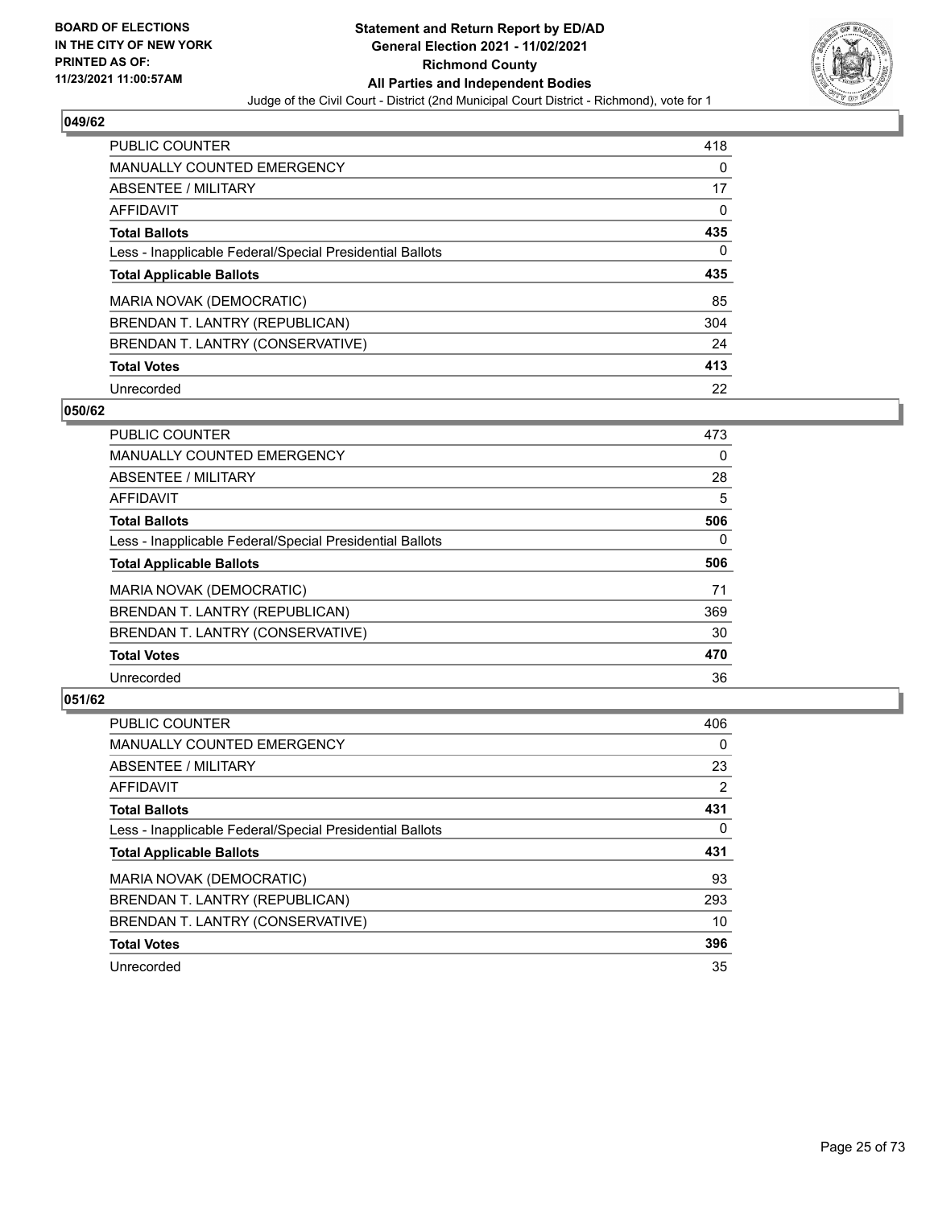BOARD OF ELECTIONS
IN THE CITY OF NEW YORK
PRINTED AS OF:
11/23/2021 11:00:57AM

**Statement and Return Report by ED/AD**
**General Election 2021 - 11/02/2021**
**Richmond County**
**All Parties and Independent Bodies**
Judge of the Civil Court - District (2nd Municipal Court District - Richmond), vote for 1

### 049/62

| | |
|---|---|
| PUBLIC COUNTER | 418 |
| MANUALLY COUNTED EMERGENCY | 0 |
| ABSENTEE / MILITARY | 17 |
| AFFIDAVIT | 0 |
| **Total Ballots** | **435** |
| Less - Inapplicable Federal/Special Presidential Ballots | 0 |
| **Total Applicable Ballots** | **435** |
| MARIA NOVAK (DEMOCRATIC) | 85 |
| BRENDAN T. LANTRY (REPUBLICAN) | 304 |
| BRENDAN T. LANTRY (CONSERVATIVE) | 24 |
| **Total Votes** | **413** |
| Unrecorded | 22 |

### 050/62

| | |
|---|---|
| PUBLIC COUNTER | 473 |
| MANUALLY COUNTED EMERGENCY | 0 |
| ABSENTEE / MILITARY | 28 |
| AFFIDAVIT | 5 |
| **Total Ballots** | **506** |
| Less - Inapplicable Federal/Special Presidential Ballots | 0 |
| **Total Applicable Ballots** | **506** |
| MARIA NOVAK (DEMOCRATIC) | 71 |
| BRENDAN T. LANTRY (REPUBLICAN) | 369 |
| BRENDAN T. LANTRY (CONSERVATIVE) | 30 |
| **Total Votes** | **470** |
| Unrecorded | 36 |

### 051/62

| | |
|---|---|
| PUBLIC COUNTER | 406 |
| MANUALLY COUNTED EMERGENCY | 0 |
| ABSENTEE / MILITARY | 23 |
| AFFIDAVIT | 2 |
| **Total Ballots** | **431** |
| Less - Inapplicable Federal/Special Presidential Ballots | 0 |
| **Total Applicable Ballots** | **431** |
| MARIA NOVAK (DEMOCRATIC) | 93 |
| BRENDAN T. LANTRY (REPUBLICAN) | 293 |
| BRENDAN T. LANTRY (CONSERVATIVE) | 10 |
| **Total Votes** | **396** |
| Unrecorded | 35 |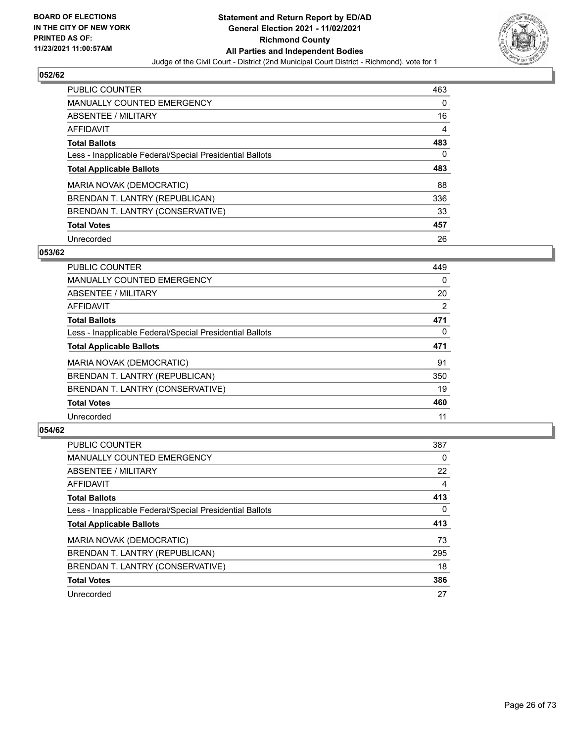**BOARD OF ELECTIONS IN THE CITY OF NEW YORK PRINTED AS OF: 11/23/2021 11:00:57AM**

# Statement and Return Report by ED/AD
## General Election 2021 - 11/02/2021
## Richmond County
## All Parties and Independent Bodies

Judge of the Civil Court - District (2nd Municipal Court District - Richmond), vote for 1

### 052/62

| | |
|---|---|
| PUBLIC COUNTER | 463 |
| MANUALLY COUNTED EMERGENCY | 0 |
| ABSENTEE / MILITARY | 16 |
| AFFIDAVIT | 4 |
| **Total Ballots** | **483** |
| Less - Inapplicable Federal/Special Presidential Ballots | 0 |
| **Total Applicable Ballots** | **483** |
| MARIA NOVAK (DEMOCRATIC) | 88 |
| BRENDAN T. LANTRY (REPUBLICAN) | 336 |
| BRENDAN T. LANTRY (CONSERVATIVE) | 33 |
| **Total Votes** | **457** |
| Unrecorded | 26 |

### 053/62

| | |
|---|---|
| PUBLIC COUNTER | 449 |
| MANUALLY COUNTED EMERGENCY | 0 |
| ABSENTEE / MILITARY | 20 |
| AFFIDAVIT | 2 |
| **Total Ballots** | **471** |
| Less - Inapplicable Federal/Special Presidential Ballots | 0 |
| **Total Applicable Ballots** | **471** |
| MARIA NOVAK (DEMOCRATIC) | 91 |
| BRENDAN T. LANTRY (REPUBLICAN) | 350 |
| BRENDAN T. LANTRY (CONSERVATIVE) | 19 |
| **Total Votes** | **460** |
| Unrecorded | 11 |

### 054/62

| | |
|---|---|
| PUBLIC COUNTER | 387 |
| MANUALLY COUNTED EMERGENCY | 0 |
| ABSENTEE / MILITARY | 22 |
| AFFIDAVIT | 4 |
| **Total Ballots** | **413** |
| Less - Inapplicable Federal/Special Presidential Ballots | 0 |
| **Total Applicable Ballots** | **413** |
| MARIA NOVAK (DEMOCRATIC) | 73 |
| BRENDAN T. LANTRY (REPUBLICAN) | 295 |
| BRENDAN T. LANTRY (CONSERVATIVE) | 18 |
| **Total Votes** | **386** |
| Unrecorded | 27 |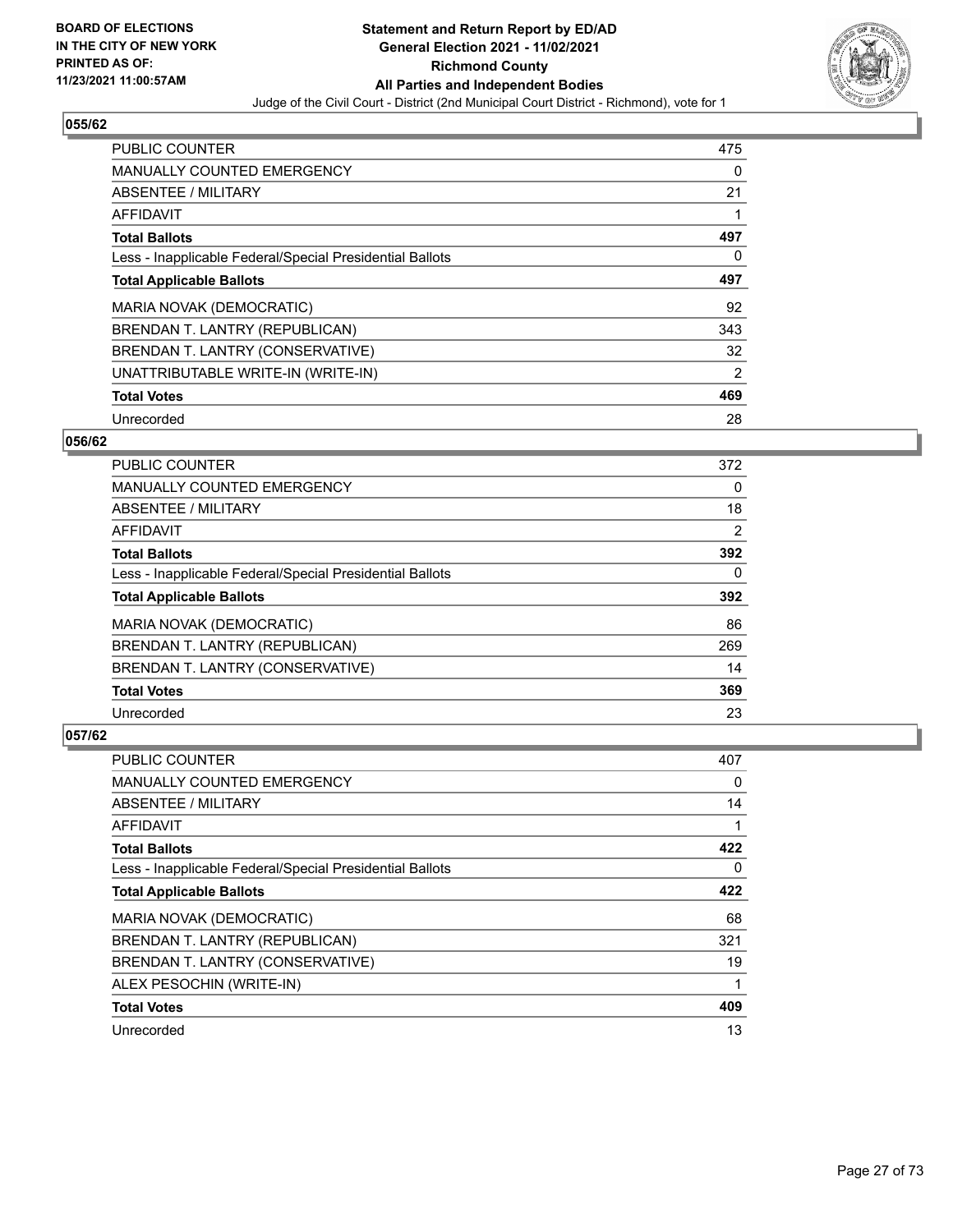BOARD OF ELECTIONS
IN THE CITY OF NEW YORK
PRINTED AS OF:
11/23/2021 11:00:57AM

**Statement and Return Report by ED/AD**
**General Election 2021 - 11/02/2021**
**Richmond County**
**All Parties and Independent Bodies**
Judge of the Civil Court - District (2nd Municipal Court District - Richmond), vote for 1

### 055/62

| | |
|---|---|
| PUBLIC COUNTER | 475 |
| MANUALLY COUNTED EMERGENCY | 0 |
| ABSENTEE / MILITARY | 21 |
| AFFIDAVIT | 1 |
| **Total Ballots** | **497** |
| Less - Inapplicable Federal/Special Presidential Ballots | 0 |
| **Total Applicable Ballots** | **497** |
| MARIA NOVAK (DEMOCRATIC) | 92 |
| BRENDAN T. LANTRY (REPUBLICAN) | 343 |
| BRENDAN T. LANTRY (CONSERVATIVE) | 32 |
| UNATTRIBUTABLE WRITE-IN (WRITE-IN) | 2 |
| **Total Votes** | **469** |
| Unrecorded | 28 |

### 056/62

| | |
|---|---|
| PUBLIC COUNTER | 372 |
| MANUALLY COUNTED EMERGENCY | 0 |
| ABSENTEE / MILITARY | 18 |
| AFFIDAVIT | 2 |
| **Total Ballots** | **392** |
| Less - Inapplicable Federal/Special Presidential Ballots | 0 |
| **Total Applicable Ballots** | **392** |
| MARIA NOVAK (DEMOCRATIC) | 86 |
| BRENDAN T. LANTRY (REPUBLICAN) | 269 |
| BRENDAN T. LANTRY (CONSERVATIVE) | 14 |
| **Total Votes** | **369** |
| Unrecorded | 23 |

### 057/62

| | |
|---|---|
| PUBLIC COUNTER | 407 |
| MANUALLY COUNTED EMERGENCY | 0 |
| ABSENTEE / MILITARY | 14 |
| AFFIDAVIT | 1 |
| **Total Ballots** | **422** |
| Less - Inapplicable Federal/Special Presidential Ballots | 0 |
| **Total Applicable Ballots** | **422** |
| MARIA NOVAK (DEMOCRATIC) | 68 |
| BRENDAN T. LANTRY (REPUBLICAN) | 321 |
| BRENDAN T. LANTRY (CONSERVATIVE) | 19 |
| ALEX PESOCHIN (WRITE-IN) | 1 |
| **Total Votes** | **409** |
| Unrecorded | 13 |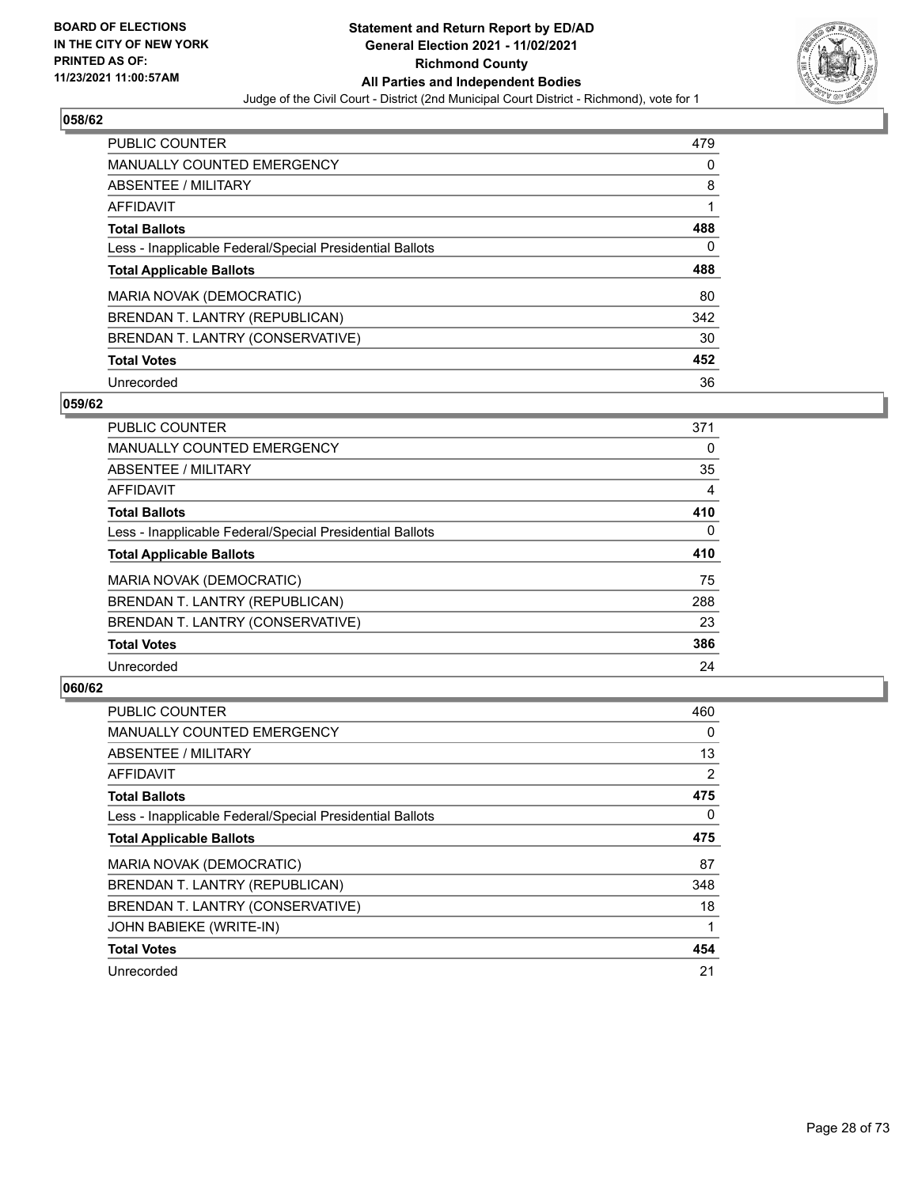BOARD OF ELECTIONS
IN THE CITY OF NEW YORK
PRINTED AS OF:
11/23/2021 11:00:57AM

**Statement and Return Report by ED/AD**
**General Election 2021 - 11/02/2021**
**Richmond County**
**All Parties and Independent Bodies**
Judge of the Civil Court - District (2nd Municipal Court District - Richmond), vote for 1

### 058/62

| | |
|---|---|
| PUBLIC COUNTER | 479 |
| MANUALLY COUNTED EMERGENCY | 0 |
| ABSENTEE / MILITARY | 8 |
| AFFIDAVIT | 1 |
| **Total Ballots** | **488** |
| Less - Inapplicable Federal/Special Presidential Ballots | 0 |
| **Total Applicable Ballots** | **488** |
| MARIA NOVAK (DEMOCRATIC) | 80 |
| BRENDAN T. LANTRY (REPUBLICAN) | 342 |
| BRENDAN T. LANTRY (CONSERVATIVE) | 30 |
| **Total Votes** | **452** |
| Unrecorded | 36 |

### 059/62

| | |
|---|---|
| PUBLIC COUNTER | 371 |
| MANUALLY COUNTED EMERGENCY | 0 |
| ABSENTEE / MILITARY | 35 |
| AFFIDAVIT | 4 |
| **Total Ballots** | **410** |
| Less - Inapplicable Federal/Special Presidential Ballots | 0 |
| **Total Applicable Ballots** | **410** |
| MARIA NOVAK (DEMOCRATIC) | 75 |
| BRENDAN T. LANTRY (REPUBLICAN) | 288 |
| BRENDAN T. LANTRY (CONSERVATIVE) | 23 |
| **Total Votes** | **386** |
| Unrecorded | 24 |

### 060/62

| | |
|---|---|
| PUBLIC COUNTER | 460 |
| MANUALLY COUNTED EMERGENCY | 0 |
| ABSENTEE / MILITARY | 13 |
| AFFIDAVIT | 2 |
| **Total Ballots** | **475** |
| Less - Inapplicable Federal/Special Presidential Ballots | 0 |
| **Total Applicable Ballots** | **475** |
| MARIA NOVAK (DEMOCRATIC) | 87 |
| BRENDAN T. LANTRY (REPUBLICAN) | 348 |
| BRENDAN T. LANTRY (CONSERVATIVE) | 18 |
| JOHN BABIEKE (WRITE-IN) | 1 |
| **Total Votes** | **454** |
| Unrecorded | 21 |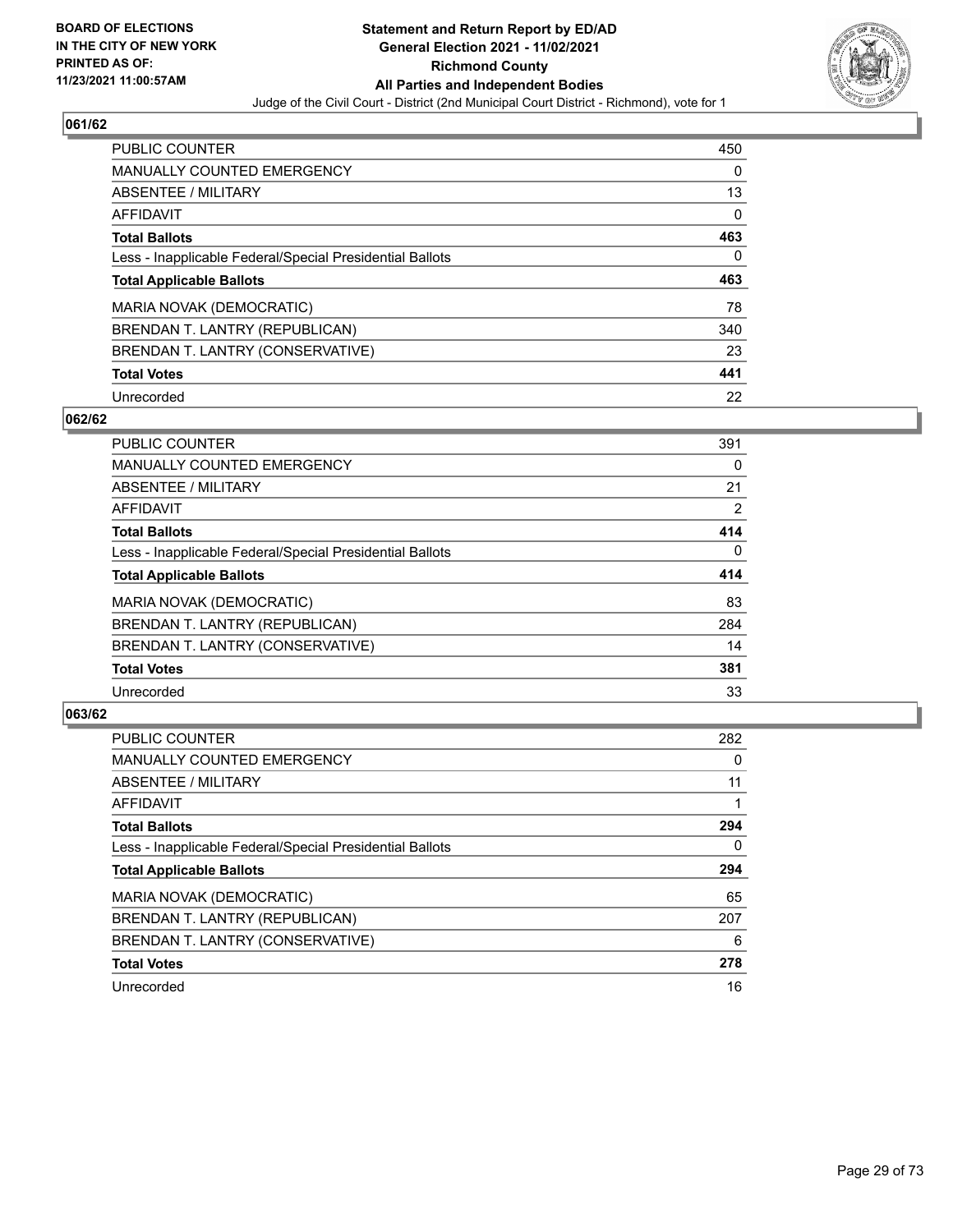**BOARD OF ELECTIONS IN THE CITY OF NEW YORK PRINTED AS OF: 11/23/2021 11:00:57AM**

**Statement and Return Report by ED/AD General Election 2021 - 11/02/2021 Richmond County All Parties and Independent Bodies**

Judge of the Civil Court - District (2nd Municipal Court District - Richmond), vote for 1

## 061/62

| | |
|---|---|
| PUBLIC COUNTER | 450 |
| MANUALLY COUNTED EMERGENCY | 0 |
| ABSENTEE / MILITARY | 13 |
| AFFIDAVIT | 0 |
| **Total Ballots** | **463** |
| Less - Inapplicable Federal/Special Presidential Ballots | 0 |
| **Total Applicable Ballots** | **463** |
| MARIA NOVAK (DEMOCRATIC) | 78 |
| BRENDAN T. LANTRY (REPUBLICAN) | 340 |
| BRENDAN T. LANTRY (CONSERVATIVE) | 23 |
| **Total Votes** | **441** |
| Unrecorded | 22 |

## 062/62

| | |
|---|---|
| PUBLIC COUNTER | 391 |
| MANUALLY COUNTED EMERGENCY | 0 |
| ABSENTEE / MILITARY | 21 |
| AFFIDAVIT | 2 |
| **Total Ballots** | **414** |
| Less - Inapplicable Federal/Special Presidential Ballots | 0 |
| **Total Applicable Ballots** | **414** |
| MARIA NOVAK (DEMOCRATIC) | 83 |
| BRENDAN T. LANTRY (REPUBLICAN) | 284 |
| BRENDAN T. LANTRY (CONSERVATIVE) | 14 |
| **Total Votes** | **381** |
| Unrecorded | 33 |

## 063/62

| | |
|---|---|
| PUBLIC COUNTER | 282 |
| MANUALLY COUNTED EMERGENCY | 0 |
| ABSENTEE / MILITARY | 11 |
| AFFIDAVIT | 1 |
| **Total Ballots** | **294** |
| Less - Inapplicable Federal/Special Presidential Ballots | 0 |
| **Total Applicable Ballots** | **294** |
| MARIA NOVAK (DEMOCRATIC) | 65 |
| BRENDAN T. LANTRY (REPUBLICAN) | 207 |
| BRENDAN T. LANTRY (CONSERVATIVE) | 6 |
| **Total Votes** | **278** |
| Unrecorded | 16 |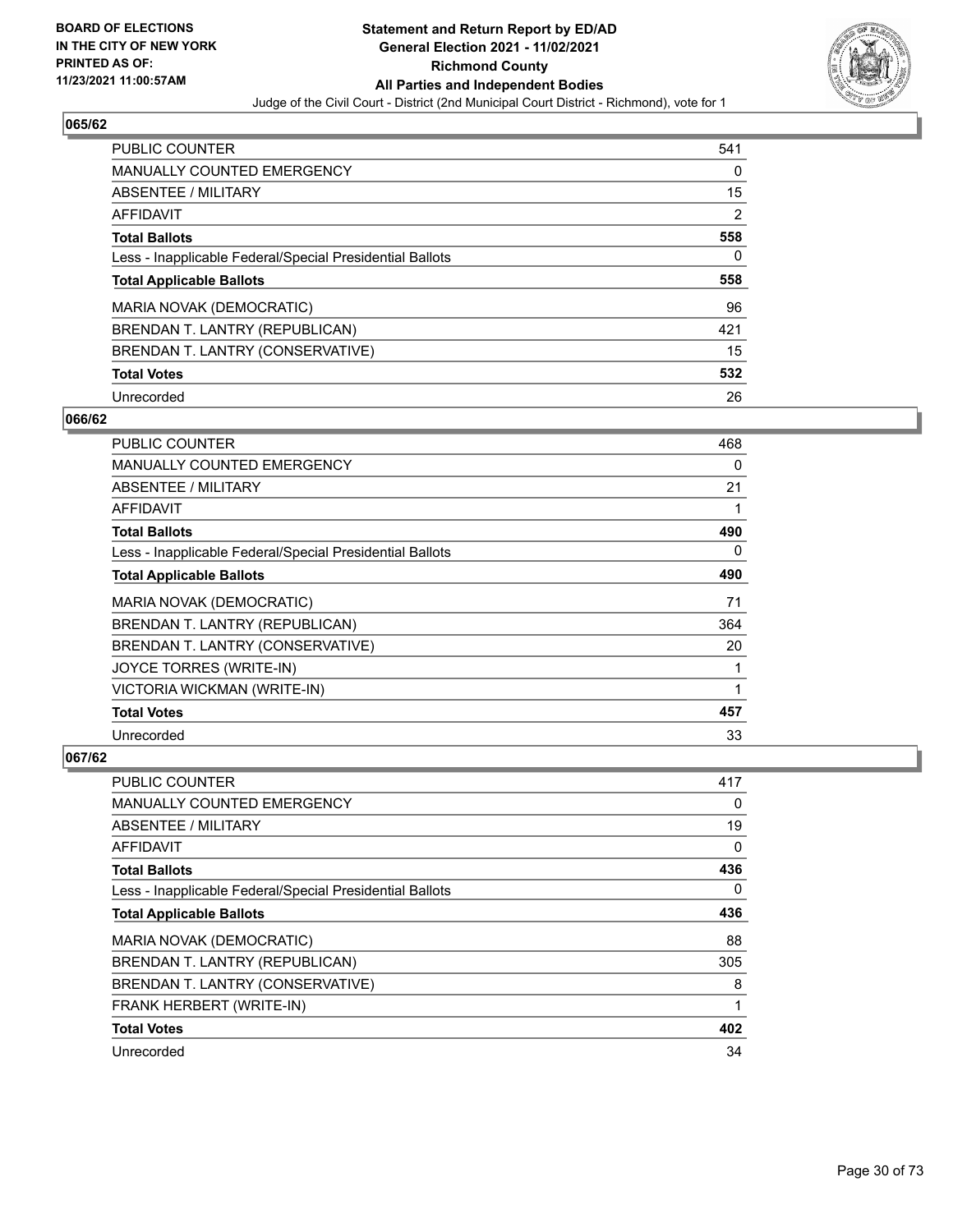**BOARD OF ELECTIONS IN THE CITY OF NEW YORK PRINTED AS OF: 11/23/2021 11:00:57AM**

**Statement and Return Report by ED/AD**
**General Election 2021 - 11/02/2021**
**Richmond County**
**All Parties and Independent Bodies**
Judge of the Civil Court - District (2nd Municipal Court District - Richmond), vote for 1

## 065/62

| | |
|---|---|
| PUBLIC COUNTER | 541 |
| MANUALLY COUNTED EMERGENCY | 0 |
| ABSENTEE / MILITARY | 15 |
| AFFIDAVIT | 2 |
| **Total Ballots** | **558** |
| Less - Inapplicable Federal/Special Presidential Ballots | 0 |
| **Total Applicable Ballots** | **558** |
| MARIA NOVAK (DEMOCRATIC) | 96 |
| BRENDAN T. LANTRY (REPUBLICAN) | 421 |
| BRENDAN T. LANTRY (CONSERVATIVE) | 15 |
| **Total Votes** | **532** |
| Unrecorded | 26 |

## 066/62

| | |
|---|---|
| PUBLIC COUNTER | 468 |
| MANUALLY COUNTED EMERGENCY | 0 |
| ABSENTEE / MILITARY | 21 |
| AFFIDAVIT | 1 |
| **Total Ballots** | **490** |
| Less - Inapplicable Federal/Special Presidential Ballots | 0 |
| **Total Applicable Ballots** | **490** |
| MARIA NOVAK (DEMOCRATIC) | 71 |
| BRENDAN T. LANTRY (REPUBLICAN) | 364 |
| BRENDAN T. LANTRY (CONSERVATIVE) | 20 |
| JOYCE TORRES (WRITE-IN) | 1 |
| VICTORIA WICKMAN (WRITE-IN) | 1 |
| **Total Votes** | **457** |
| Unrecorded | 33 |

## 067/62

| | |
|---|---|
| PUBLIC COUNTER | 417 |
| MANUALLY COUNTED EMERGENCY | 0 |
| ABSENTEE / MILITARY | 19 |
| AFFIDAVIT | 0 |
| **Total Ballots** | **436** |
| Less - Inapplicable Federal/Special Presidential Ballots | 0 |
| **Total Applicable Ballots** | **436** |
| MARIA NOVAK (DEMOCRATIC) | 88 |
| BRENDAN T. LANTRY (REPUBLICAN) | 305 |
| BRENDAN T. LANTRY (CONSERVATIVE) | 8 |
| FRANK HERBERT (WRITE-IN) | 1 |
| **Total Votes** | **402** |
| Unrecorded | 34 |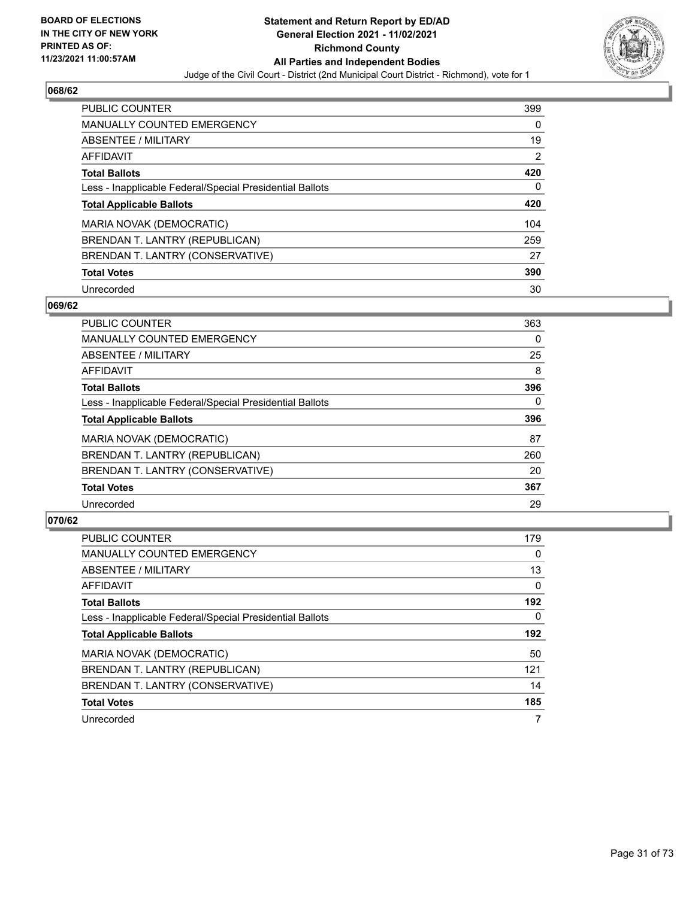# Statement and Return Report by ED/AD
## General Election 2021 - 11/02/2021
## Richmond County
## All Parties and Independent Bodies

BOARD OF ELECTIONS IN THE CITY OF NEW YORK PRINTED AS OF: 11/23/2021 11:00:57AM

Judge of the Civil Court - District (2nd Municipal Court District - Richmond), vote for 1

### 068/62

| | |
|---|---|
| PUBLIC COUNTER | 399 |
| MANUALLY COUNTED EMERGENCY | 0 |
| ABSENTEE / MILITARY | 19 |
| AFFIDAVIT | 2 |
| **Total Ballots** | **420** |
| Less - Inapplicable Federal/Special Presidential Ballots | 0 |
| **Total Applicable Ballots** | **420** |
| MARIA NOVAK (DEMOCRATIC) | 104 |
| BRENDAN T. LANTRY (REPUBLICAN) | 259 |
| BRENDAN T. LANTRY (CONSERVATIVE) | 27 |
| **Total Votes** | **390** |
| Unrecorded | 30 |

### 069/62

| | |
|---|---|
| PUBLIC COUNTER | 363 |
| MANUALLY COUNTED EMERGENCY | 0 |
| ABSENTEE / MILITARY | 25 |
| AFFIDAVIT | 8 |
| **Total Ballots** | **396** |
| Less - Inapplicable Federal/Special Presidential Ballots | 0 |
| **Total Applicable Ballots** | **396** |
| MARIA NOVAK (DEMOCRATIC) | 87 |
| BRENDAN T. LANTRY (REPUBLICAN) | 260 |
| BRENDAN T. LANTRY (CONSERVATIVE) | 20 |
| **Total Votes** | **367** |
| Unrecorded | 29 |

### 070/62

| | |
|---|---|
| PUBLIC COUNTER | 179 |
| MANUALLY COUNTED EMERGENCY | 0 |
| ABSENTEE / MILITARY | 13 |
| AFFIDAVIT | 0 |
| **Total Ballots** | **192** |
| Less - Inapplicable Federal/Special Presidential Ballots | 0 |
| **Total Applicable Ballots** | **192** |
| MARIA NOVAK (DEMOCRATIC) | 50 |
| BRENDAN T. LANTRY (REPUBLICAN) | 121 |
| BRENDAN T. LANTRY (CONSERVATIVE) | 14 |
| **Total Votes** | **185** |
| Unrecorded | 7 |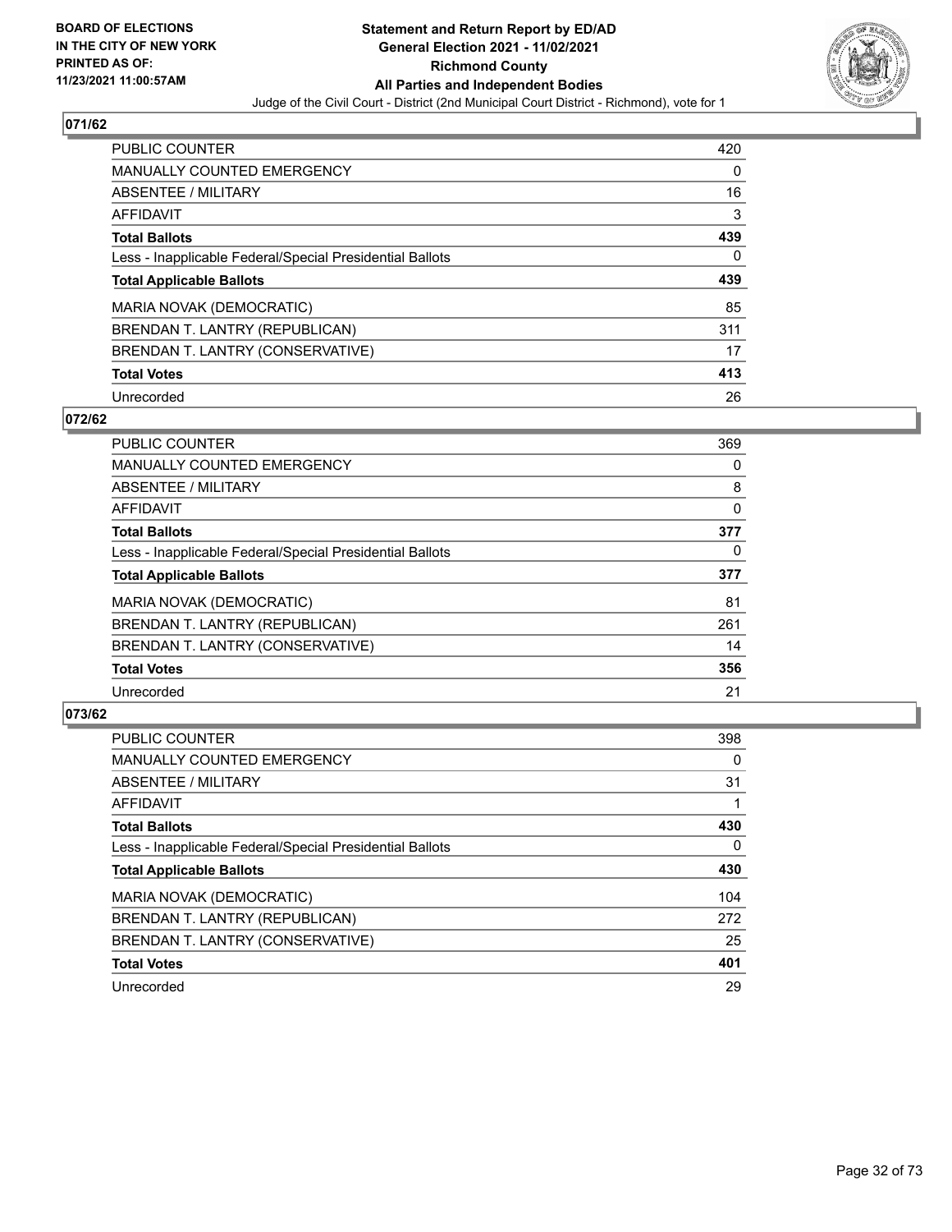BOARD OF ELECTIONS
IN THE CITY OF NEW YORK
PRINTED AS OF:
11/23/2021 11:00:57AM

**Statement and Return Report by ED/AD**
**General Election 2021 - 11/02/2021**
**Richmond County**
**All Parties and Independent Bodies**
Judge of the Civil Court - District (2nd Municipal Court District - Richmond), vote for 1

## 071/62

| | |
|---|---|
| PUBLIC COUNTER | 420 |
| MANUALLY COUNTED EMERGENCY | 0 |
| ABSENTEE / MILITARY | 16 |
| AFFIDAVIT | 3 |
| **Total Ballots** | **439** |
| Less - Inapplicable Federal/Special Presidential Ballots | 0 |
| **Total Applicable Ballots** | **439** |
| MARIA NOVAK (DEMOCRATIC) | 85 |
| BRENDAN T. LANTRY (REPUBLICAN) | 311 |
| BRENDAN T. LANTRY (CONSERVATIVE) | 17 |
| **Total Votes** | **413** |
| Unrecorded | 26 |

## 072/62

| | |
|---|---|
| PUBLIC COUNTER | 369 |
| MANUALLY COUNTED EMERGENCY | 0 |
| ABSENTEE / MILITARY | 8 |
| AFFIDAVIT | 0 |
| **Total Ballots** | **377** |
| Less - Inapplicable Federal/Special Presidential Ballots | 0 |
| **Total Applicable Ballots** | **377** |
| MARIA NOVAK (DEMOCRATIC) | 81 |
| BRENDAN T. LANTRY (REPUBLICAN) | 261 |
| BRENDAN T. LANTRY (CONSERVATIVE) | 14 |
| **Total Votes** | **356** |
| Unrecorded | 21 |

## 073/62

| | |
|---|---|
| PUBLIC COUNTER | 398 |
| MANUALLY COUNTED EMERGENCY | 0 |
| ABSENTEE / MILITARY | 31 |
| AFFIDAVIT | 1 |
| **Total Ballots** | **430** |
| Less - Inapplicable Federal/Special Presidential Ballots | 0 |
| **Total Applicable Ballots** | **430** |
| MARIA NOVAK (DEMOCRATIC) | 104 |
| BRENDAN T. LANTRY (REPUBLICAN) | 272 |
| BRENDAN T. LANTRY (CONSERVATIVE) | 25 |
| **Total Votes** | **401** |
| Unrecorded | 29 |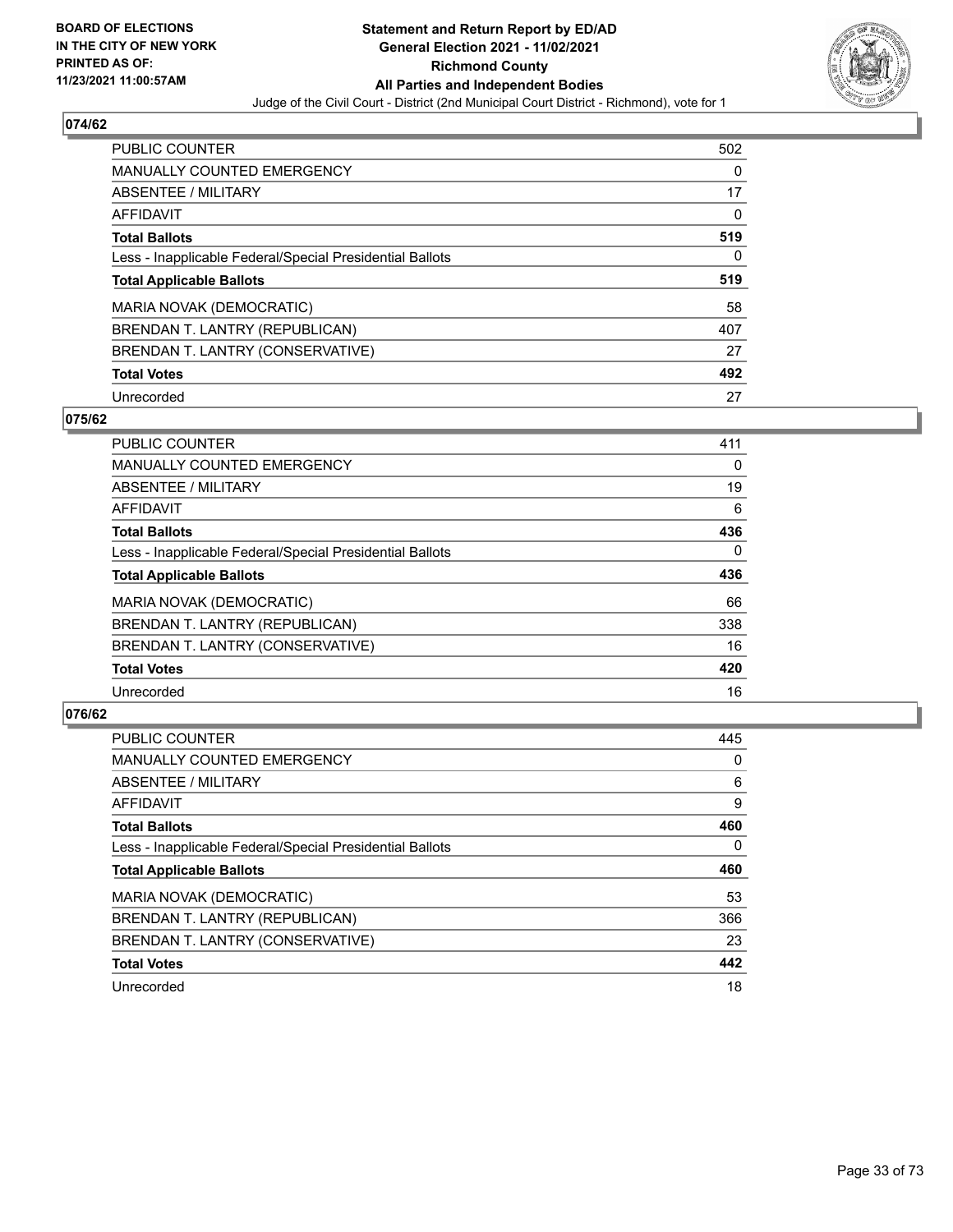## 074/62

| | |
|---|---|
| PUBLIC COUNTER | 502 |
| MANUALLY COUNTED EMERGENCY | 0 |
| ABSENTEE / MILITARY | 17 |
| AFFIDAVIT | 0 |
| **Total Ballots** | **519** |
| Less - Inapplicable Federal/Special Presidential Ballots | 0 |
| **Total Applicable Ballots** | **519** |
| MARIA NOVAK (DEMOCRATIC) | 58 |
| BRENDAN T. LANTRY (REPUBLICAN) | 407 |
| BRENDAN T. LANTRY (CONSERVATIVE) | 27 |
| **Total Votes** | **492** |
| Unrecorded | 27 |

## 075/62

| | |
|---|---|
| PUBLIC COUNTER | 411 |
| MANUALLY COUNTED EMERGENCY | 0 |
| ABSENTEE / MILITARY | 19 |
| AFFIDAVIT | 6 |
| **Total Ballots** | **436** |
| Less - Inapplicable Federal/Special Presidential Ballots | 0 |
| **Total Applicable Ballots** | **436** |
| MARIA NOVAK (DEMOCRATIC) | 66 |
| BRENDAN T. LANTRY (REPUBLICAN) | 338 |
| BRENDAN T. LANTRY (CONSERVATIVE) | 16 |
| **Total Votes** | **420** |
| Unrecorded | 16 |

## 076/62

| | |
|---|---|
| PUBLIC COUNTER | 445 |
| MANUALLY COUNTED EMERGENCY | 0 |
| ABSENTEE / MILITARY | 6 |
| AFFIDAVIT | 9 |
| **Total Ballots** | **460** |
| Less - Inapplicable Federal/Special Presidential Ballots | 0 |
| **Total Applicable Ballots** | **460** |
| MARIA NOVAK (DEMOCRATIC) | 53 |
| BRENDAN T. LANTRY (REPUBLICAN) | 366 |
| BRENDAN T. LANTRY (CONSERVATIVE) | 23 |
| **Total Votes** | **442** |
| Unrecorded | 18 |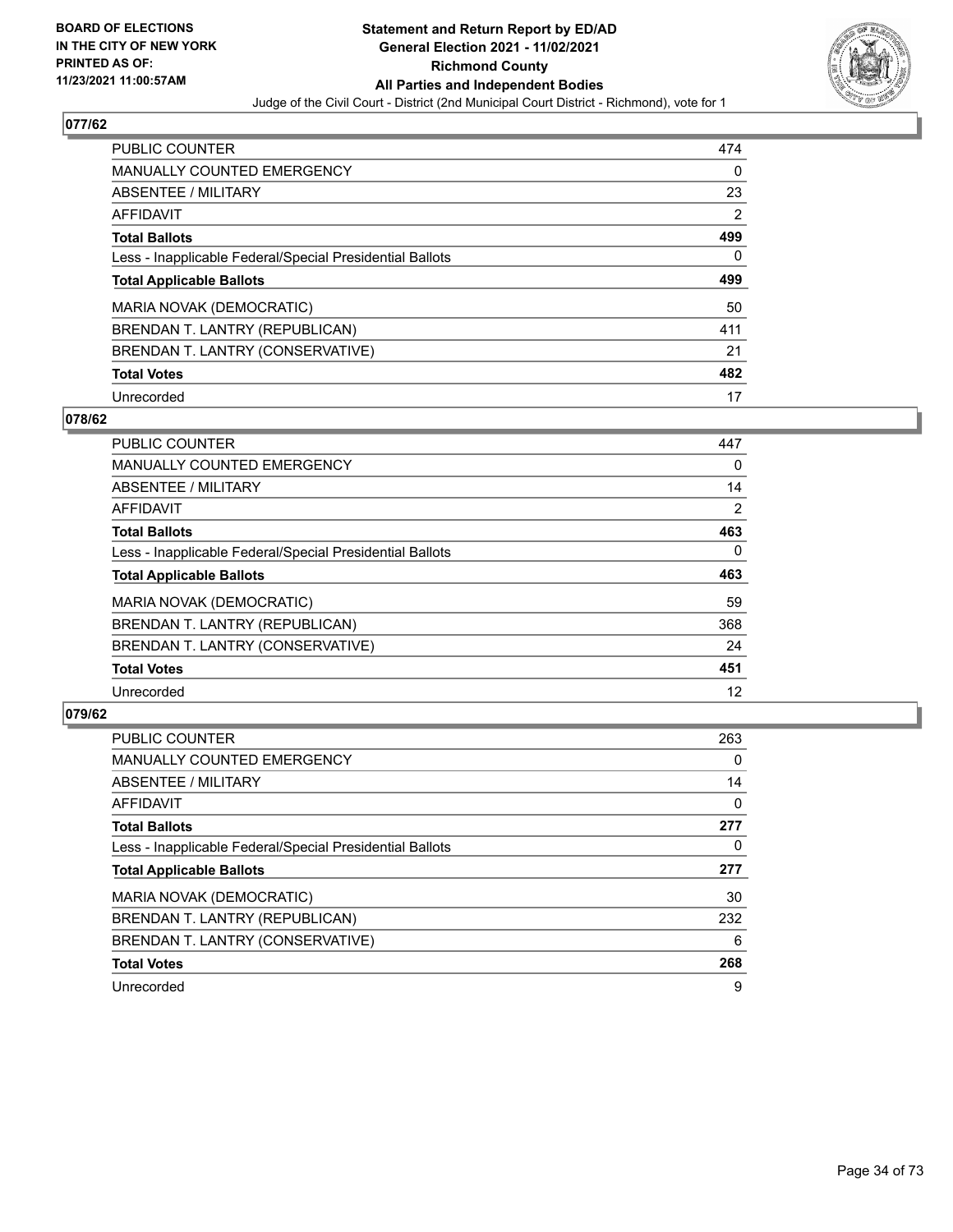**BOARD OF ELECTIONS IN THE CITY OF NEW YORK PRINTED AS OF: 11/23/2021 11:00:57AM**

**Statement and Return Report by ED/AD**
**General Election 2021 - 11/02/2021**
**Richmond County**
**All Parties and Independent Bodies**
Judge of the Civil Court - District (2nd Municipal Court District - Richmond), vote for 1

## 077/62

| | |
|---|---|
| PUBLIC COUNTER | 474 |
| MANUALLY COUNTED EMERGENCY | 0 |
| ABSENTEE / MILITARY | 23 |
| AFFIDAVIT | 2 |
| **Total Ballots** | **499** |
| Less - Inapplicable Federal/Special Presidential Ballots | 0 |
| **Total Applicable Ballots** | **499** |
| MARIA NOVAK (DEMOCRATIC) | 50 |
| BRENDAN T. LANTRY (REPUBLICAN) | 411 |
| BRENDAN T. LANTRY (CONSERVATIVE) | 21 |
| **Total Votes** | **482** |
| Unrecorded | 17 |

## 078/62

| | |
|---|---|
| PUBLIC COUNTER | 447 |
| MANUALLY COUNTED EMERGENCY | 0 |
| ABSENTEE / MILITARY | 14 |
| AFFIDAVIT | 2 |
| **Total Ballots** | **463** |
| Less - Inapplicable Federal/Special Presidential Ballots | 0 |
| **Total Applicable Ballots** | **463** |
| MARIA NOVAK (DEMOCRATIC) | 59 |
| BRENDAN T. LANTRY (REPUBLICAN) | 368 |
| BRENDAN T. LANTRY (CONSERVATIVE) | 24 |
| **Total Votes** | **451** |
| Unrecorded | 12 |

## 079/62

| | |
|---|---|
| PUBLIC COUNTER | 263 |
| MANUALLY COUNTED EMERGENCY | 0 |
| ABSENTEE / MILITARY | 14 |
| AFFIDAVIT | 0 |
| **Total Ballots** | **277** |
| Less - Inapplicable Federal/Special Presidential Ballots | 0 |
| **Total Applicable Ballots** | **277** |
| MARIA NOVAK (DEMOCRATIC) | 30 |
| BRENDAN T. LANTRY (REPUBLICAN) | 232 |
| BRENDAN T. LANTRY (CONSERVATIVE) | 6 |
| **Total Votes** | **268** |
| Unrecorded | 9 |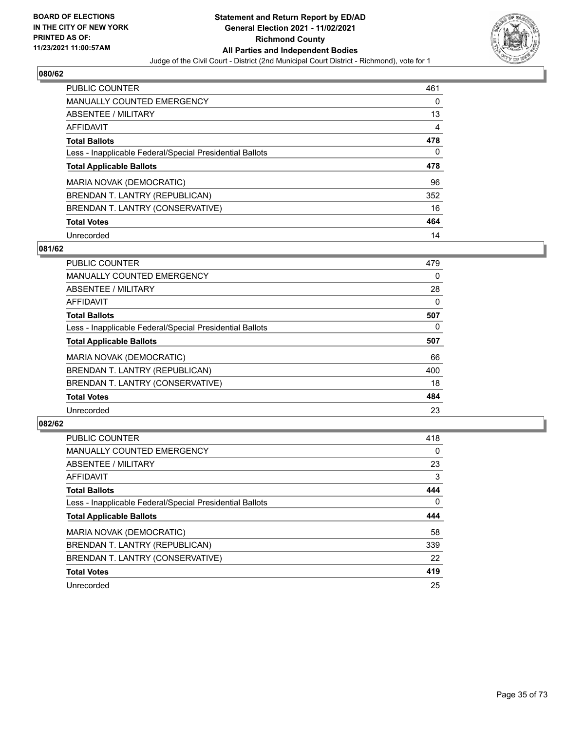BOARD OF ELECTIONS
IN THE CITY OF NEW YORK
PRINTED AS OF:
11/23/2021 11:00:57AM

# Statement and Return Report by ED/AD
## General Election 2021 - 11/02/2021
## Richmond County
## All Parties and Independent Bodies

Judge of the Civil Court - District (2nd Municipal Court District - Richmond), vote for 1

### 080/62

| | |
|---|---|
| PUBLIC COUNTER | 461 |
| MANUALLY COUNTED EMERGENCY | 0 |
| ABSENTEE / MILITARY | 13 |
| AFFIDAVIT | 4 |
| **Total Ballots** | **478** |
| Less - Inapplicable Federal/Special Presidential Ballots | 0 |
| **Total Applicable Ballots** | **478** |
| MARIA NOVAK (DEMOCRATIC) | 96 |
| BRENDAN T. LANTRY (REPUBLICAN) | 352 |
| BRENDAN T. LANTRY (CONSERVATIVE) | 16 |
| **Total Votes** | **464** |
| Unrecorded | 14 |

### 081/62

| | |
|---|---|
| PUBLIC COUNTER | 479 |
| MANUALLY COUNTED EMERGENCY | 0 |
| ABSENTEE / MILITARY | 28 |
| AFFIDAVIT | 0 |
| **Total Ballots** | **507** |
| Less - Inapplicable Federal/Special Presidential Ballots | 0 |
| **Total Applicable Ballots** | **507** |
| MARIA NOVAK (DEMOCRATIC) | 66 |
| BRENDAN T. LANTRY (REPUBLICAN) | 400 |
| BRENDAN T. LANTRY (CONSERVATIVE) | 18 |
| **Total Votes** | **484** |
| Unrecorded | 23 |

### 082/62

| | |
|---|---|
| PUBLIC COUNTER | 418 |
| MANUALLY COUNTED EMERGENCY | 0 |
| ABSENTEE / MILITARY | 23 |
| AFFIDAVIT | 3 |
| **Total Ballots** | **444** |
| Less - Inapplicable Federal/Special Presidential Ballots | 0 |
| **Total Applicable Ballots** | **444** |
| MARIA NOVAK (DEMOCRATIC) | 58 |
| BRENDAN T. LANTRY (REPUBLICAN) | 339 |
| BRENDAN T. LANTRY (CONSERVATIVE) | 22 |
| **Total Votes** | **419** |
| Unrecorded | 25 |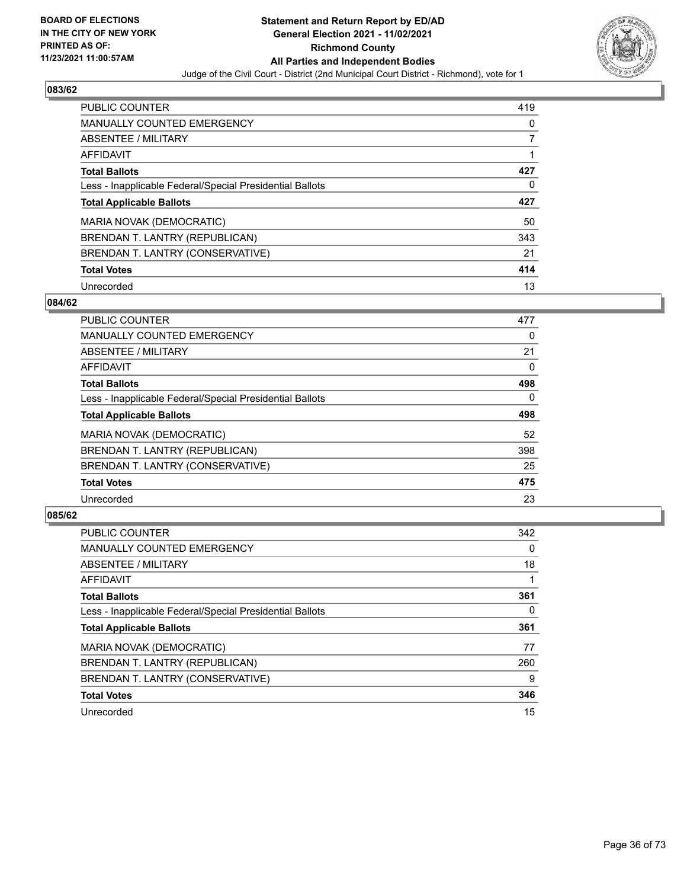## 083/62

| | |
|---|---|
| PUBLIC COUNTER | 419 |
| MANUALLY COUNTED EMERGENCY | 0 |
| ABSENTEE / MILITARY | 7 |
| AFFIDAVIT | 1 |
| **Total Ballots** | **427** |
| Less - Inapplicable Federal/Special Presidential Ballots | 0 |
| **Total Applicable Ballots** | **427** |
| MARIA NOVAK (DEMOCRATIC) | 50 |
| BRENDAN T. LANTRY (REPUBLICAN) | 343 |
| BRENDAN T. LANTRY (CONSERVATIVE) | 21 |
| **Total Votes** | **414** |
| Unrecorded | 13 |

## 084/62

| | |
|---|---|
| PUBLIC COUNTER | 477 |
| MANUALLY COUNTED EMERGENCY | 0 |
| ABSENTEE / MILITARY | 21 |
| AFFIDAVIT | 0 |
| **Total Ballots** | **498** |
| Less - Inapplicable Federal/Special Presidential Ballots | 0 |
| **Total Applicable Ballots** | **498** |
| MARIA NOVAK (DEMOCRATIC) | 52 |
| BRENDAN T. LANTRY (REPUBLICAN) | 398 |
| BRENDAN T. LANTRY (CONSERVATIVE) | 25 |
| **Total Votes** | **475** |
| Unrecorded | 23 |

## 085/62

| | |
|---|---|
| PUBLIC COUNTER | 342 |
| MANUALLY COUNTED EMERGENCY | 0 |
| ABSENTEE / MILITARY | 18 |
| AFFIDAVIT | 1 |
| **Total Ballots** | **361** |
| Less - Inapplicable Federal/Special Presidential Ballots | 0 |
| **Total Applicable Ballots** | **361** |
| MARIA NOVAK (DEMOCRATIC) | 77 |
| BRENDAN T. LANTRY (REPUBLICAN) | 260 |
| BRENDAN T. LANTRY (CONSERVATIVE) | 9 |
| **Total Votes** | **346** |
| Unrecorded | 15 |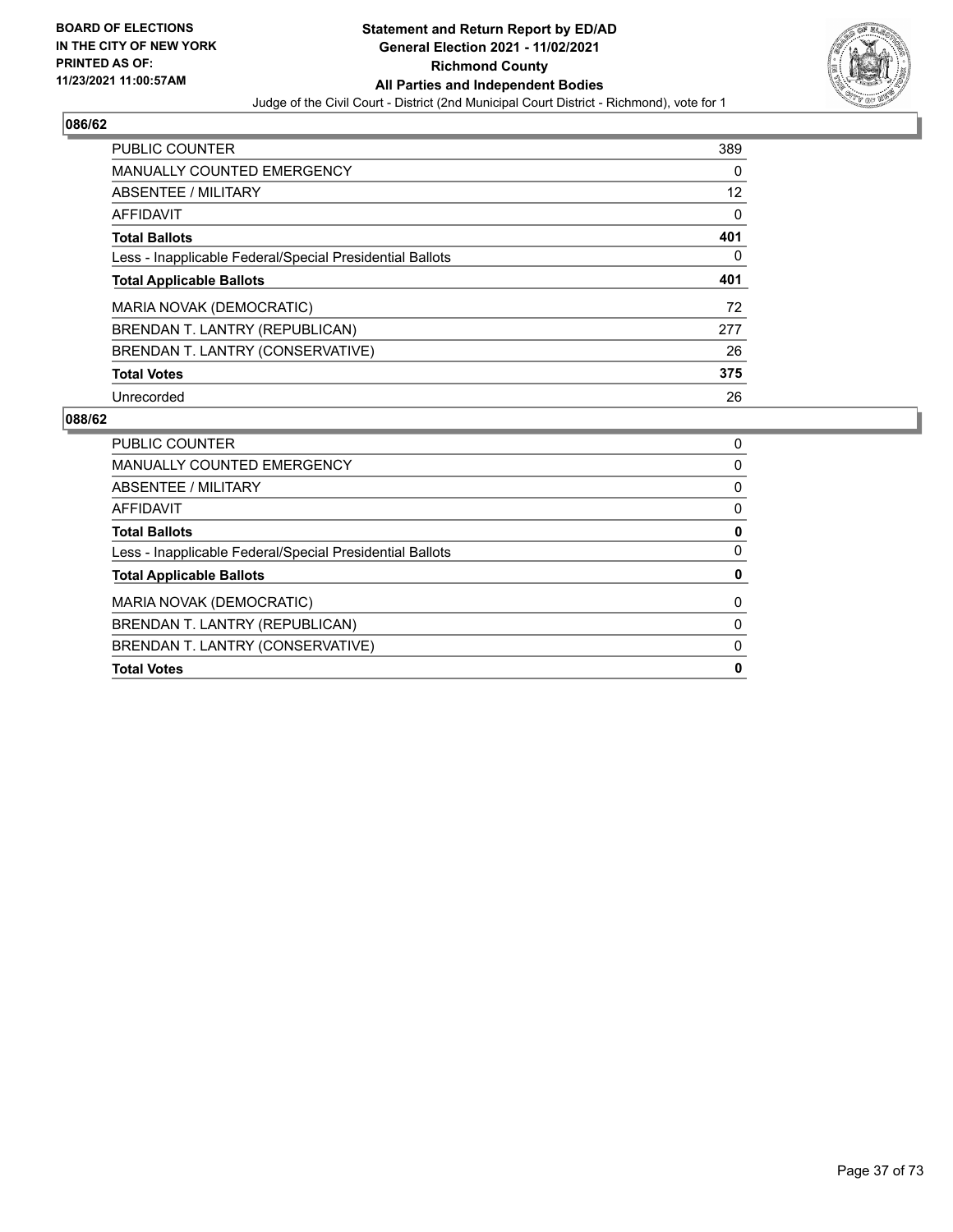BOARD OF ELECTIONS
IN THE CITY OF NEW YORK
PRINTED AS OF:
11/23/2021 11:00:57AM

**Statement and Return Report by ED/AD**
**General Election 2021 - 11/02/2021**
**Richmond County**
**All Parties and Independent Bodies**
Judge of the Civil Court - District (2nd Municipal Court District - Richmond), vote for 1

### 086/62

| | |
|---|---|
| PUBLIC COUNTER | 389 |
| MANUALLY COUNTED EMERGENCY | 0 |
| ABSENTEE / MILITARY | 12 |
| AFFIDAVIT | 0 |
| **Total Ballots** | **401** |
| Less - Inapplicable Federal/Special Presidential Ballots | 0 |
| **Total Applicable Ballots** | **401** |
| MARIA NOVAK (DEMOCRATIC) | 72 |
| BRENDAN T. LANTRY (REPUBLICAN) | 277 |
| BRENDAN T. LANTRY (CONSERVATIVE) | 26 |
| **Total Votes** | **375** |
| Unrecorded | 26 |

### 088/62

| | |
|---|---|
| PUBLIC COUNTER | 0 |
| MANUALLY COUNTED EMERGENCY | 0 |
| ABSENTEE / MILITARY | 0 |
| AFFIDAVIT | 0 |
| **Total Ballots** | **0** |
| Less - Inapplicable Federal/Special Presidential Ballots | 0 |
| **Total Applicable Ballots** | **0** |
| MARIA NOVAK (DEMOCRATIC) | 0 |
| BRENDAN T. LANTRY (REPUBLICAN) | 0 |
| BRENDAN T. LANTRY (CONSERVATIVE) | 0 |
| **Total Votes** | **0** |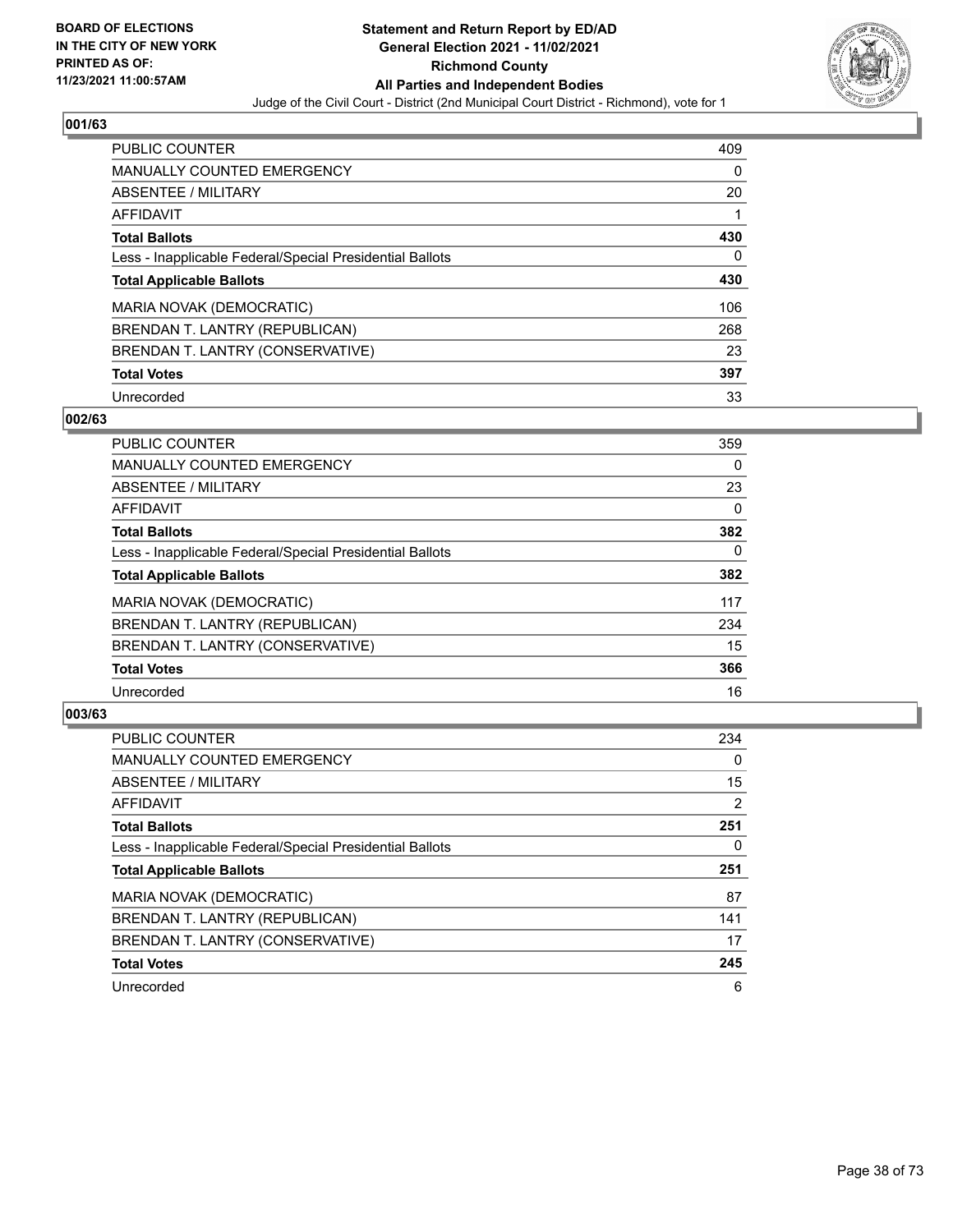**BOARD OF ELECTIONS IN THE CITY OF NEW YORK PRINTED AS OF: 11/23/2021 11:00:57AM**

# Statement and Return Report by ED/AD
## General Election 2021 - 11/02/2021
## Richmond County
## All Parties and Independent Bodies

Judge of the Civil Court - District (2nd Municipal Court District - Richmond), vote for 1

### 001/63

| | |
|---|---|
| PUBLIC COUNTER | 409 |
| MANUALLY COUNTED EMERGENCY | 0 |
| ABSENTEE / MILITARY | 20 |
| AFFIDAVIT | 1 |
| **Total Ballots** | **430** |
| Less - Inapplicable Federal/Special Presidential Ballots | 0 |
| **Total Applicable Ballots** | **430** |
| MARIA NOVAK (DEMOCRATIC) | 106 |
| BRENDAN T. LANTRY (REPUBLICAN) | 268 |
| BRENDAN T. LANTRY (CONSERVATIVE) | 23 |
| **Total Votes** | **397** |
| Unrecorded | 33 |

### 002/63

| | |
|---|---|
| PUBLIC COUNTER | 359 |
| MANUALLY COUNTED EMERGENCY | 0 |
| ABSENTEE / MILITARY | 23 |
| AFFIDAVIT | 0 |
| **Total Ballots** | **382** |
| Less - Inapplicable Federal/Special Presidential Ballots | 0 |
| **Total Applicable Ballots** | **382** |
| MARIA NOVAK (DEMOCRATIC) | 117 |
| BRENDAN T. LANTRY (REPUBLICAN) | 234 |
| BRENDAN T. LANTRY (CONSERVATIVE) | 15 |
| **Total Votes** | **366** |
| Unrecorded | 16 |

### 003/63

| | |
|---|---|
| PUBLIC COUNTER | 234 |
| MANUALLY COUNTED EMERGENCY | 0 |
| ABSENTEE / MILITARY | 15 |
| AFFIDAVIT | 2 |
| **Total Ballots** | **251** |
| Less - Inapplicable Federal/Special Presidential Ballots | 0 |
| **Total Applicable Ballots** | **251** |
| MARIA NOVAK (DEMOCRATIC) | 87 |
| BRENDAN T. LANTRY (REPUBLICAN) | 141 |
| BRENDAN T. LANTRY (CONSERVATIVE) | 17 |
| **Total Votes** | **245** |
| Unrecorded | 6 |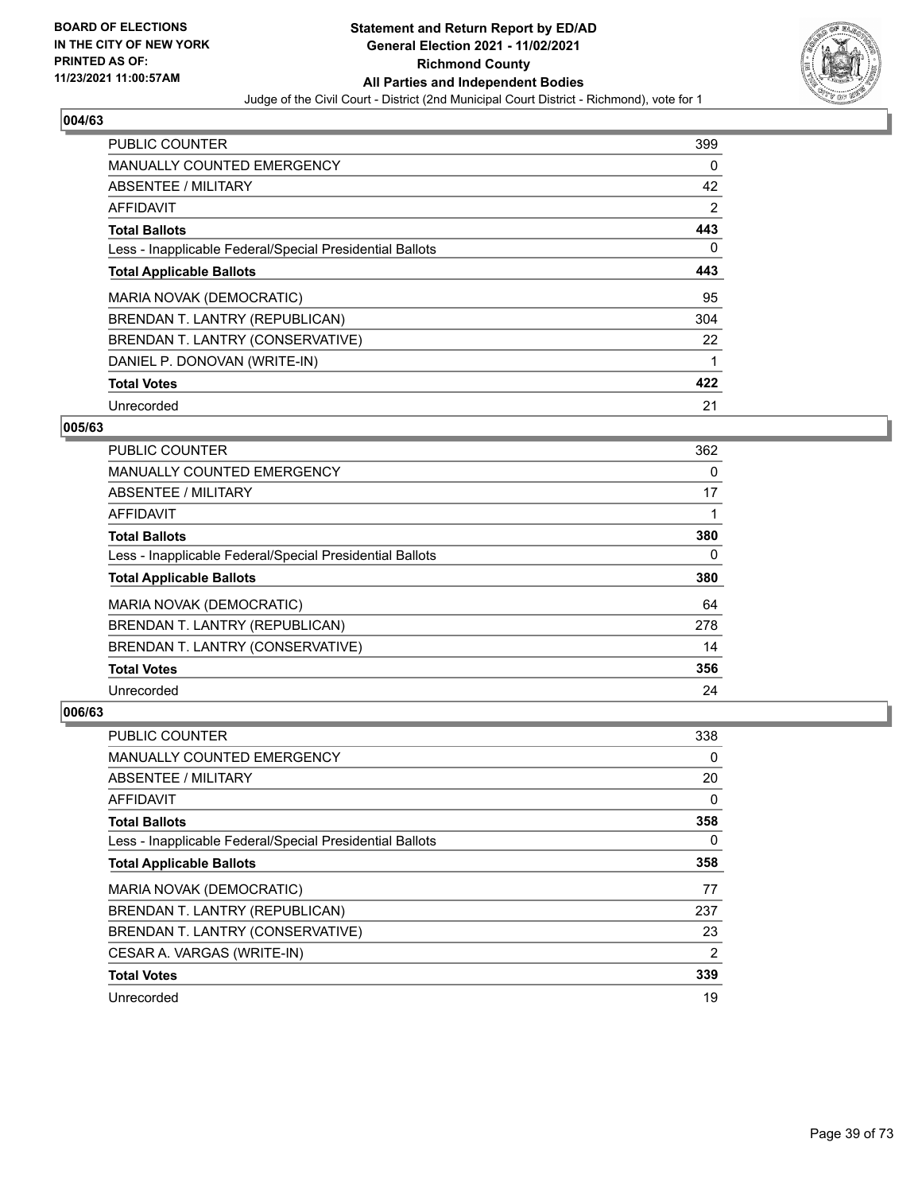**BOARD OF ELECTIONS IN THE CITY OF NEW YORK PRINTED AS OF: 11/23/2021 11:00:57AM**

**Statement and Return Report by ED/AD General Election 2021 - 11/02/2021 Richmond County All Parties and Independent Bodies**

Judge of the Civil Court - District (2nd Municipal Court District - Richmond), vote for 1

## 004/63

| | |
|---|---|
| PUBLIC COUNTER | 399 |
| MANUALLY COUNTED EMERGENCY | 0 |
| ABSENTEE / MILITARY | 42 |
| AFFIDAVIT | 2 |
| **Total Ballots** | **443** |
| Less - Inapplicable Federal/Special Presidential Ballots | 0 |
| **Total Applicable Ballots** | **443** |
| MARIA NOVAK (DEMOCRATIC) | 95 |
| BRENDAN T. LANTRY (REPUBLICAN) | 304 |
| BRENDAN T. LANTRY (CONSERVATIVE) | 22 |
| DANIEL P. DONOVAN (WRITE-IN) | 1 |
| **Total Votes** | **422** |
| Unrecorded | 21 |

## 005/63

| | |
|---|---|
| PUBLIC COUNTER | 362 |
| MANUALLY COUNTED EMERGENCY | 0 |
| ABSENTEE / MILITARY | 17 |
| AFFIDAVIT | 1 |
| **Total Ballots** | **380** |
| Less - Inapplicable Federal/Special Presidential Ballots | 0 |
| **Total Applicable Ballots** | **380** |
| MARIA NOVAK (DEMOCRATIC) | 64 |
| BRENDAN T. LANTRY (REPUBLICAN) | 278 |
| BRENDAN T. LANTRY (CONSERVATIVE) | 14 |
| **Total Votes** | **356** |
| Unrecorded | 24 |

## 006/63

| | |
|---|---|
| PUBLIC COUNTER | 338 |
| MANUALLY COUNTED EMERGENCY | 0 |
| ABSENTEE / MILITARY | 20 |
| AFFIDAVIT | 0 |
| **Total Ballots** | **358** |
| Less - Inapplicable Federal/Special Presidential Ballots | 0 |
| **Total Applicable Ballots** | **358** |
| MARIA NOVAK (DEMOCRATIC) | 77 |
| BRENDAN T. LANTRY (REPUBLICAN) | 237 |
| BRENDAN T. LANTRY (CONSERVATIVE) | 23 |
| CESAR A. VARGAS (WRITE-IN) | 2 |
| **Total Votes** | **339** |
| Unrecorded | 19 |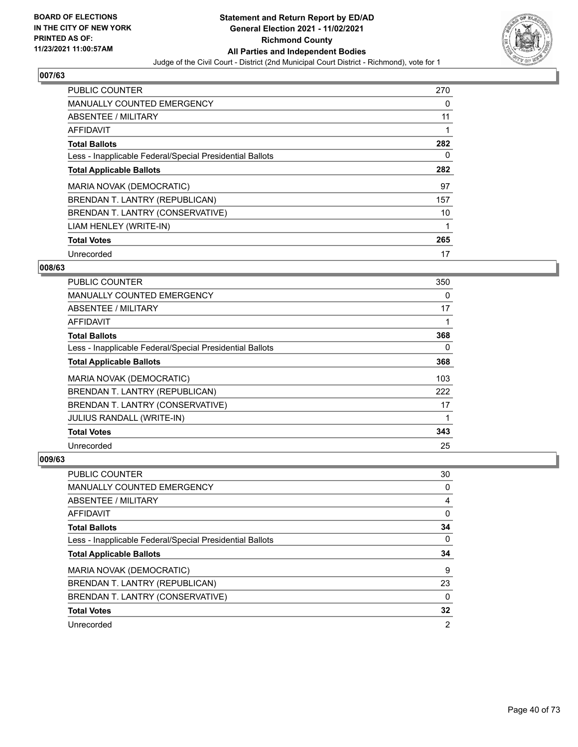**BOARD OF ELECTIONS IN THE CITY OF NEW YORK PRINTED AS OF: 11/23/2021 11:00:57AM**

**Statement and Return Report by ED/AD General Election 2021 - 11/02/2021 Richmond County All Parties and Independent Bodies**

Judge of the Civil Court - District (2nd Municipal Court District - Richmond), vote for 1

### 007/63

| | |
|---|---|
| PUBLIC COUNTER | 270 |
| MANUALLY COUNTED EMERGENCY | 0 |
| ABSENTEE / MILITARY | 11 |
| AFFIDAVIT | 1 |
| **Total Ballots** | **282** |
| Less - Inapplicable Federal/Special Presidential Ballots | 0 |
| **Total Applicable Ballots** | **282** |
| MARIA NOVAK (DEMOCRATIC) | 97 |
| BRENDAN T. LANTRY (REPUBLICAN) | 157 |
| BRENDAN T. LANTRY (CONSERVATIVE) | 10 |
| LIAM HENLEY (WRITE-IN) | 1 |
| **Total Votes** | **265** |
| Unrecorded | 17 |

### 008/63

| | |
|---|---|
| PUBLIC COUNTER | 350 |
| MANUALLY COUNTED EMERGENCY | 0 |
| ABSENTEE / MILITARY | 17 |
| AFFIDAVIT | 1 |
| **Total Ballots** | **368** |
| Less - Inapplicable Federal/Special Presidential Ballots | 0 |
| **Total Applicable Ballots** | **368** |
| MARIA NOVAK (DEMOCRATIC) | 103 |
| BRENDAN T. LANTRY (REPUBLICAN) | 222 |
| BRENDAN T. LANTRY (CONSERVATIVE) | 17 |
| JULIUS RANDALL (WRITE-IN) | 1 |
| **Total Votes** | **343** |
| Unrecorded | 25 |

### 009/63

| | |
|---|---|
| PUBLIC COUNTER | 30 |
| MANUALLY COUNTED EMERGENCY | 0 |
| ABSENTEE / MILITARY | 4 |
| AFFIDAVIT | 0 |
| **Total Ballots** | **34** |
| Less - Inapplicable Federal/Special Presidential Ballots | 0 |
| **Total Applicable Ballots** | **34** |
| MARIA NOVAK (DEMOCRATIC) | 9 |
| BRENDAN T. LANTRY (REPUBLICAN) | 23 |
| BRENDAN T. LANTRY (CONSERVATIVE) | 0 |
| **Total Votes** | **32** |
| Unrecorded | 2 |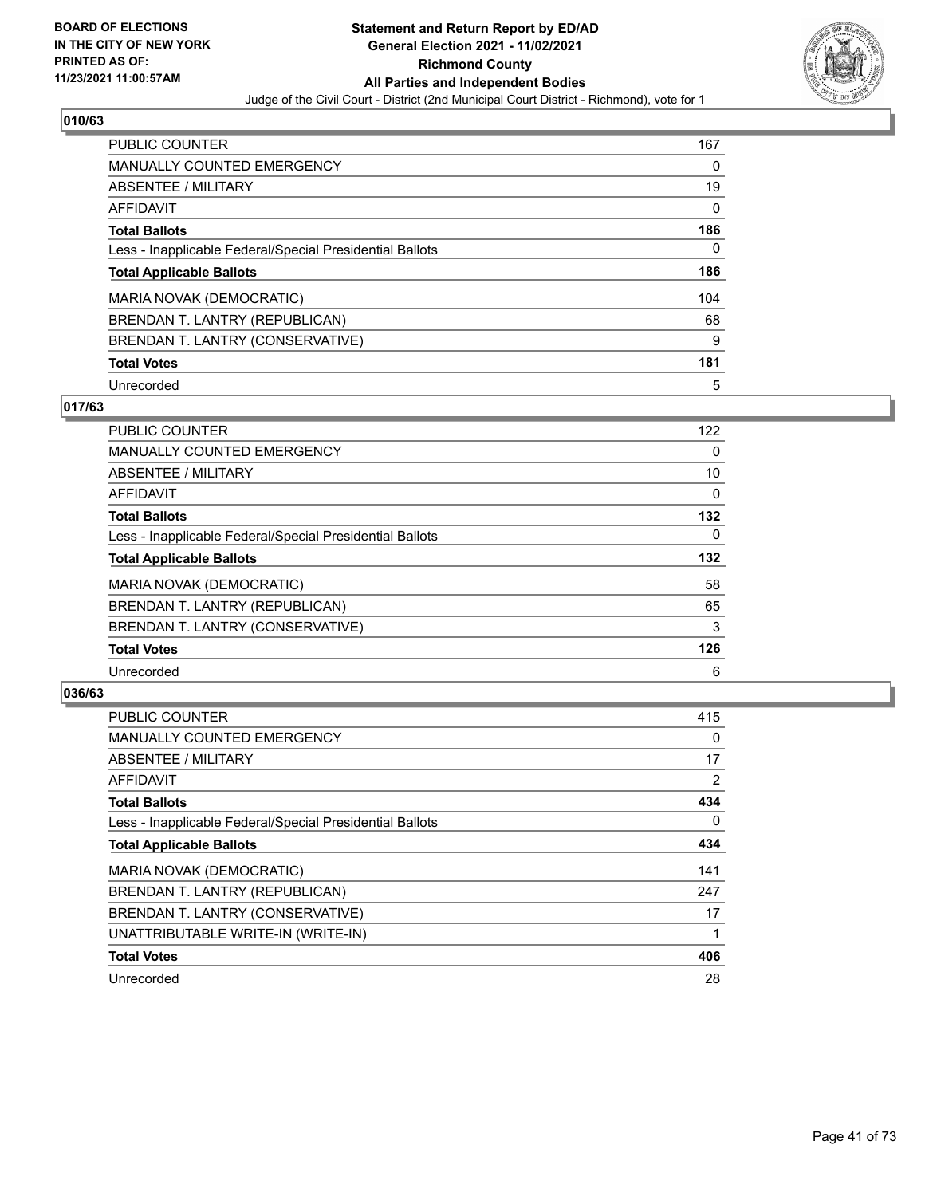BOARD OF ELECTIONS
IN THE CITY OF NEW YORK
PRINTED AS OF:
11/23/2021 11:00:57AM

# Statement and Return Report by ED/AD
## General Election 2021 - 11/02/2021
## Richmond County
## All Parties and Independent Bodies

Judge of the Civil Court - District (2nd Municipal Court District - Richmond), vote for 1

### 010/63

| | |
|---|---|
| PUBLIC COUNTER | 167 |
| MANUALLY COUNTED EMERGENCY | 0 |
| ABSENTEE / MILITARY | 19 |
| AFFIDAVIT | 0 |
| **Total Ballots** | **186** |
| Less - Inapplicable Federal/Special Presidential Ballots | 0 |
| **Total Applicable Ballots** | **186** |
| MARIA NOVAK (DEMOCRATIC) | 104 |
| BRENDAN T. LANTRY (REPUBLICAN) | 68 |
| BRENDAN T. LANTRY (CONSERVATIVE) | 9 |
| **Total Votes** | **181** |
| Unrecorded | 5 |

### 017/63

| | |
|---|---|
| PUBLIC COUNTER | 122 |
| MANUALLY COUNTED EMERGENCY | 0 |
| ABSENTEE / MILITARY | 10 |
| AFFIDAVIT | 0 |
| **Total Ballots** | **132** |
| Less - Inapplicable Federal/Special Presidential Ballots | 0 |
| **Total Applicable Ballots** | **132** |
| MARIA NOVAK (DEMOCRATIC) | 58 |
| BRENDAN T. LANTRY (REPUBLICAN) | 65 |
| BRENDAN T. LANTRY (CONSERVATIVE) | 3 |
| **Total Votes** | **126** |
| Unrecorded | 6 |

### 036/63

| | |
|---|---|
| PUBLIC COUNTER | 415 |
| MANUALLY COUNTED EMERGENCY | 0 |
| ABSENTEE / MILITARY | 17 |
| AFFIDAVIT | 2 |
| **Total Ballots** | **434** |
| Less - Inapplicable Federal/Special Presidential Ballots | 0 |
| **Total Applicable Ballots** | **434** |
| MARIA NOVAK (DEMOCRATIC) | 141 |
| BRENDAN T. LANTRY (REPUBLICAN) | 247 |
| BRENDAN T. LANTRY (CONSERVATIVE) | 17 |
| UNATTRIBUTABLE WRITE-IN (WRITE-IN) | 1 |
| **Total Votes** | **406** |
| Unrecorded | 28 |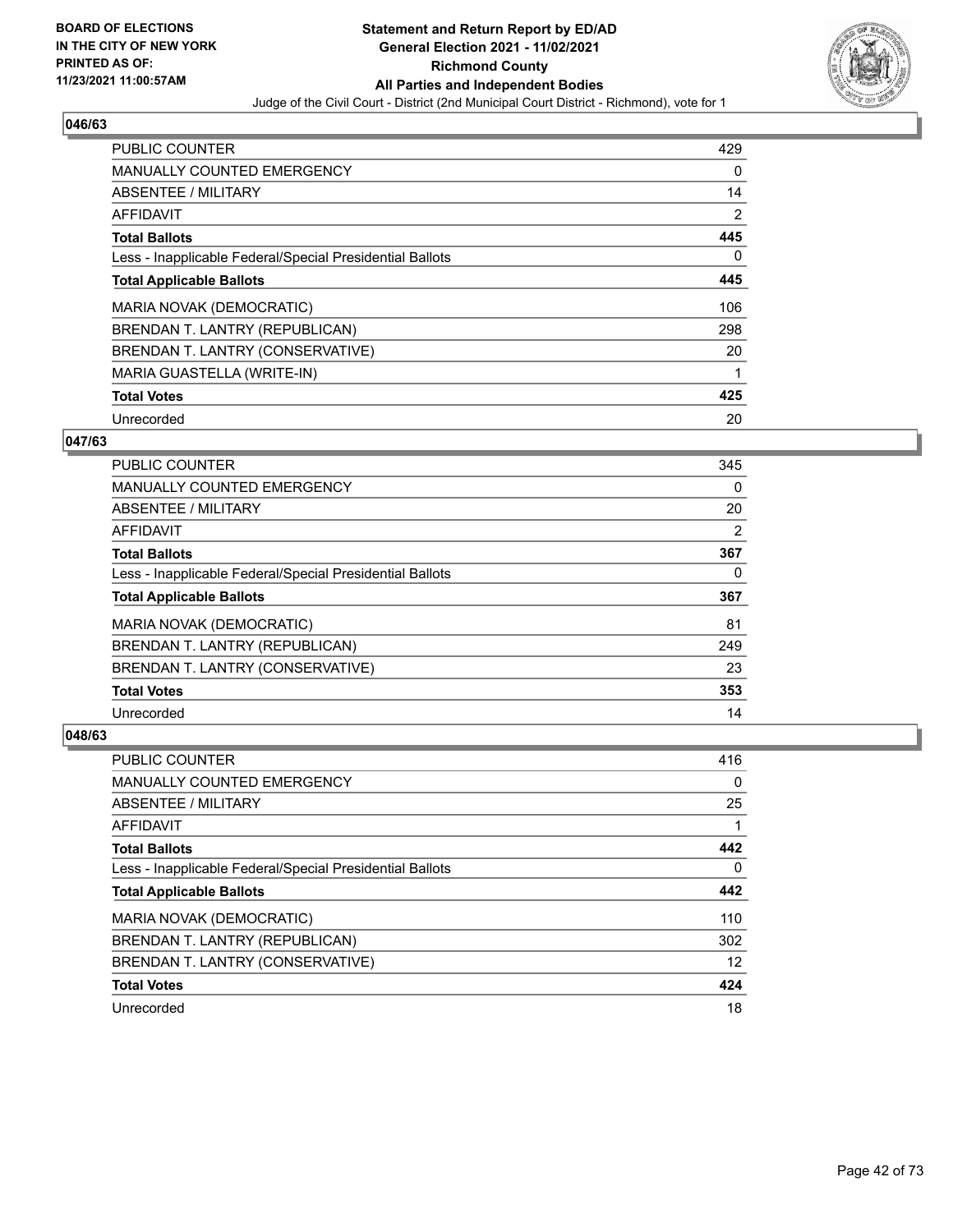**BOARD OF ELECTIONS IN THE CITY OF NEW YORK PRINTED AS OF: 11/23/2021 11:00:57AM**

**Statement and Return Report by ED/AD General Election 2021 - 11/02/2021 Richmond County All Parties and Independent Bodies**

Judge of the Civil Court - District (2nd Municipal Court District - Richmond), vote for 1

### 046/63

| | |
|---|---|
| PUBLIC COUNTER | 429 |
| MANUALLY COUNTED EMERGENCY | 0 |
| ABSENTEE / MILITARY | 14 |
| AFFIDAVIT | 2 |
| **Total Ballots** | **445** |
| Less - Inapplicable Federal/Special Presidential Ballots | 0 |
| **Total Applicable Ballots** | **445** |
| MARIA NOVAK (DEMOCRATIC) | 106 |
| BRENDAN T. LANTRY (REPUBLICAN) | 298 |
| BRENDAN T. LANTRY (CONSERVATIVE) | 20 |
| MARIA GUASTELLA (WRITE-IN) | 1 |
| **Total Votes** | **425** |
| Unrecorded | 20 |

### 047/63

| | |
|---|---|
| PUBLIC COUNTER | 345 |
| MANUALLY COUNTED EMERGENCY | 0 |
| ABSENTEE / MILITARY | 20 |
| AFFIDAVIT | 2 |
| **Total Ballots** | **367** |
| Less - Inapplicable Federal/Special Presidential Ballots | 0 |
| **Total Applicable Ballots** | **367** |
| MARIA NOVAK (DEMOCRATIC) | 81 |
| BRENDAN T. LANTRY (REPUBLICAN) | 249 |
| BRENDAN T. LANTRY (CONSERVATIVE) | 23 |
| **Total Votes** | **353** |
| Unrecorded | 14 |

### 048/63

| | |
|---|---|
| PUBLIC COUNTER | 416 |
| MANUALLY COUNTED EMERGENCY | 0 |
| ABSENTEE / MILITARY | 25 |
| AFFIDAVIT | 1 |
| **Total Ballots** | **442** |
| Less - Inapplicable Federal/Special Presidential Ballots | 0 |
| **Total Applicable Ballots** | **442** |
| MARIA NOVAK (DEMOCRATIC) | 110 |
| BRENDAN T. LANTRY (REPUBLICAN) | 302 |
| BRENDAN T. LANTRY (CONSERVATIVE) | 12 |
| **Total Votes** | **424** |
| Unrecorded | 18 |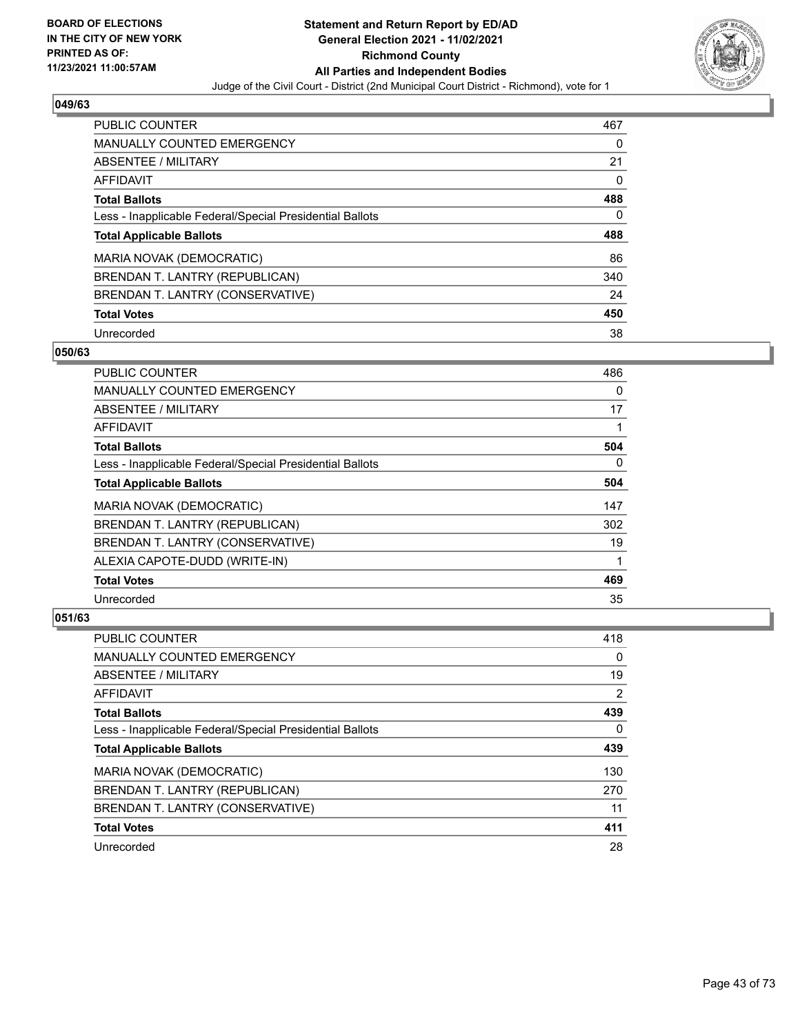BOARD OF ELECTIONS
IN THE CITY OF NEW YORK
PRINTED AS OF:
11/23/2021 11:00:57AM

**Statement and Return Report by ED/AD**
**General Election 2021 - 11/02/2021**
**Richmond County**
**All Parties and Independent Bodies**
Judge of the Civil Court - District (2nd Municipal Court District - Richmond), vote for 1

### 049/63

| | |
|---|---|
| PUBLIC COUNTER | 467 |
| MANUALLY COUNTED EMERGENCY | 0 |
| ABSENTEE / MILITARY | 21 |
| AFFIDAVIT | 0 |
| **Total Ballots** | **488** |
| Less - Inapplicable Federal/Special Presidential Ballots | 0 |
| **Total Applicable Ballots** | **488** |
| MARIA NOVAK (DEMOCRATIC) | 86 |
| BRENDAN T. LANTRY (REPUBLICAN) | 340 |
| BRENDAN T. LANTRY (CONSERVATIVE) | 24 |
| **Total Votes** | **450** |
| Unrecorded | 38 |

### 050/63

| | |
|---|---|
| PUBLIC COUNTER | 486 |
| MANUALLY COUNTED EMERGENCY | 0 |
| ABSENTEE / MILITARY | 17 |
| AFFIDAVIT | 1 |
| **Total Ballots** | **504** |
| Less - Inapplicable Federal/Special Presidential Ballots | 0 |
| **Total Applicable Ballots** | **504** |
| MARIA NOVAK (DEMOCRATIC) | 147 |
| BRENDAN T. LANTRY (REPUBLICAN) | 302 |
| BRENDAN T. LANTRY (CONSERVATIVE) | 19 |
| ALEXIA CAPOTE-DUDD (WRITE-IN) | 1 |
| **Total Votes** | **469** |
| Unrecorded | 35 |

### 051/63

| | |
|---|---|
| PUBLIC COUNTER | 418 |
| MANUALLY COUNTED EMERGENCY | 0 |
| ABSENTEE / MILITARY | 19 |
| AFFIDAVIT | 2 |
| **Total Ballots** | **439** |
| Less - Inapplicable Federal/Special Presidential Ballots | 0 |
| **Total Applicable Ballots** | **439** |
| MARIA NOVAK (DEMOCRATIC) | 130 |
| BRENDAN T. LANTRY (REPUBLICAN) | 270 |
| BRENDAN T. LANTRY (CONSERVATIVE) | 11 |
| **Total Votes** | **411** |
| Unrecorded | 28 |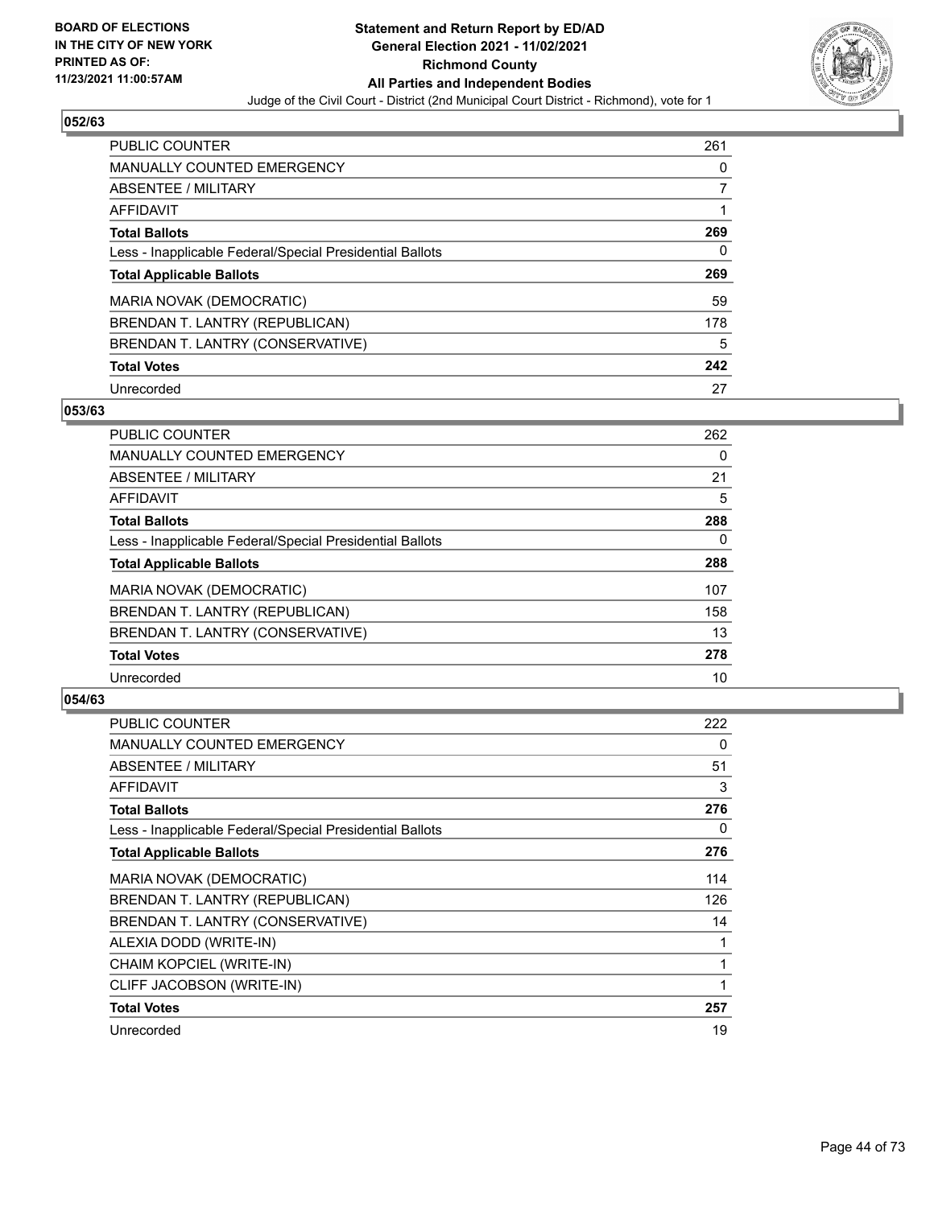**Statement and Return Report by ED/AD**
**General Election 2021 - 11/02/2021**
**Richmond County**
**All Parties and Independent Bodies**
Judge of the Civil Court - District (2nd Municipal Court District - Richmond), vote for 1

BOARD OF ELECTIONS
IN THE CITY OF NEW YORK
PRINTED AS OF:
11/23/2021 11:00:57AM

### 052/63

| | |
|---|---|
| PUBLIC COUNTER | 261 |
| MANUALLY COUNTED EMERGENCY | 0 |
| ABSENTEE / MILITARY | 7 |
| AFFIDAVIT | 1 |
| **Total Ballots** | **269** |
| Less - Inapplicable Federal/Special Presidential Ballots | 0 |
| **Total Applicable Ballots** | **269** |
| MARIA NOVAK (DEMOCRATIC) | 59 |
| BRENDAN T. LANTRY (REPUBLICAN) | 178 |
| BRENDAN T. LANTRY (CONSERVATIVE) | 5 |
| **Total Votes** | **242** |
| Unrecorded | 27 |

### 053/63

| | |
|---|---|
| PUBLIC COUNTER | 262 |
| MANUALLY COUNTED EMERGENCY | 0 |
| ABSENTEE / MILITARY | 21 |
| AFFIDAVIT | 5 |
| **Total Ballots** | **288** |
| Less - Inapplicable Federal/Special Presidential Ballots | 0 |
| **Total Applicable Ballots** | **288** |
| MARIA NOVAK (DEMOCRATIC) | 107 |
| BRENDAN T. LANTRY (REPUBLICAN) | 158 |
| BRENDAN T. LANTRY (CONSERVATIVE) | 13 |
| **Total Votes** | **278** |
| Unrecorded | 10 |

### 054/63

| | |
|---|---|
| PUBLIC COUNTER | 222 |
| MANUALLY COUNTED EMERGENCY | 0 |
| ABSENTEE / MILITARY | 51 |
| AFFIDAVIT | 3 |
| **Total Ballots** | **276** |
| Less - Inapplicable Federal/Special Presidential Ballots | 0 |
| **Total Applicable Ballots** | **276** |
| MARIA NOVAK (DEMOCRATIC) | 114 |
| BRENDAN T. LANTRY (REPUBLICAN) | 126 |
| BRENDAN T. LANTRY (CONSERVATIVE) | 14 |
| ALEXIA DODD (WRITE-IN) | 1 |
| CHAIM KOPCIEL (WRITE-IN) | 1 |
| CLIFF JACOBSON (WRITE-IN) | 1 |
| **Total Votes** | **257** |
| Unrecorded | 19 |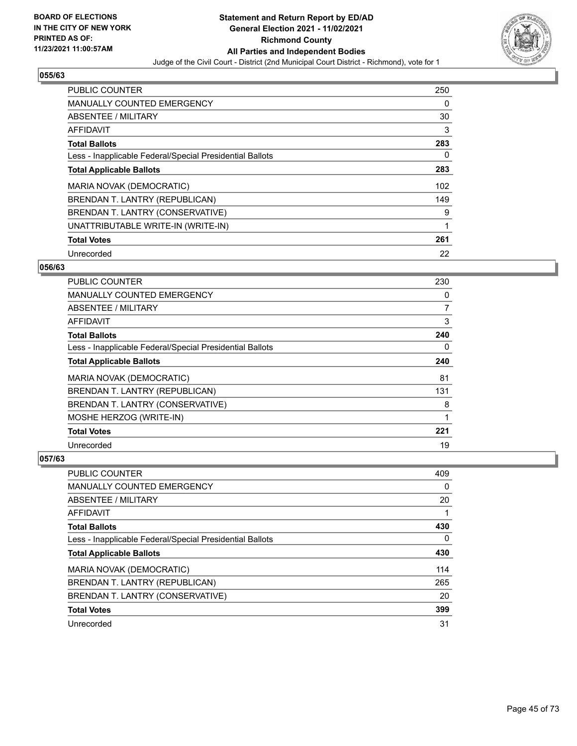**BOARD OF ELECTIONS IN THE CITY OF NEW YORK PRINTED AS OF: 11/23/2021 11:00:57AM**

# Statement and Return Report by ED/AD General Election 2021 - 11/02/2021 Richmond County All Parties and Independent Bodies

Judge of the Civil Court - District (2nd Municipal Court District - Richmond), vote for 1

## 055/63

| | |
|---|---|
| PUBLIC COUNTER | 250 |
| MANUALLY COUNTED EMERGENCY | 0 |
| ABSENTEE / MILITARY | 30 |
| AFFIDAVIT | 3 |
| **Total Ballots** | **283** |
| Less - Inapplicable Federal/Special Presidential Ballots | 0 |
| **Total Applicable Ballots** | **283** |
| MARIA NOVAK (DEMOCRATIC) | 102 |
| BRENDAN T. LANTRY (REPUBLICAN) | 149 |
| BRENDAN T. LANTRY (CONSERVATIVE) | 9 |
| UNATTRIBUTABLE WRITE-IN (WRITE-IN) | 1 |
| **Total Votes** | **261** |
| Unrecorded | 22 |

## 056/63

| | |
|---|---|
| PUBLIC COUNTER | 230 |
| MANUALLY COUNTED EMERGENCY | 0 |
| ABSENTEE / MILITARY | 7 |
| AFFIDAVIT | 3 |
| **Total Ballots** | **240** |
| Less - Inapplicable Federal/Special Presidential Ballots | 0 |
| **Total Applicable Ballots** | **240** |
| MARIA NOVAK (DEMOCRATIC) | 81 |
| BRENDAN T. LANTRY (REPUBLICAN) | 131 |
| BRENDAN T. LANTRY (CONSERVATIVE) | 8 |
| MOSHE HERZOG (WRITE-IN) | 1 |
| **Total Votes** | **221** |
| Unrecorded | 19 |

## 057/63

| | |
|---|---|
| PUBLIC COUNTER | 409 |
| MANUALLY COUNTED EMERGENCY | 0 |
| ABSENTEE / MILITARY | 20 |
| AFFIDAVIT | 1 |
| **Total Ballots** | **430** |
| Less - Inapplicable Federal/Special Presidential Ballots | 0 |
| **Total Applicable Ballots** | **430** |
| MARIA NOVAK (DEMOCRATIC) | 114 |
| BRENDAN T. LANTRY (REPUBLICAN) | 265 |
| BRENDAN T. LANTRY (CONSERVATIVE) | 20 |
| **Total Votes** | **399** |
| Unrecorded | 31 |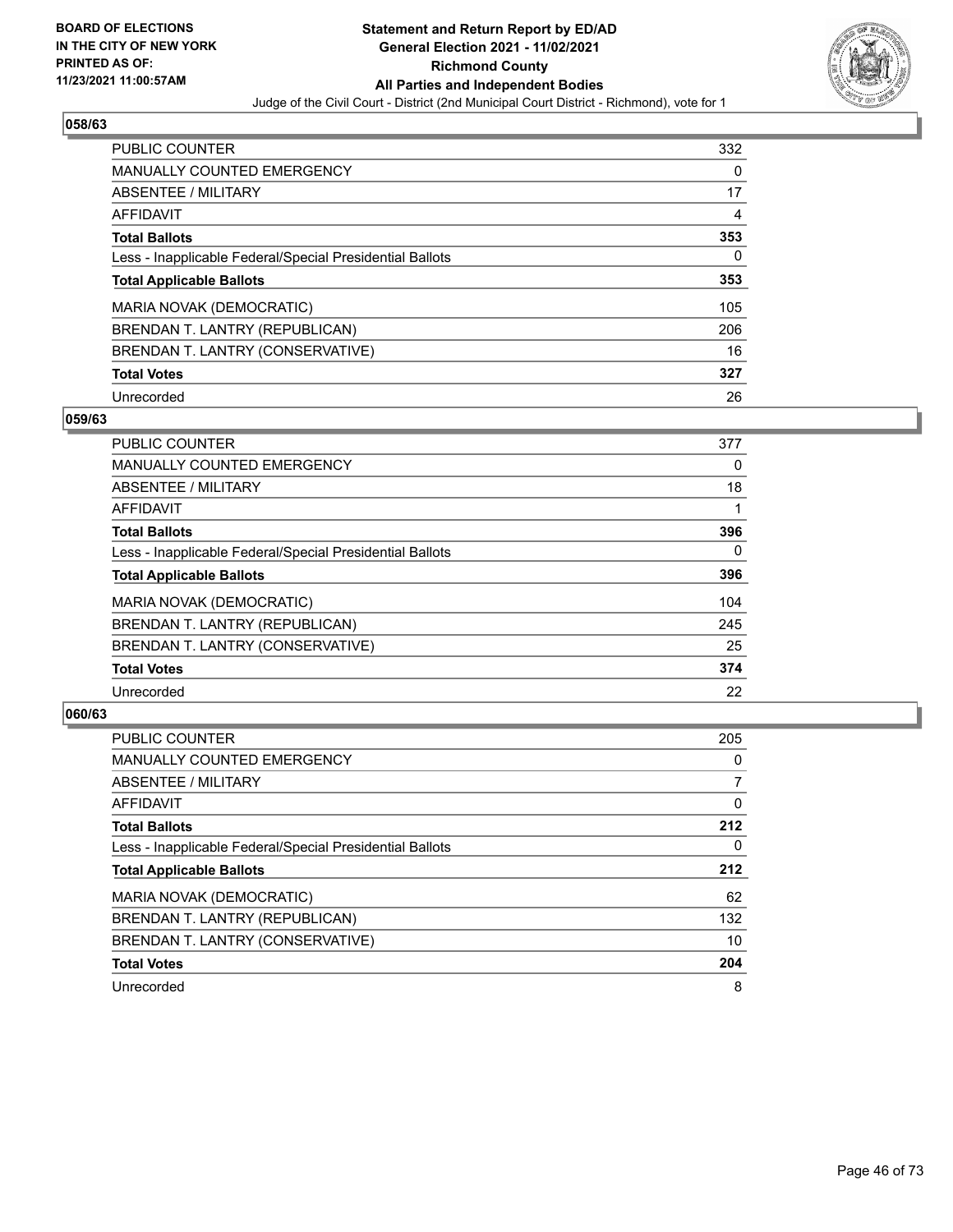## 058/63

| | |
|---|---|
| PUBLIC COUNTER | 332 |
| MANUALLY COUNTED EMERGENCY | 0 |
| ABSENTEE / MILITARY | 17 |
| AFFIDAVIT | 4 |
| **Total Ballots** | **353** |
| Less - Inapplicable Federal/Special Presidential Ballots | 0 |
| **Total Applicable Ballots** | **353** |
| MARIA NOVAK (DEMOCRATIC) | 105 |
| BRENDAN T. LANTRY (REPUBLICAN) | 206 |
| BRENDAN T. LANTRY (CONSERVATIVE) | 16 |
| **Total Votes** | **327** |
| Unrecorded | 26 |

## 059/63

| | |
|---|---|
| PUBLIC COUNTER | 377 |
| MANUALLY COUNTED EMERGENCY | 0 |
| ABSENTEE / MILITARY | 18 |
| AFFIDAVIT | 1 |
| **Total Ballots** | **396** |
| Less - Inapplicable Federal/Special Presidential Ballots | 0 |
| **Total Applicable Ballots** | **396** |
| MARIA NOVAK (DEMOCRATIC) | 104 |
| BRENDAN T. LANTRY (REPUBLICAN) | 245 |
| BRENDAN T. LANTRY (CONSERVATIVE) | 25 |
| **Total Votes** | **374** |
| Unrecorded | 22 |

## 060/63

| | |
|---|---|
| PUBLIC COUNTER | 205 |
| MANUALLY COUNTED EMERGENCY | 0 |
| ABSENTEE / MILITARY | 7 |
| AFFIDAVIT | 0 |
| **Total Ballots** | **212** |
| Less - Inapplicable Federal/Special Presidential Ballots | 0 |
| **Total Applicable Ballots** | **212** |
| MARIA NOVAK (DEMOCRATIC) | 62 |
| BRENDAN T. LANTRY (REPUBLICAN) | 132 |
| BRENDAN T. LANTRY (CONSERVATIVE) | 10 |
| **Total Votes** | **204** |
| Unrecorded | 8 |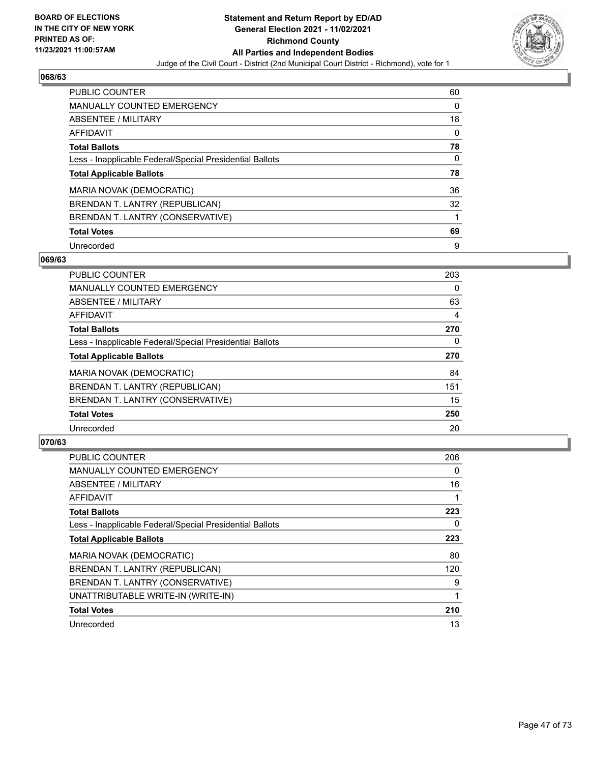BOARD OF ELECTIONS
IN THE CITY OF NEW YORK
PRINTED AS OF:
11/23/2021 11:00:57AM

**Statement and Return Report by ED/AD**
**General Election 2021 - 11/02/2021**
**Richmond County**
**All Parties and Independent Bodies**
Judge of the Civil Court - District (2nd Municipal Court District - Richmond), vote for 1

### 068/63

| | |
|---|---|
| PUBLIC COUNTER | 60 |
| MANUALLY COUNTED EMERGENCY | 0 |
| ABSENTEE / MILITARY | 18 |
| AFFIDAVIT | 0 |
| **Total Ballots** | **78** |
| Less - Inapplicable Federal/Special Presidential Ballots | 0 |
| **Total Applicable Ballots** | **78** |
| MARIA NOVAK (DEMOCRATIC) | 36 |
| BRENDAN T. LANTRY (REPUBLICAN) | 32 |
| BRENDAN T. LANTRY (CONSERVATIVE) | 1 |
| **Total Votes** | **69** |
| Unrecorded | 9 |

### 069/63

| | |
|---|---|
| PUBLIC COUNTER | 203 |
| MANUALLY COUNTED EMERGENCY | 0 |
| ABSENTEE / MILITARY | 63 |
| AFFIDAVIT | 4 |
| **Total Ballots** | **270** |
| Less - Inapplicable Federal/Special Presidential Ballots | 0 |
| **Total Applicable Ballots** | **270** |
| MARIA NOVAK (DEMOCRATIC) | 84 |
| BRENDAN T. LANTRY (REPUBLICAN) | 151 |
| BRENDAN T. LANTRY (CONSERVATIVE) | 15 |
| **Total Votes** | **250** |
| Unrecorded | 20 |

### 070/63

| | |
|---|---|
| PUBLIC COUNTER | 206 |
| MANUALLY COUNTED EMERGENCY | 0 |
| ABSENTEE / MILITARY | 16 |
| AFFIDAVIT | 1 |
| **Total Ballots** | **223** |
| Less - Inapplicable Federal/Special Presidential Ballots | 0 |
| **Total Applicable Ballots** | **223** |
| MARIA NOVAK (DEMOCRATIC) | 80 |
| BRENDAN T. LANTRY (REPUBLICAN) | 120 |
| BRENDAN T. LANTRY (CONSERVATIVE) | 9 |
| UNATTRIBUTABLE WRITE-IN (WRITE-IN) | 1 |
| **Total Votes** | **210** |
| Unrecorded | 13 |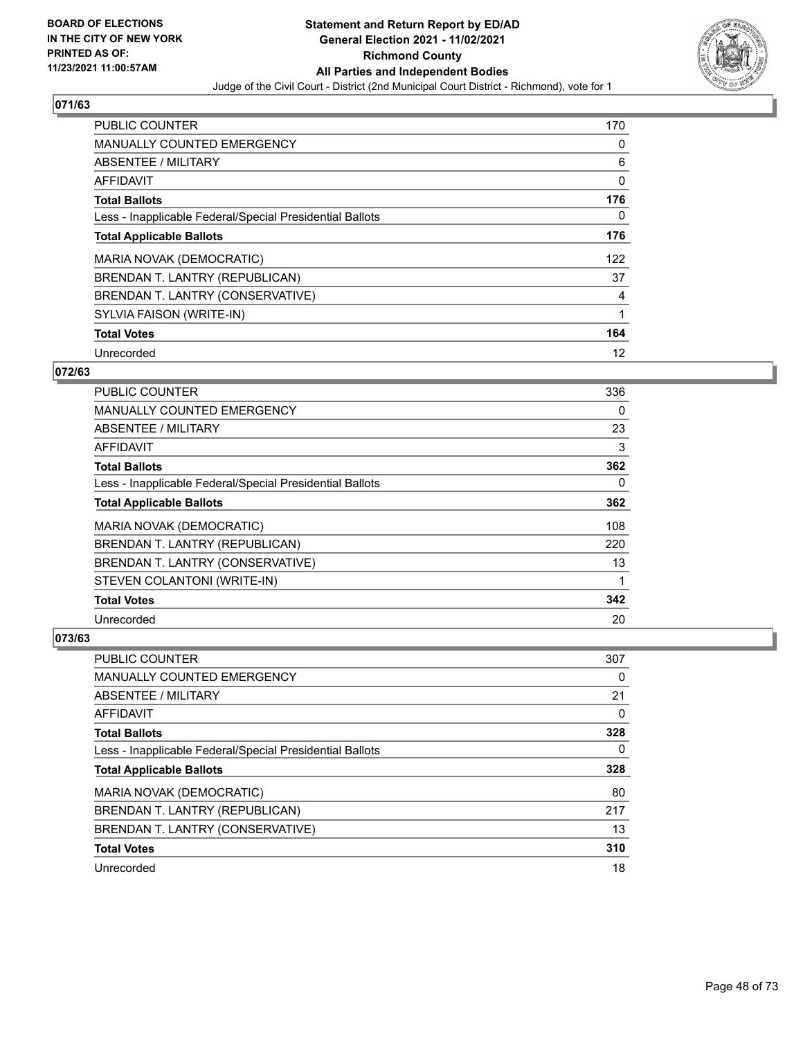**Statement and Return Report by ED/AD**
**General Election 2021 - 11/02/2021**
**Richmond County**
**All Parties and Independent Bodies**
Judge of the Civil Court - District (2nd Municipal Court District - Richmond), vote for 1

BOARD OF ELECTIONS IN THE CITY OF NEW YORK PRINTED AS OF: 11/23/2021 11:00:57AM

## 071/63

| | |
|---|---|
| PUBLIC COUNTER | 170 |
| MANUALLY COUNTED EMERGENCY | 0 |
| ABSENTEE / MILITARY | 6 |
| AFFIDAVIT | 0 |
| **Total Ballots** | **176** |
| Less - Inapplicable Federal/Special Presidential Ballots | 0 |
| **Total Applicable Ballots** | **176** |
| MARIA NOVAK (DEMOCRATIC) | 122 |
| BRENDAN T. LANTRY (REPUBLICAN) | 37 |
| BRENDAN T. LANTRY (CONSERVATIVE) | 4 |
| SYLVIA FAISON (WRITE-IN) | 1 |
| **Total Votes** | **164** |
| Unrecorded | 12 |

## 072/63

| | |
|---|---|
| PUBLIC COUNTER | 336 |
| MANUALLY COUNTED EMERGENCY | 0 |
| ABSENTEE / MILITARY | 23 |
| AFFIDAVIT | 3 |
| **Total Ballots** | **362** |
| Less - Inapplicable Federal/Special Presidential Ballots | 0 |
| **Total Applicable Ballots** | **362** |
| MARIA NOVAK (DEMOCRATIC) | 108 |
| BRENDAN T. LANTRY (REPUBLICAN) | 220 |
| BRENDAN T. LANTRY (CONSERVATIVE) | 13 |
| STEVEN COLANTONI (WRITE-IN) | 1 |
| **Total Votes** | **342** |
| Unrecorded | 20 |

## 073/63

| | |
|---|---|
| PUBLIC COUNTER | 307 |
| MANUALLY COUNTED EMERGENCY | 0 |
| ABSENTEE / MILITARY | 21 |
| AFFIDAVIT | 0 |
| **Total Ballots** | **328** |
| Less - Inapplicable Federal/Special Presidential Ballots | 0 |
| **Total Applicable Ballots** | **328** |
| MARIA NOVAK (DEMOCRATIC) | 80 |
| BRENDAN T. LANTRY (REPUBLICAN) | 217 |
| BRENDAN T. LANTRY (CONSERVATIVE) | 13 |
| **Total Votes** | **310** |
| Unrecorded | 18 |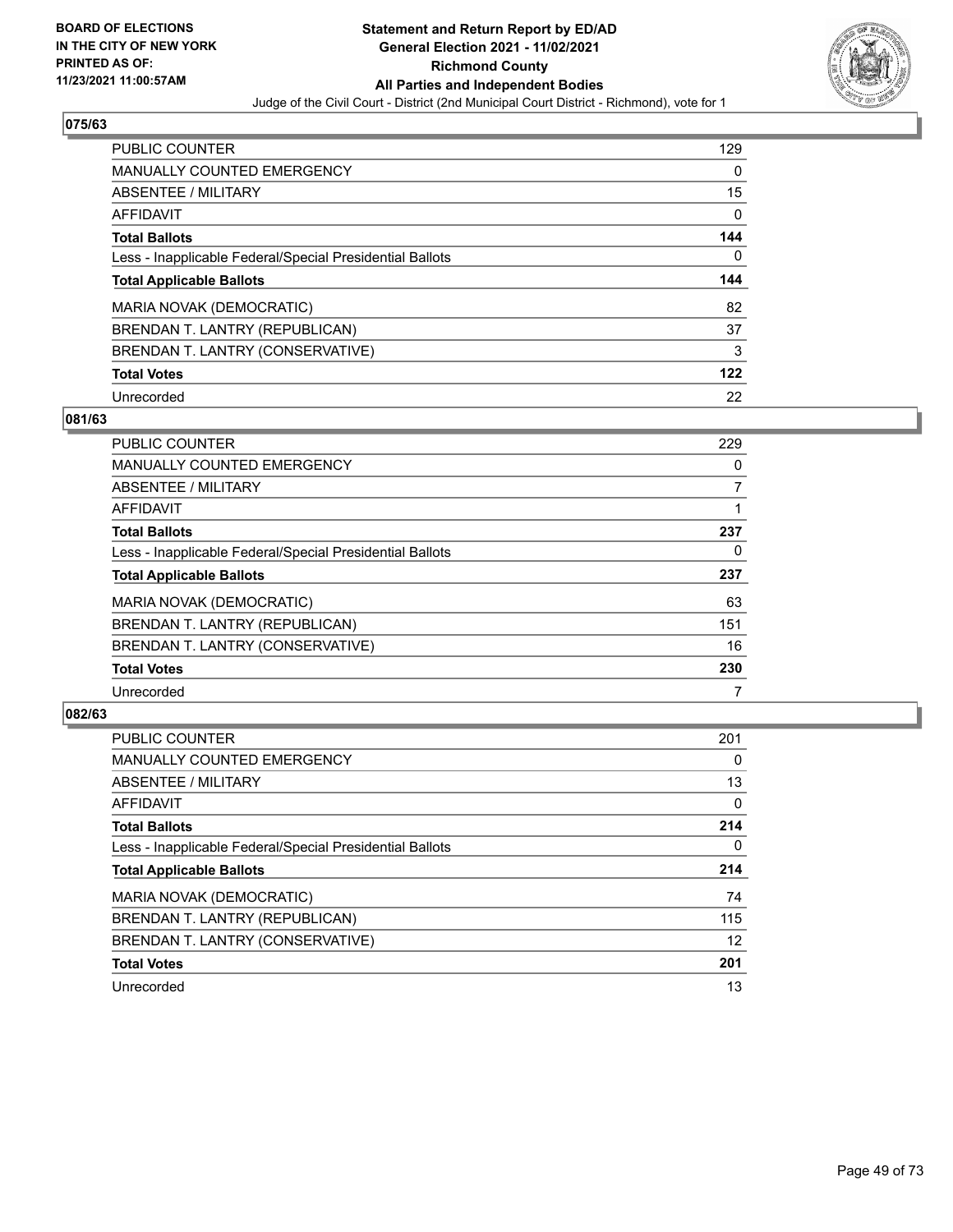## 075/63

| | |
|---|---|
| PUBLIC COUNTER | 129 |
| MANUALLY COUNTED EMERGENCY | 0 |
| ABSENTEE / MILITARY | 15 |
| AFFIDAVIT | 0 |
| **Total Ballots** | **144** |
| Less - Inapplicable Federal/Special Presidential Ballots | 0 |
| **Total Applicable Ballots** | **144** |
| MARIA NOVAK (DEMOCRATIC) | 82 |
| BRENDAN T. LANTRY (REPUBLICAN) | 37 |
| BRENDAN T. LANTRY (CONSERVATIVE) | 3 |
| **Total Votes** | **122** |
| Unrecorded | 22 |

## 081/63

| | |
|---|---|
| PUBLIC COUNTER | 229 |
| MANUALLY COUNTED EMERGENCY | 0 |
| ABSENTEE / MILITARY | 7 |
| AFFIDAVIT | 1 |
| **Total Ballots** | **237** |
| Less - Inapplicable Federal/Special Presidential Ballots | 0 |
| **Total Applicable Ballots** | **237** |
| MARIA NOVAK (DEMOCRATIC) | 63 |
| BRENDAN T. LANTRY (REPUBLICAN) | 151 |
| BRENDAN T. LANTRY (CONSERVATIVE) | 16 |
| **Total Votes** | **230** |
| Unrecorded | 7 |

## 082/63

| | |
|---|---|
| PUBLIC COUNTER | 201 |
| MANUALLY COUNTED EMERGENCY | 0 |
| ABSENTEE / MILITARY | 13 |
| AFFIDAVIT | 0 |
| **Total Ballots** | **214** |
| Less - Inapplicable Federal/Special Presidential Ballots | 0 |
| **Total Applicable Ballots** | **214** |
| MARIA NOVAK (DEMOCRATIC) | 74 |
| BRENDAN T. LANTRY (REPUBLICAN) | 115 |
| BRENDAN T. LANTRY (CONSERVATIVE) | 12 |
| **Total Votes** | **201** |
| Unrecorded | 13 |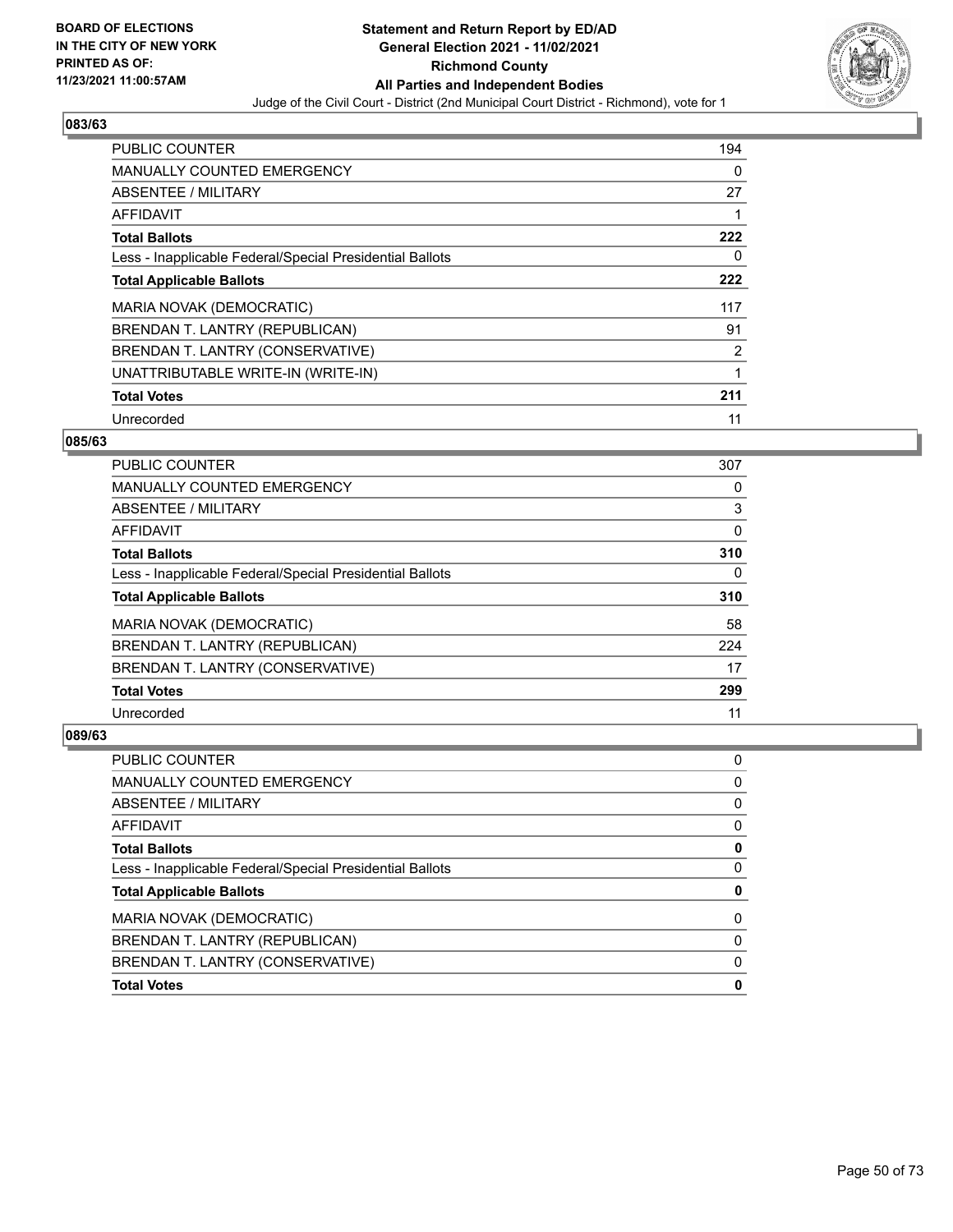## 083/63

| | |
|---|---|
| PUBLIC COUNTER | 194 |
| MANUALLY COUNTED EMERGENCY | 0 |
| ABSENTEE / MILITARY | 27 |
| AFFIDAVIT | 1 |
| **Total Ballots** | **222** |
| Less - Inapplicable Federal/Special Presidential Ballots | 0 |
| **Total Applicable Ballots** | **222** |
| MARIA NOVAK (DEMOCRATIC) | 117 |
| BRENDAN T. LANTRY (REPUBLICAN) | 91 |
| BRENDAN T. LANTRY (CONSERVATIVE) | 2 |
| UNATTRIBUTABLE WRITE-IN (WRITE-IN) | 1 |
| **Total Votes** | **211** |
| Unrecorded | 11 |

## 085/63

| | |
|---|---|
| PUBLIC COUNTER | 307 |
| MANUALLY COUNTED EMERGENCY | 0 |
| ABSENTEE / MILITARY | 3 |
| AFFIDAVIT | 0 |
| **Total Ballots** | **310** |
| Less - Inapplicable Federal/Special Presidential Ballots | 0 |
| **Total Applicable Ballots** | **310** |
| MARIA NOVAK (DEMOCRATIC) | 58 |
| BRENDAN T. LANTRY (REPUBLICAN) | 224 |
| BRENDAN T. LANTRY (CONSERVATIVE) | 17 |
| **Total Votes** | **299** |
| Unrecorded | 11 |

## 089/63

| | |
|---|---|
| PUBLIC COUNTER | 0 |
| MANUALLY COUNTED EMERGENCY | 0 |
| ABSENTEE / MILITARY | 0 |
| AFFIDAVIT | 0 |
| **Total Ballots** | **0** |
| Less - Inapplicable Federal/Special Presidential Ballots | 0 |
| **Total Applicable Ballots** | **0** |
| MARIA NOVAK (DEMOCRATIC) | 0 |
| BRENDAN T. LANTRY (REPUBLICAN) | 0 |
| BRENDAN T. LANTRY (CONSERVATIVE) | 0 |
| **Total Votes** | **0** |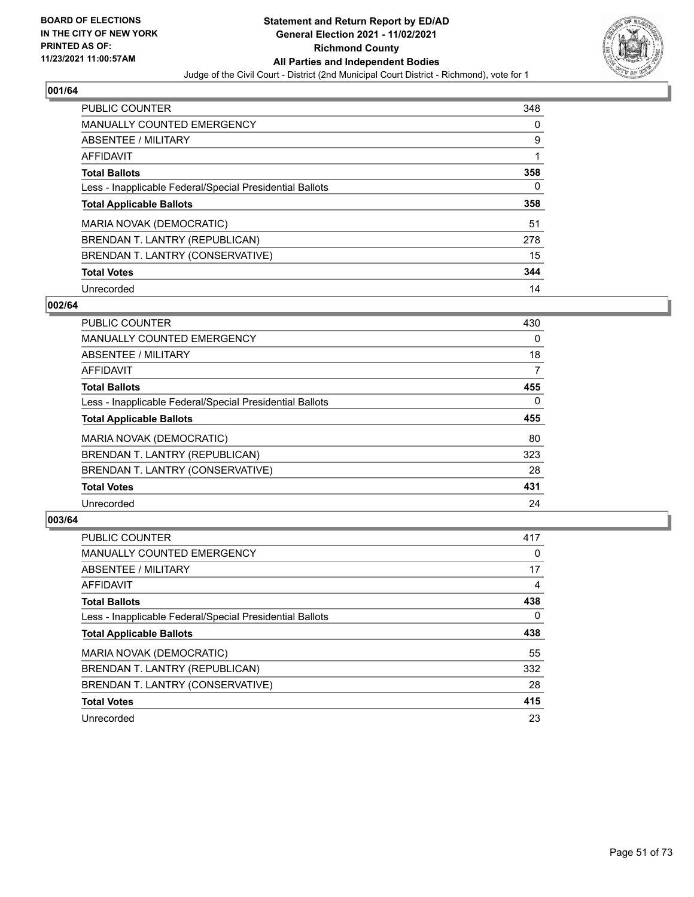BOARD OF ELECTIONS
IN THE CITY OF NEW YORK
PRINTED AS OF:
11/23/2021 11:00:57AM

**Statement and Return Report by ED/AD**
**General Election 2021 - 11/02/2021**
**Richmond County**
**All Parties and Independent Bodies**
Judge of the Civil Court - District (2nd Municipal Court District - Richmond), vote for 1

## 001/64

| | |
|---|---|
| PUBLIC COUNTER | 348 |
| MANUALLY COUNTED EMERGENCY | 0 |
| ABSENTEE / MILITARY | 9 |
| AFFIDAVIT | 1 |
| **Total Ballots** | **358** |
| Less - Inapplicable Federal/Special Presidential Ballots | 0 |
| **Total Applicable Ballots** | **358** |
| MARIA NOVAK (DEMOCRATIC) | 51 |
| BRENDAN T. LANTRY (REPUBLICAN) | 278 |
| BRENDAN T. LANTRY (CONSERVATIVE) | 15 |
| **Total Votes** | **344** |
| Unrecorded | 14 |

## 002/64

| | |
|---|---|
| PUBLIC COUNTER | 430 |
| MANUALLY COUNTED EMERGENCY | 0 |
| ABSENTEE / MILITARY | 18 |
| AFFIDAVIT | 7 |
| **Total Ballots** | **455** |
| Less - Inapplicable Federal/Special Presidential Ballots | 0 |
| **Total Applicable Ballots** | **455** |
| MARIA NOVAK (DEMOCRATIC) | 80 |
| BRENDAN T. LANTRY (REPUBLICAN) | 323 |
| BRENDAN T. LANTRY (CONSERVATIVE) | 28 |
| **Total Votes** | **431** |
| Unrecorded | 24 |

## 003/64

| | |
|---|---|
| PUBLIC COUNTER | 417 |
| MANUALLY COUNTED EMERGENCY | 0 |
| ABSENTEE / MILITARY | 17 |
| AFFIDAVIT | 4 |
| **Total Ballots** | **438** |
| Less - Inapplicable Federal/Special Presidential Ballots | 0 |
| **Total Applicable Ballots** | **438** |
| MARIA NOVAK (DEMOCRATIC) | 55 |
| BRENDAN T. LANTRY (REPUBLICAN) | 332 |
| BRENDAN T. LANTRY (CONSERVATIVE) | 28 |
| **Total Votes** | **415** |
| Unrecorded | 23 |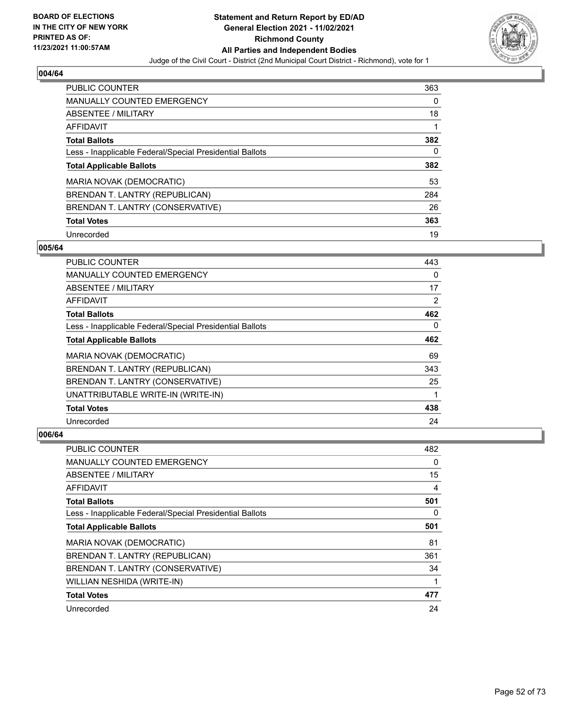## 004/64

| | |
|---|---|
| PUBLIC COUNTER | 363 |
| MANUALLY COUNTED EMERGENCY | 0 |
| ABSENTEE / MILITARY | 18 |
| AFFIDAVIT | 1 |
| **Total Ballots** | **382** |
| Less - Inapplicable Federal/Special Presidential Ballots | 0 |
| **Total Applicable Ballots** | **382** |
| MARIA NOVAK (DEMOCRATIC) | 53 |
| BRENDAN T. LANTRY (REPUBLICAN) | 284 |
| BRENDAN T. LANTRY (CONSERVATIVE) | 26 |
| **Total Votes** | **363** |
| Unrecorded | 19 |

## 005/64

| | |
|---|---|
| PUBLIC COUNTER | 443 |
| MANUALLY COUNTED EMERGENCY | 0 |
| ABSENTEE / MILITARY | 17 |
| AFFIDAVIT | 2 |
| **Total Ballots** | **462** |
| Less - Inapplicable Federal/Special Presidential Ballots | 0 |
| **Total Applicable Ballots** | **462** |
| MARIA NOVAK (DEMOCRATIC) | 69 |
| BRENDAN T. LANTRY (REPUBLICAN) | 343 |
| BRENDAN T. LANTRY (CONSERVATIVE) | 25 |
| UNATTRIBUTABLE WRITE-IN (WRITE-IN) | 1 |
| **Total Votes** | **438** |
| Unrecorded | 24 |

## 006/64

| | |
|---|---|
| PUBLIC COUNTER | 482 |
| MANUALLY COUNTED EMERGENCY | 0 |
| ABSENTEE / MILITARY | 15 |
| AFFIDAVIT | 4 |
| **Total Ballots** | **501** |
| Less - Inapplicable Federal/Special Presidential Ballots | 0 |
| **Total Applicable Ballots** | **501** |
| MARIA NOVAK (DEMOCRATIC) | 81 |
| BRENDAN T. LANTRY (REPUBLICAN) | 361 |
| BRENDAN T. LANTRY (CONSERVATIVE) | 34 |
| WILLIAN NESHIDA (WRITE-IN) | 1 |
| **Total Votes** | **477** |
| Unrecorded | 24 |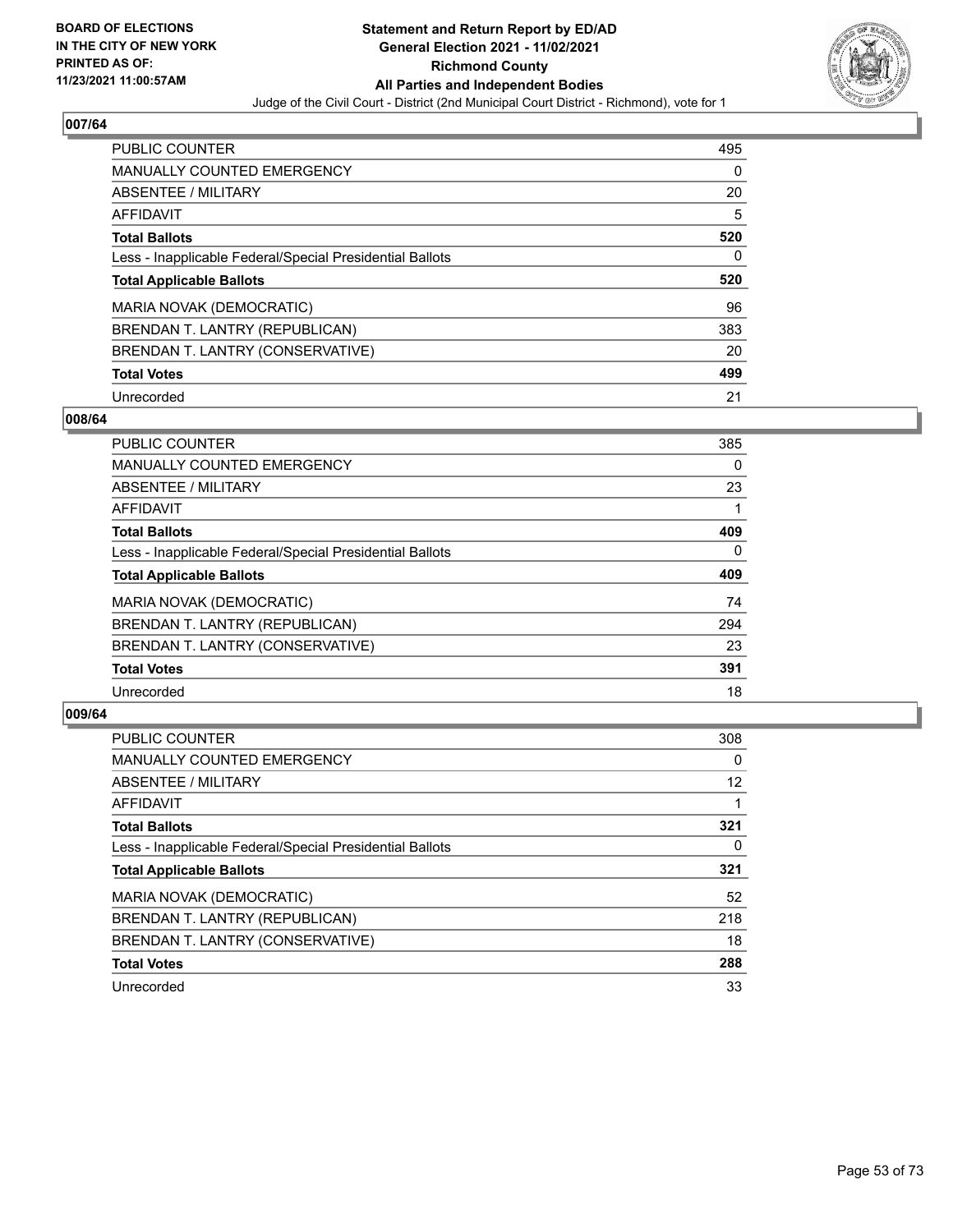BOARD OF ELECTIONS
IN THE CITY OF NEW YORK
PRINTED AS OF:
11/23/2021 11:00:57AM

**Statement and Return Report by ED/AD**
**General Election 2021 - 11/02/2021**
**Richmond County**
**All Parties and Independent Bodies**
Judge of the Civil Court - District (2nd Municipal Court District - Richmond), vote for 1

## 007/64

| | |
|---|---|
| PUBLIC COUNTER | 495 |
| MANUALLY COUNTED EMERGENCY | 0 |
| ABSENTEE / MILITARY | 20 |
| AFFIDAVIT | 5 |
| **Total Ballots** | **520** |
| Less - Inapplicable Federal/Special Presidential Ballots | 0 |
| **Total Applicable Ballots** | **520** |
| MARIA NOVAK (DEMOCRATIC) | 96 |
| BRENDAN T. LANTRY (REPUBLICAN) | 383 |
| BRENDAN T. LANTRY (CONSERVATIVE) | 20 |
| **Total Votes** | **499** |
| Unrecorded | 21 |

## 008/64

| | |
|---|---|
| PUBLIC COUNTER | 385 |
| MANUALLY COUNTED EMERGENCY | 0 |
| ABSENTEE / MILITARY | 23 |
| AFFIDAVIT | 1 |
| **Total Ballots** | **409** |
| Less - Inapplicable Federal/Special Presidential Ballots | 0 |
| **Total Applicable Ballots** | **409** |
| MARIA NOVAK (DEMOCRATIC) | 74 |
| BRENDAN T. LANTRY (REPUBLICAN) | 294 |
| BRENDAN T. LANTRY (CONSERVATIVE) | 23 |
| **Total Votes** | **391** |
| Unrecorded | 18 |

## 009/64

| | |
|---|---|
| PUBLIC COUNTER | 308 |
| MANUALLY COUNTED EMERGENCY | 0 |
| ABSENTEE / MILITARY | 12 |
| AFFIDAVIT | 1 |
| **Total Ballots** | **321** |
| Less - Inapplicable Federal/Special Presidential Ballots | 0 |
| **Total Applicable Ballots** | **321** |
| MARIA NOVAK (DEMOCRATIC) | 52 |
| BRENDAN T. LANTRY (REPUBLICAN) | 218 |
| BRENDAN T. LANTRY (CONSERVATIVE) | 18 |
| **Total Votes** | **288** |
| Unrecorded | 33 |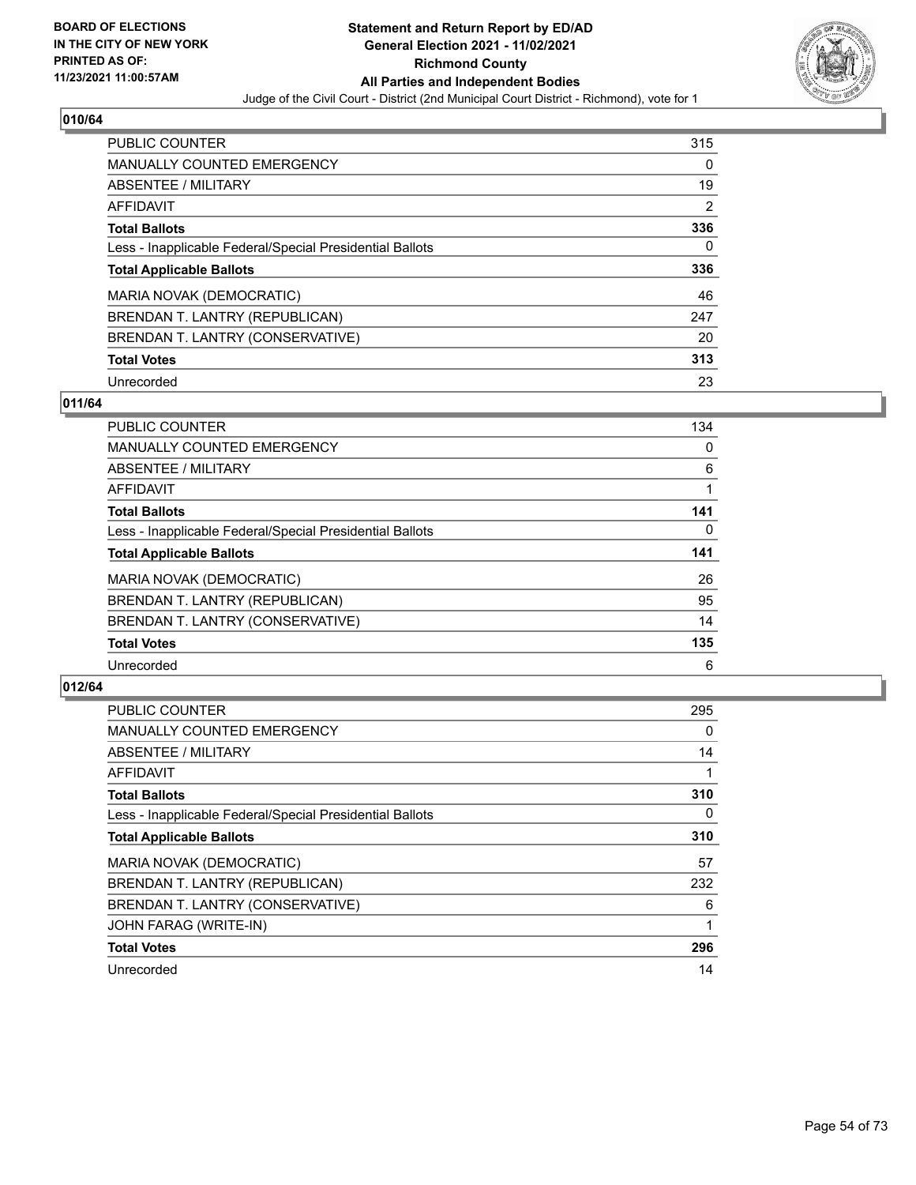**BOARD OF ELECTIONS IN THE CITY OF NEW YORK PRINTED AS OF: 11/23/2021 11:00:57AM**

# Statement and Return Report by ED/AD General Election 2021 - 11/02/2021 Richmond County All Parties and Independent Bodies

Judge of the Civil Court - District (2nd Municipal Court District - Richmond), vote for 1

## 010/64

| | |
|---|---|
| PUBLIC COUNTER | 315 |
| MANUALLY COUNTED EMERGENCY | 0 |
| ABSENTEE / MILITARY | 19 |
| AFFIDAVIT | 2 |
| **Total Ballots** | **336** |
| Less - Inapplicable Federal/Special Presidential Ballots | 0 |
| **Total Applicable Ballots** | **336** |
| MARIA NOVAK (DEMOCRATIC) | 46 |
| BRENDAN T. LANTRY (REPUBLICAN) | 247 |
| BRENDAN T. LANTRY (CONSERVATIVE) | 20 |
| **Total Votes** | **313** |
| Unrecorded | 23 |

## 011/64

| | |
|---|---|
| PUBLIC COUNTER | 134 |
| MANUALLY COUNTED EMERGENCY | 0 |
| ABSENTEE / MILITARY | 6 |
| AFFIDAVIT | 1 |
| **Total Ballots** | **141** |
| Less - Inapplicable Federal/Special Presidential Ballots | 0 |
| **Total Applicable Ballots** | **141** |
| MARIA NOVAK (DEMOCRATIC) | 26 |
| BRENDAN T. LANTRY (REPUBLICAN) | 95 |
| BRENDAN T. LANTRY (CONSERVATIVE) | 14 |
| **Total Votes** | **135** |
| Unrecorded | 6 |

## 012/64

| | |
|---|---|
| PUBLIC COUNTER | 295 |
| MANUALLY COUNTED EMERGENCY | 0 |
| ABSENTEE / MILITARY | 14 |
| AFFIDAVIT | 1 |
| **Total Ballots** | **310** |
| Less - Inapplicable Federal/Special Presidential Ballots | 0 |
| **Total Applicable Ballots** | **310** |
| MARIA NOVAK (DEMOCRATIC) | 57 |
| BRENDAN T. LANTRY (REPUBLICAN) | 232 |
| BRENDAN T. LANTRY (CONSERVATIVE) | 6 |
| JOHN FARAG (WRITE-IN) | 1 |
| **Total Votes** | **296** |
| Unrecorded | 14 |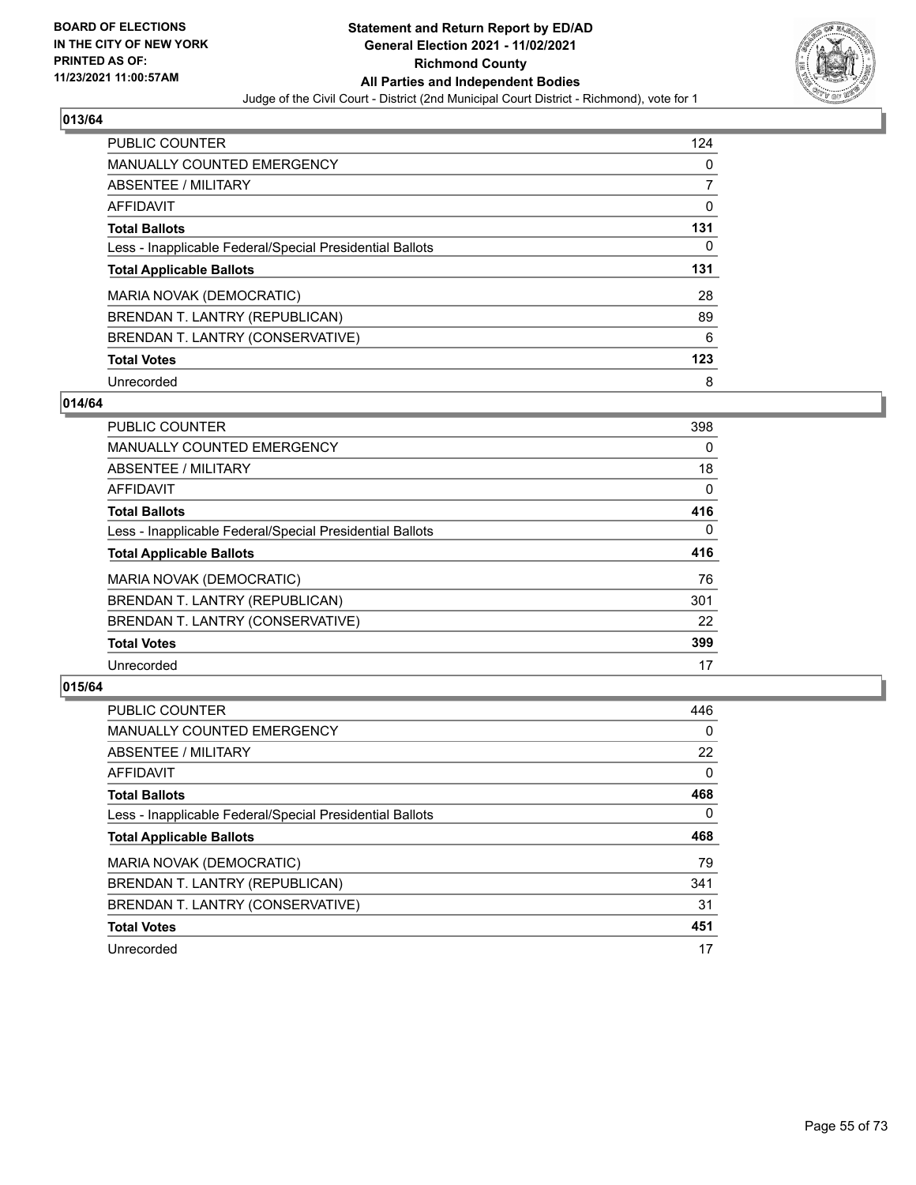BOARD OF ELECTIONS
IN THE CITY OF NEW YORK
PRINTED AS OF:
11/23/2021 11:00:57AM

**Statement and Return Report by ED/AD**
**General Election 2021 - 11/02/2021**
**Richmond County**
**All Parties and Independent Bodies**
Judge of the Civil Court - District (2nd Municipal Court District - Richmond), vote for 1

## 013/64

| | |
|---|---|
| PUBLIC COUNTER | 124 |
| MANUALLY COUNTED EMERGENCY | 0 |
| ABSENTEE / MILITARY | 7 |
| AFFIDAVIT | 0 |
| **Total Ballots** | **131** |
| Less - Inapplicable Federal/Special Presidential Ballots | 0 |
| **Total Applicable Ballots** | **131** |
| MARIA NOVAK (DEMOCRATIC) | 28 |
| BRENDAN T. LANTRY (REPUBLICAN) | 89 |
| BRENDAN T. LANTRY (CONSERVATIVE) | 6 |
| **Total Votes** | **123** |
| Unrecorded | 8 |

## 014/64

| | |
|---|---|
| PUBLIC COUNTER | 398 |
| MANUALLY COUNTED EMERGENCY | 0 |
| ABSENTEE / MILITARY | 18 |
| AFFIDAVIT | 0 |
| **Total Ballots** | **416** |
| Less - Inapplicable Federal/Special Presidential Ballots | 0 |
| **Total Applicable Ballots** | **416** |
| MARIA NOVAK (DEMOCRATIC) | 76 |
| BRENDAN T. LANTRY (REPUBLICAN) | 301 |
| BRENDAN T. LANTRY (CONSERVATIVE) | 22 |
| **Total Votes** | **399** |
| Unrecorded | 17 |

## 015/64

| | |
|---|---|
| PUBLIC COUNTER | 446 |
| MANUALLY COUNTED EMERGENCY | 0 |
| ABSENTEE / MILITARY | 22 |
| AFFIDAVIT | 0 |
| **Total Ballots** | **468** |
| Less - Inapplicable Federal/Special Presidential Ballots | 0 |
| **Total Applicable Ballots** | **468** |
| MARIA NOVAK (DEMOCRATIC) | 79 |
| BRENDAN T. LANTRY (REPUBLICAN) | 341 |
| BRENDAN T. LANTRY (CONSERVATIVE) | 31 |
| **Total Votes** | **451** |
| Unrecorded | 17 |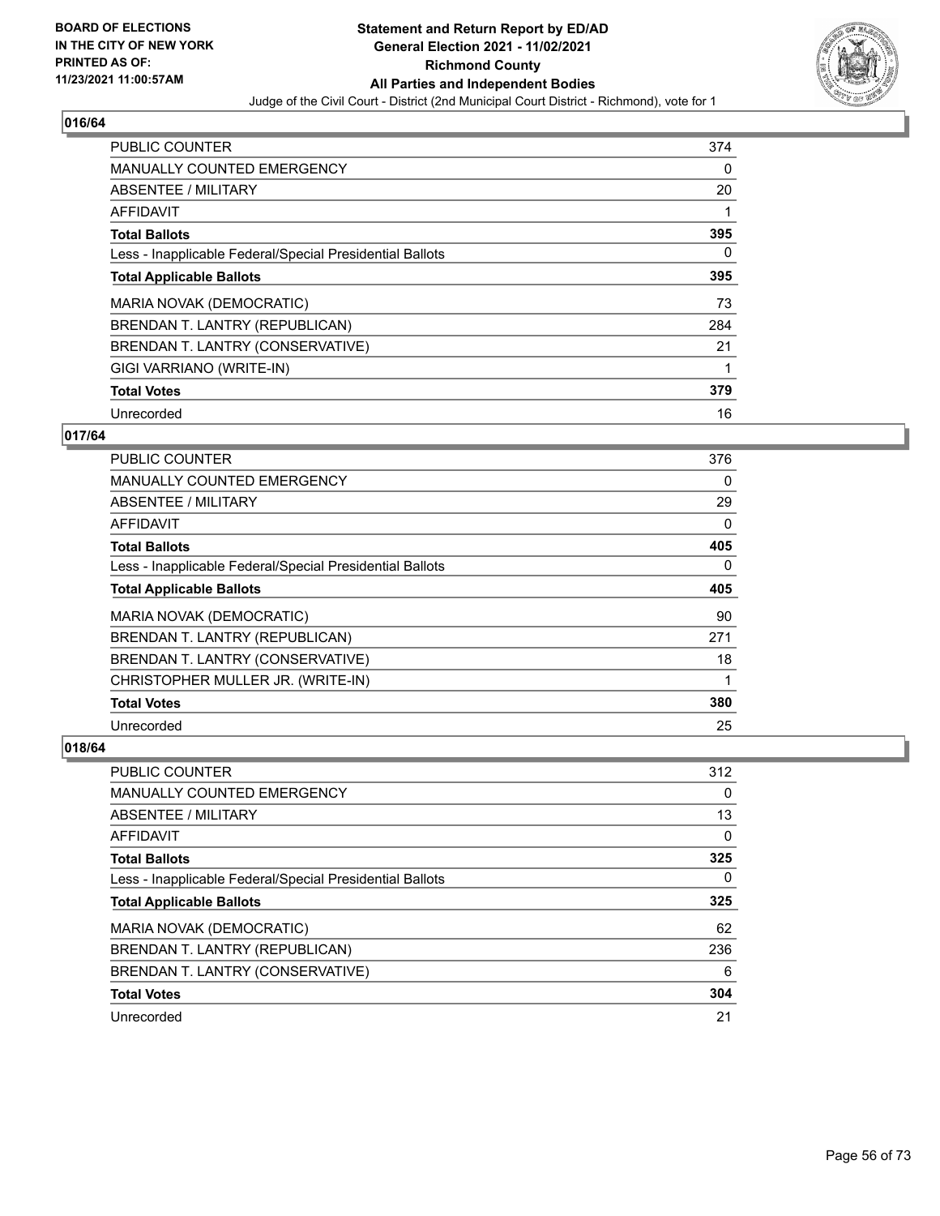## 016/64

| | |
|---|---|
| PUBLIC COUNTER | 374 |
| MANUALLY COUNTED EMERGENCY | 0 |
| ABSENTEE / MILITARY | 20 |
| AFFIDAVIT | 1 |
| **Total Ballots** | **395** |
| Less - Inapplicable Federal/Special Presidential Ballots | 0 |
| **Total Applicable Ballots** | **395** |
| MARIA NOVAK (DEMOCRATIC) | 73 |
| BRENDAN T. LANTRY (REPUBLICAN) | 284 |
| BRENDAN T. LANTRY (CONSERVATIVE) | 21 |
| GIGI VARRIANO (WRITE-IN) | 1 |
| **Total Votes** | **379** |
| Unrecorded | 16 |

## 017/64

| | |
|---|---|
| PUBLIC COUNTER | 376 |
| MANUALLY COUNTED EMERGENCY | 0 |
| ABSENTEE / MILITARY | 29 |
| AFFIDAVIT | 0 |
| **Total Ballots** | **405** |
| Less - Inapplicable Federal/Special Presidential Ballots | 0 |
| **Total Applicable Ballots** | **405** |
| MARIA NOVAK (DEMOCRATIC) | 90 |
| BRENDAN T. LANTRY (REPUBLICAN) | 271 |
| BRENDAN T. LANTRY (CONSERVATIVE) | 18 |
| CHRISTOPHER MULLER JR. (WRITE-IN) | 1 |
| **Total Votes** | **380** |
| Unrecorded | 25 |

## 018/64

| | |
|---|---|
| PUBLIC COUNTER | 312 |
| MANUALLY COUNTED EMERGENCY | 0 |
| ABSENTEE / MILITARY | 13 |
| AFFIDAVIT | 0 |
| **Total Ballots** | **325** |
| Less - Inapplicable Federal/Special Presidential Ballots | 0 |
| **Total Applicable Ballots** | **325** |
| MARIA NOVAK (DEMOCRATIC) | 62 |
| BRENDAN T. LANTRY (REPUBLICAN) | 236 |
| BRENDAN T. LANTRY (CONSERVATIVE) | 6 |
| **Total Votes** | **304** |
| Unrecorded | 21 |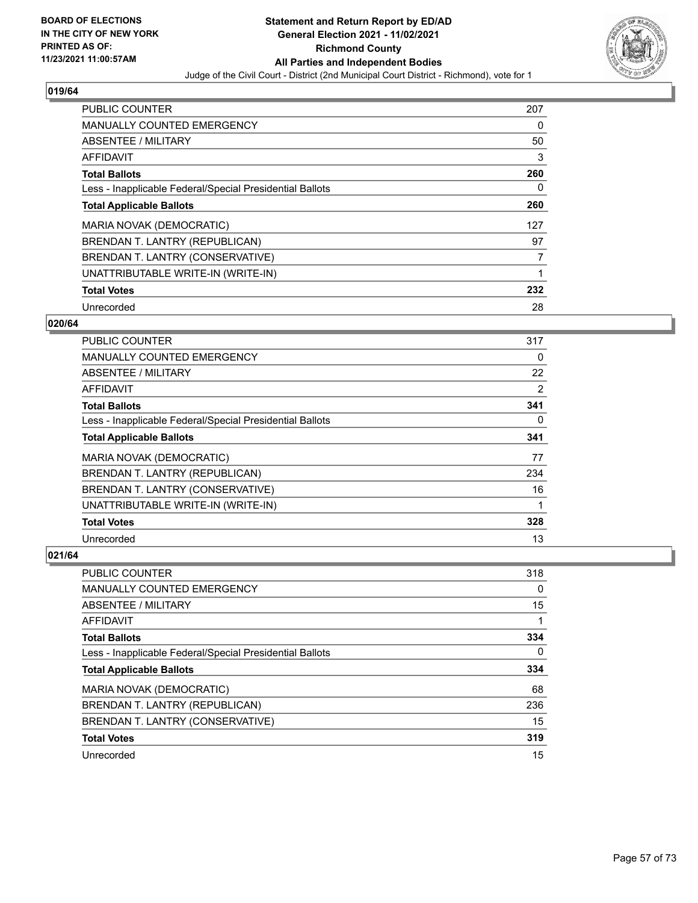**BOARD OF ELECTIONS IN THE CITY OF NEW YORK PRINTED AS OF: 11/23/2021 11:00:57AM**

# Statement and Return Report by ED/AD
## General Election 2021 - 11/02/2021
## Richmond County
## All Parties and Independent Bodies
### Judge of the Civil Court - District (2nd Municipal Court District - Richmond), vote for 1

### 019/64

| | |
|---|---|
| PUBLIC COUNTER | 207 |
| MANUALLY COUNTED EMERGENCY | 0 |
| ABSENTEE / MILITARY | 50 |
| AFFIDAVIT | 3 |
| **Total Ballots** | **260** |
| Less - Inapplicable Federal/Special Presidential Ballots | 0 |
| **Total Applicable Ballots** | **260** |
| MARIA NOVAK (DEMOCRATIC) | 127 |
| BRENDAN T. LANTRY (REPUBLICAN) | 97 |
| BRENDAN T. LANTRY (CONSERVATIVE) | 7 |
| UNATTRIBUTABLE WRITE-IN (WRITE-IN) | 1 |
| **Total Votes** | **232** |
| Unrecorded | 28 |

### 020/64

| | |
|---|---|
| PUBLIC COUNTER | 317 |
| MANUALLY COUNTED EMERGENCY | 0 |
| ABSENTEE / MILITARY | 22 |
| AFFIDAVIT | 2 |
| **Total Ballots** | **341** |
| Less - Inapplicable Federal/Special Presidential Ballots | 0 |
| **Total Applicable Ballots** | **341** |
| MARIA NOVAK (DEMOCRATIC) | 77 |
| BRENDAN T. LANTRY (REPUBLICAN) | 234 |
| BRENDAN T. LANTRY (CONSERVATIVE) | 16 |
| UNATTRIBUTABLE WRITE-IN (WRITE-IN) | 1 |
| **Total Votes** | **328** |
| Unrecorded | 13 |

### 021/64

| | |
|---|---|
| PUBLIC COUNTER | 318 |
| MANUALLY COUNTED EMERGENCY | 0 |
| ABSENTEE / MILITARY | 15 |
| AFFIDAVIT | 1 |
| **Total Ballots** | **334** |
| Less - Inapplicable Federal/Special Presidential Ballots | 0 |
| **Total Applicable Ballots** | **334** |
| MARIA NOVAK (DEMOCRATIC) | 68 |
| BRENDAN T. LANTRY (REPUBLICAN) | 236 |
| BRENDAN T. LANTRY (CONSERVATIVE) | 15 |
| **Total Votes** | **319** |
| Unrecorded | 15 |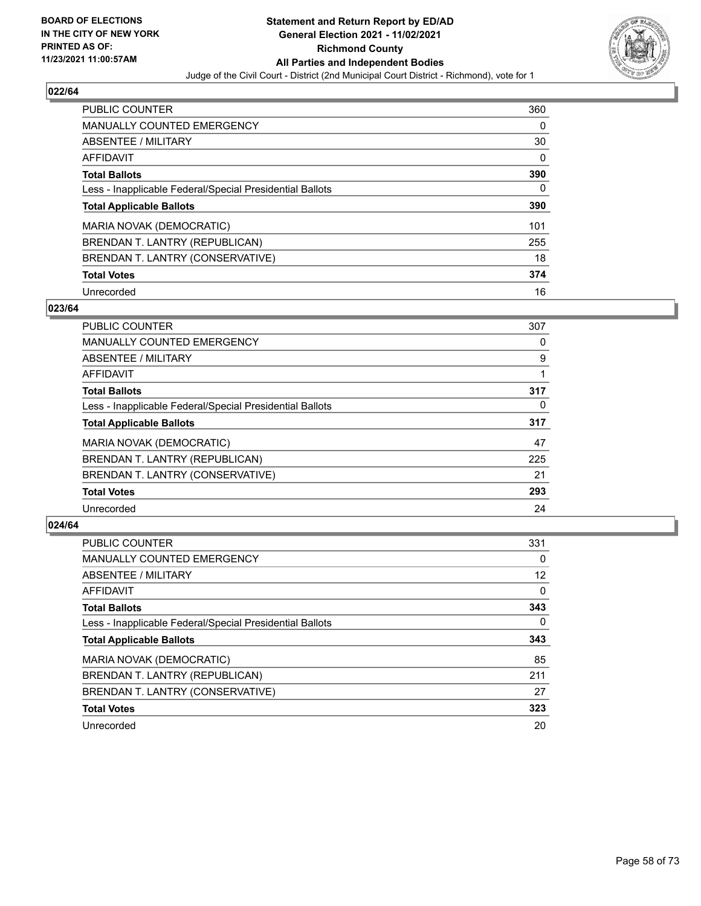**BOARD OF ELECTIONS IN THE CITY OF NEW YORK PRINTED AS OF: 11/23/2021 11:00:57AM**

**Statement and Return Report by ED/AD**
**General Election 2021 - 11/02/2021**
**Richmond County**
**All Parties and Independent Bodies**
Judge of the Civil Court - District (2nd Municipal Court District - Richmond), vote for 1

### 022/64

| | |
|---|---|
| PUBLIC COUNTER | 360 |
| MANUALLY COUNTED EMERGENCY | 0 |
| ABSENTEE / MILITARY | 30 |
| AFFIDAVIT | 0 |
| **Total Ballots** | **390** |
| Less - Inapplicable Federal/Special Presidential Ballots | 0 |
| **Total Applicable Ballots** | **390** |
| MARIA NOVAK (DEMOCRATIC) | 101 |
| BRENDAN T. LANTRY (REPUBLICAN) | 255 |
| BRENDAN T. LANTRY (CONSERVATIVE) | 18 |
| **Total Votes** | **374** |
| Unrecorded | 16 |

### 023/64

| | |
|---|---|
| PUBLIC COUNTER | 307 |
| MANUALLY COUNTED EMERGENCY | 0 |
| ABSENTEE / MILITARY | 9 |
| AFFIDAVIT | 1 |
| **Total Ballots** | **317** |
| Less - Inapplicable Federal/Special Presidential Ballots | 0 |
| **Total Applicable Ballots** | **317** |
| MARIA NOVAK (DEMOCRATIC) | 47 |
| BRENDAN T. LANTRY (REPUBLICAN) | 225 |
| BRENDAN T. LANTRY (CONSERVATIVE) | 21 |
| **Total Votes** | **293** |
| Unrecorded | 24 |

### 024/64

| | |
|---|---|
| PUBLIC COUNTER | 331 |
| MANUALLY COUNTED EMERGENCY | 0 |
| ABSENTEE / MILITARY | 12 |
| AFFIDAVIT | 0 |
| **Total Ballots** | **343** |
| Less - Inapplicable Federal/Special Presidential Ballots | 0 |
| **Total Applicable Ballots** | **343** |
| MARIA NOVAK (DEMOCRATIC) | 85 |
| BRENDAN T. LANTRY (REPUBLICAN) | 211 |
| BRENDAN T. LANTRY (CONSERVATIVE) | 27 |
| **Total Votes** | **323** |
| Unrecorded | 20 |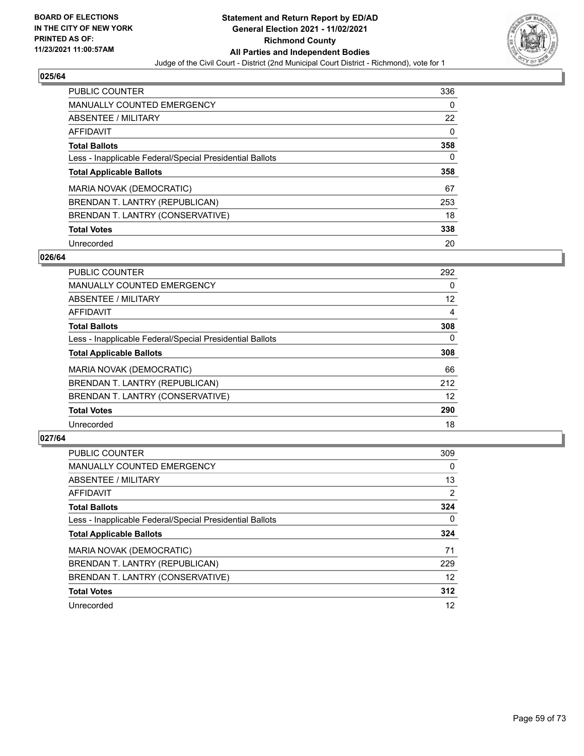**BOARD OF ELECTIONS IN THE CITY OF NEW YORK PRINTED AS OF: 11/23/2021 11:00:57AM**

# Statement and Return Report by ED/AD
## General Election 2021 - 11/02/2021
## Richmond County
## All Parties and Independent Bodies
Judge of the Civil Court - District (2nd Municipal Court District - Richmond), vote for 1

### 025/64

| | |
|---|---|
| PUBLIC COUNTER | 336 |
| MANUALLY COUNTED EMERGENCY | 0 |
| ABSENTEE / MILITARY | 22 |
| AFFIDAVIT | 0 |
| **Total Ballots** | **358** |
| Less - Inapplicable Federal/Special Presidential Ballots | 0 |
| **Total Applicable Ballots** | **358** |
| MARIA NOVAK (DEMOCRATIC) | 67 |
| BRENDAN T. LANTRY (REPUBLICAN) | 253 |
| BRENDAN T. LANTRY (CONSERVATIVE) | 18 |
| **Total Votes** | **338** |
| Unrecorded | 20 |

### 026/64

| | |
|---|---|
| PUBLIC COUNTER | 292 |
| MANUALLY COUNTED EMERGENCY | 0 |
| ABSENTEE / MILITARY | 12 |
| AFFIDAVIT | 4 |
| **Total Ballots** | **308** |
| Less - Inapplicable Federal/Special Presidential Ballots | 0 |
| **Total Applicable Ballots** | **308** |
| MARIA NOVAK (DEMOCRATIC) | 66 |
| BRENDAN T. LANTRY (REPUBLICAN) | 212 |
| BRENDAN T. LANTRY (CONSERVATIVE) | 12 |
| **Total Votes** | **290** |
| Unrecorded | 18 |

### 027/64

| | |
|---|---|
| PUBLIC COUNTER | 309 |
| MANUALLY COUNTED EMERGENCY | 0 |
| ABSENTEE / MILITARY | 13 |
| AFFIDAVIT | 2 |
| **Total Ballots** | **324** |
| Less - Inapplicable Federal/Special Presidential Ballots | 0 |
| **Total Applicable Ballots** | **324** |
| MARIA NOVAK (DEMOCRATIC) | 71 |
| BRENDAN T. LANTRY (REPUBLICAN) | 229 |
| BRENDAN T. LANTRY (CONSERVATIVE) | 12 |
| **Total Votes** | **312** |
| Unrecorded | 12 |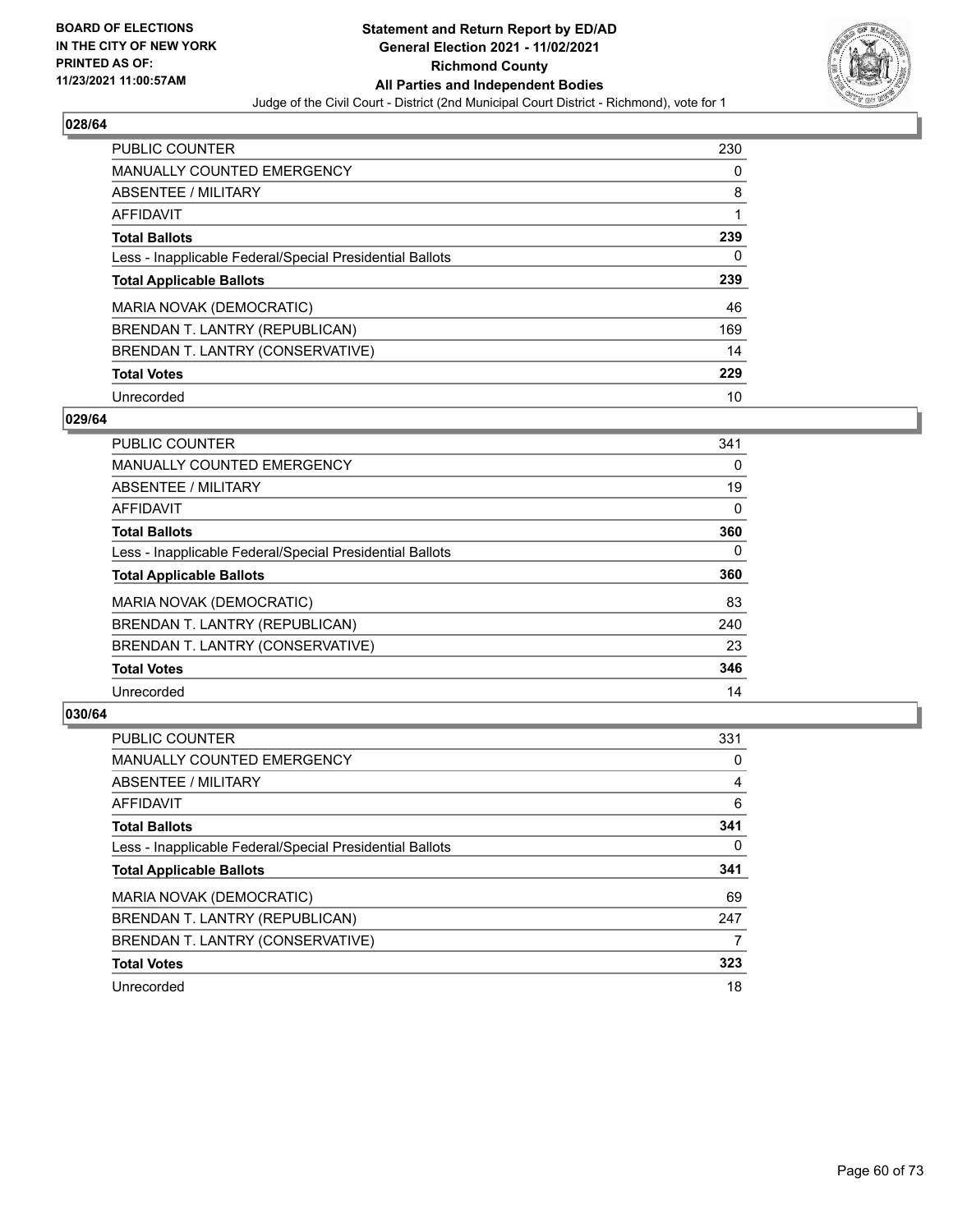**BOARD OF ELECTIONS IN THE CITY OF NEW YORK PRINTED AS OF: 11/23/2021 11:00:57AM**

# Statement and Return Report by ED/AD
## General Election 2021 - 11/02/2021
## Richmond County
## All Parties and Independent Bodies

Judge of the Civil Court - District (2nd Municipal Court District - Richmond), vote for 1

### 028/64

| | |
|---|---|
| PUBLIC COUNTER | 230 |
| MANUALLY COUNTED EMERGENCY | 0 |
| ABSENTEE / MILITARY | 8 |
| AFFIDAVIT | 1 |
| **Total Ballots** | **239** |
| Less - Inapplicable Federal/Special Presidential Ballots | 0 |
| **Total Applicable Ballots** | **239** |
| MARIA NOVAK (DEMOCRATIC) | 46 |
| BRENDAN T. LANTRY (REPUBLICAN) | 169 |
| BRENDAN T. LANTRY (CONSERVATIVE) | 14 |
| **Total Votes** | **229** |
| Unrecorded | 10 |

### 029/64

| | |
|---|---|
| PUBLIC COUNTER | 341 |
| MANUALLY COUNTED EMERGENCY | 0 |
| ABSENTEE / MILITARY | 19 |
| AFFIDAVIT | 0 |
| **Total Ballots** | **360** |
| Less - Inapplicable Federal/Special Presidential Ballots | 0 |
| **Total Applicable Ballots** | **360** |
| MARIA NOVAK (DEMOCRATIC) | 83 |
| BRENDAN T. LANTRY (REPUBLICAN) | 240 |
| BRENDAN T. LANTRY (CONSERVATIVE) | 23 |
| **Total Votes** | **346** |
| Unrecorded | 14 |

### 030/64

| | |
|---|---|
| PUBLIC COUNTER | 331 |
| MANUALLY COUNTED EMERGENCY | 0 |
| ABSENTEE / MILITARY | 4 |
| AFFIDAVIT | 6 |
| **Total Ballots** | **341** |
| Less - Inapplicable Federal/Special Presidential Ballots | 0 |
| **Total Applicable Ballots** | **341** |
| MARIA NOVAK (DEMOCRATIC) | 69 |
| BRENDAN T. LANTRY (REPUBLICAN) | 247 |
| BRENDAN T. LANTRY (CONSERVATIVE) | 7 |
| **Total Votes** | **323** |
| Unrecorded | 18 |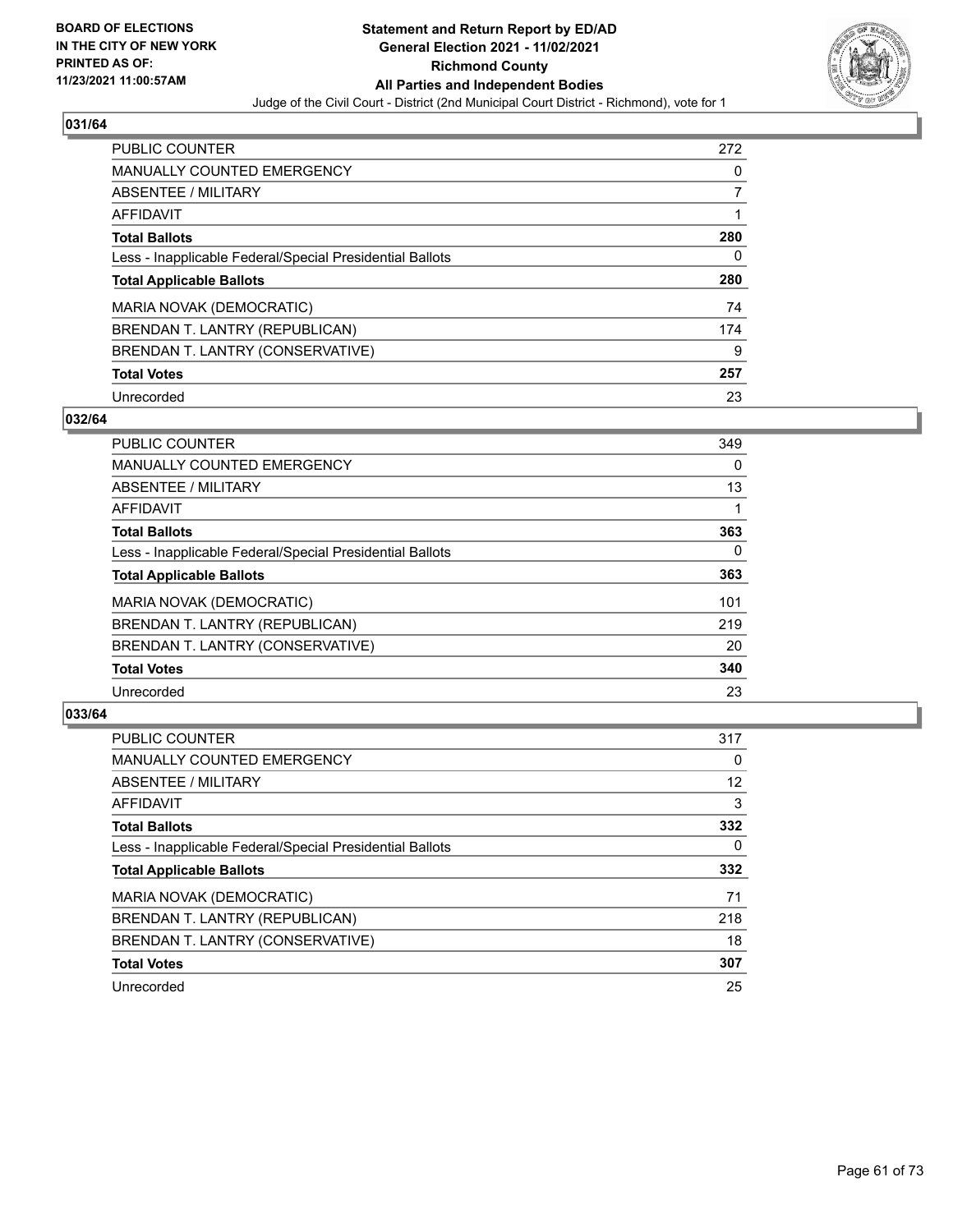**BOARD OF ELECTIONS IN THE CITY OF NEW YORK PRINTED AS OF: 11/23/2021 11:00:57AM**

# Statement and Return Report by ED/AD
## General Election 2021 - 11/02/2021
## Richmond County
## All Parties and Independent Bodies
### Judge of the Civil Court - District (2nd Municipal Court District - Richmond), vote for 1

### 031/64

| | |
|---|---|
| PUBLIC COUNTER | 272 |
| MANUALLY COUNTED EMERGENCY | 0 |
| ABSENTEE / MILITARY | 7 |
| AFFIDAVIT | 1 |
| **Total Ballots** | **280** |
| Less - Inapplicable Federal/Special Presidential Ballots | 0 |
| **Total Applicable Ballots** | **280** |
| MARIA NOVAK (DEMOCRATIC) | 74 |
| BRENDAN T. LANTRY (REPUBLICAN) | 174 |
| BRENDAN T. LANTRY (CONSERVATIVE) | 9 |
| **Total Votes** | **257** |
| Unrecorded | 23 |

### 032/64

| | |
|---|---|
| PUBLIC COUNTER | 349 |
| MANUALLY COUNTED EMERGENCY | 0 |
| ABSENTEE / MILITARY | 13 |
| AFFIDAVIT | 1 |
| **Total Ballots** | **363** |
| Less - Inapplicable Federal/Special Presidential Ballots | 0 |
| **Total Applicable Ballots** | **363** |
| MARIA NOVAK (DEMOCRATIC) | 101 |
| BRENDAN T. LANTRY (REPUBLICAN) | 219 |
| BRENDAN T. LANTRY (CONSERVATIVE) | 20 |
| **Total Votes** | **340** |
| Unrecorded | 23 |

### 033/64

| | |
|---|---|
| PUBLIC COUNTER | 317 |
| MANUALLY COUNTED EMERGENCY | 0 |
| ABSENTEE / MILITARY | 12 |
| AFFIDAVIT | 3 |
| **Total Ballots** | **332** |
| Less - Inapplicable Federal/Special Presidential Ballots | 0 |
| **Total Applicable Ballots** | **332** |
| MARIA NOVAK (DEMOCRATIC) | 71 |
| BRENDAN T. LANTRY (REPUBLICAN) | 218 |
| BRENDAN T. LANTRY (CONSERVATIVE) | 18 |
| **Total Votes** | **307** |
| Unrecorded | 25 |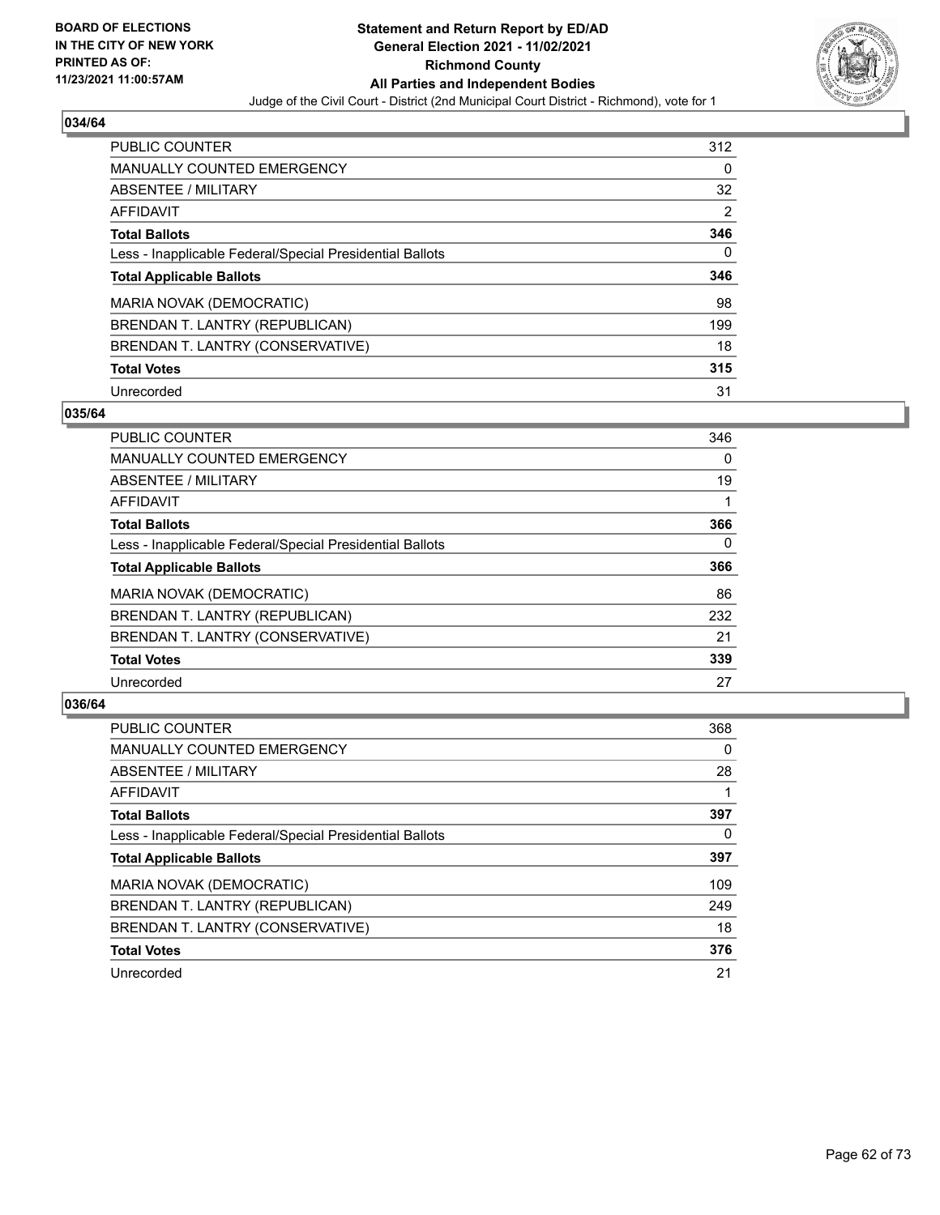**BOARD OF ELECTIONS IN THE CITY OF NEW YORK PRINTED AS OF: 11/23/2021 11:00:57AM**

# Statement and Return Report by ED/AD
## General Election 2021 - 11/02/2021
## Richmond County
## All Parties and Independent Bodies

Judge of the Civil Court - District (2nd Municipal Court District - Richmond), vote for 1

### 034/64

| | |
|---|---|
| PUBLIC COUNTER | 312 |
| MANUALLY COUNTED EMERGENCY | 0 |
| ABSENTEE / MILITARY | 32 |
| AFFIDAVIT | 2 |
| **Total Ballots** | **346** |
| Less - Inapplicable Federal/Special Presidential Ballots | 0 |
| **Total Applicable Ballots** | **346** |
| MARIA NOVAK (DEMOCRATIC) | 98 |
| BRENDAN T. LANTRY (REPUBLICAN) | 199 |
| BRENDAN T. LANTRY (CONSERVATIVE) | 18 |
| **Total Votes** | **315** |
| Unrecorded | 31 |

### 035/64

| | |
|---|---|
| PUBLIC COUNTER | 346 |
| MANUALLY COUNTED EMERGENCY | 0 |
| ABSENTEE / MILITARY | 19 |
| AFFIDAVIT | 1 |
| **Total Ballots** | **366** |
| Less - Inapplicable Federal/Special Presidential Ballots | 0 |
| **Total Applicable Ballots** | **366** |
| MARIA NOVAK (DEMOCRATIC) | 86 |
| BRENDAN T. LANTRY (REPUBLICAN) | 232 |
| BRENDAN T. LANTRY (CONSERVATIVE) | 21 |
| **Total Votes** | **339** |
| Unrecorded | 27 |

### 036/64

| | |
|---|---|
| PUBLIC COUNTER | 368 |
| MANUALLY COUNTED EMERGENCY | 0 |
| ABSENTEE / MILITARY | 28 |
| AFFIDAVIT | 1 |
| **Total Ballots** | **397** |
| Less - Inapplicable Federal/Special Presidential Ballots | 0 |
| **Total Applicable Ballots** | **397** |
| MARIA NOVAK (DEMOCRATIC) | 109 |
| BRENDAN T. LANTRY (REPUBLICAN) | 249 |
| BRENDAN T. LANTRY (CONSERVATIVE) | 18 |
| **Total Votes** | **376** |
| Unrecorded | 21 |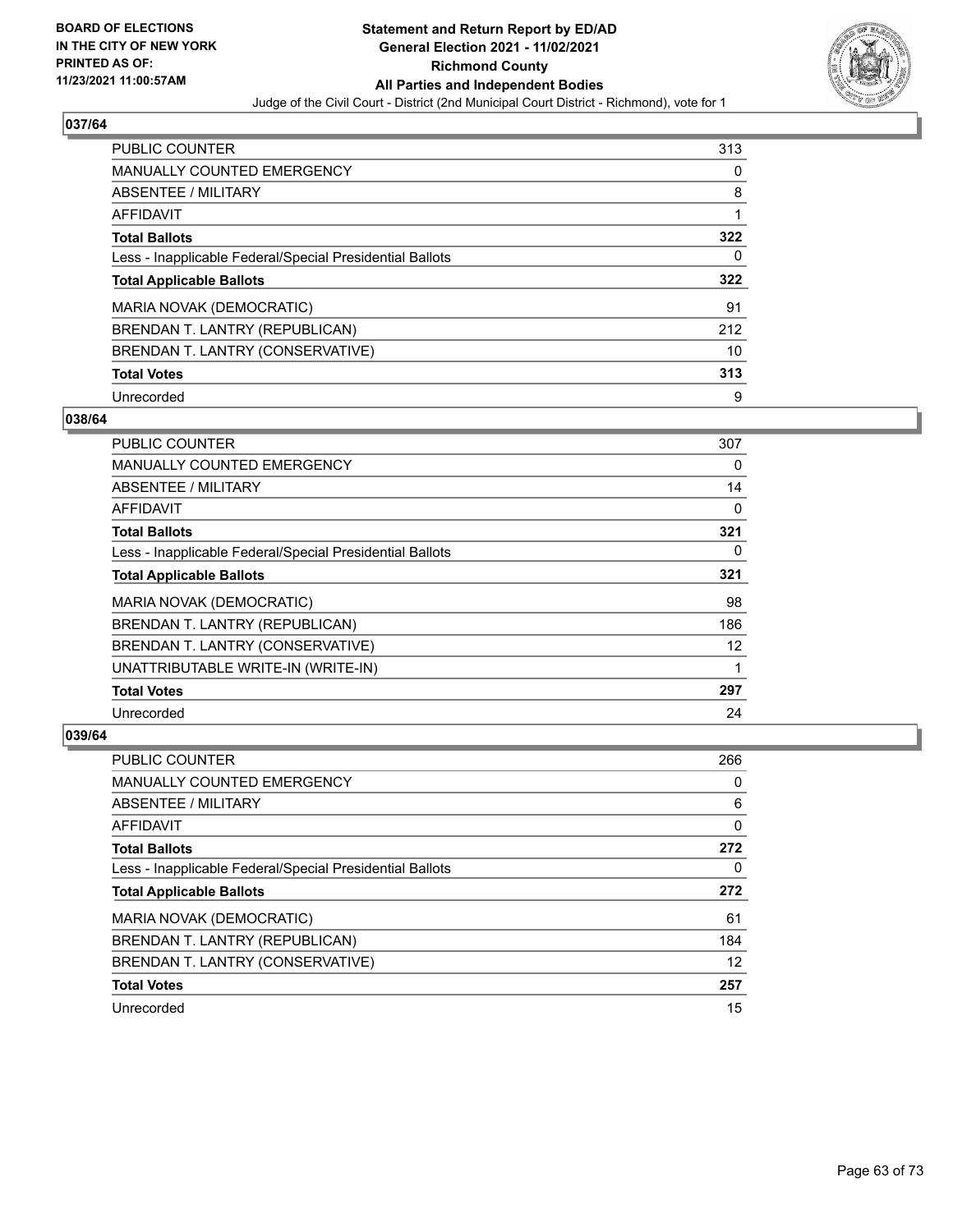# Statement and Return Report by ED/AD
## General Election 2021 - 11/02/2021
## Richmond County
## All Parties and Independent Bodies

Judge of the Civil Court - District (2nd Municipal Court District - Richmond), vote for 1

BOARD OF ELECTIONS IN THE CITY OF NEW YORK PRINTED AS OF: 11/23/2021 11:00:57AM

### 037/64

| | |
|---|---|
| PUBLIC COUNTER | 313 |
| MANUALLY COUNTED EMERGENCY | 0 |
| ABSENTEE / MILITARY | 8 |
| AFFIDAVIT | 1 |
| **Total Ballots** | **322** |
| Less - Inapplicable Federal/Special Presidential Ballots | 0 |
| **Total Applicable Ballots** | **322** |
| MARIA NOVAK (DEMOCRATIC) | 91 |
| BRENDAN T. LANTRY (REPUBLICAN) | 212 |
| BRENDAN T. LANTRY (CONSERVATIVE) | 10 |
| **Total Votes** | **313** |
| Unrecorded | 9 |

### 038/64

| | |
|---|---|
| PUBLIC COUNTER | 307 |
| MANUALLY COUNTED EMERGENCY | 0 |
| ABSENTEE / MILITARY | 14 |
| AFFIDAVIT | 0 |
| **Total Ballots** | **321** |
| Less - Inapplicable Federal/Special Presidential Ballots | 0 |
| **Total Applicable Ballots** | **321** |
| MARIA NOVAK (DEMOCRATIC) | 98 |
| BRENDAN T. LANTRY (REPUBLICAN) | 186 |
| BRENDAN T. LANTRY (CONSERVATIVE) | 12 |
| UNATTRIBUTABLE WRITE-IN (WRITE-IN) | 1 |
| **Total Votes** | **297** |
| Unrecorded | 24 |

### 039/64

| | |
|---|---|
| PUBLIC COUNTER | 266 |
| MANUALLY COUNTED EMERGENCY | 0 |
| ABSENTEE / MILITARY | 6 |
| AFFIDAVIT | 0 |
| **Total Ballots** | **272** |
| Less - Inapplicable Federal/Special Presidential Ballots | 0 |
| **Total Applicable Ballots** | **272** |
| MARIA NOVAK (DEMOCRATIC) | 61 |
| BRENDAN T. LANTRY (REPUBLICAN) | 184 |
| BRENDAN T. LANTRY (CONSERVATIVE) | 12 |
| **Total Votes** | **257** |
| Unrecorded | 15 |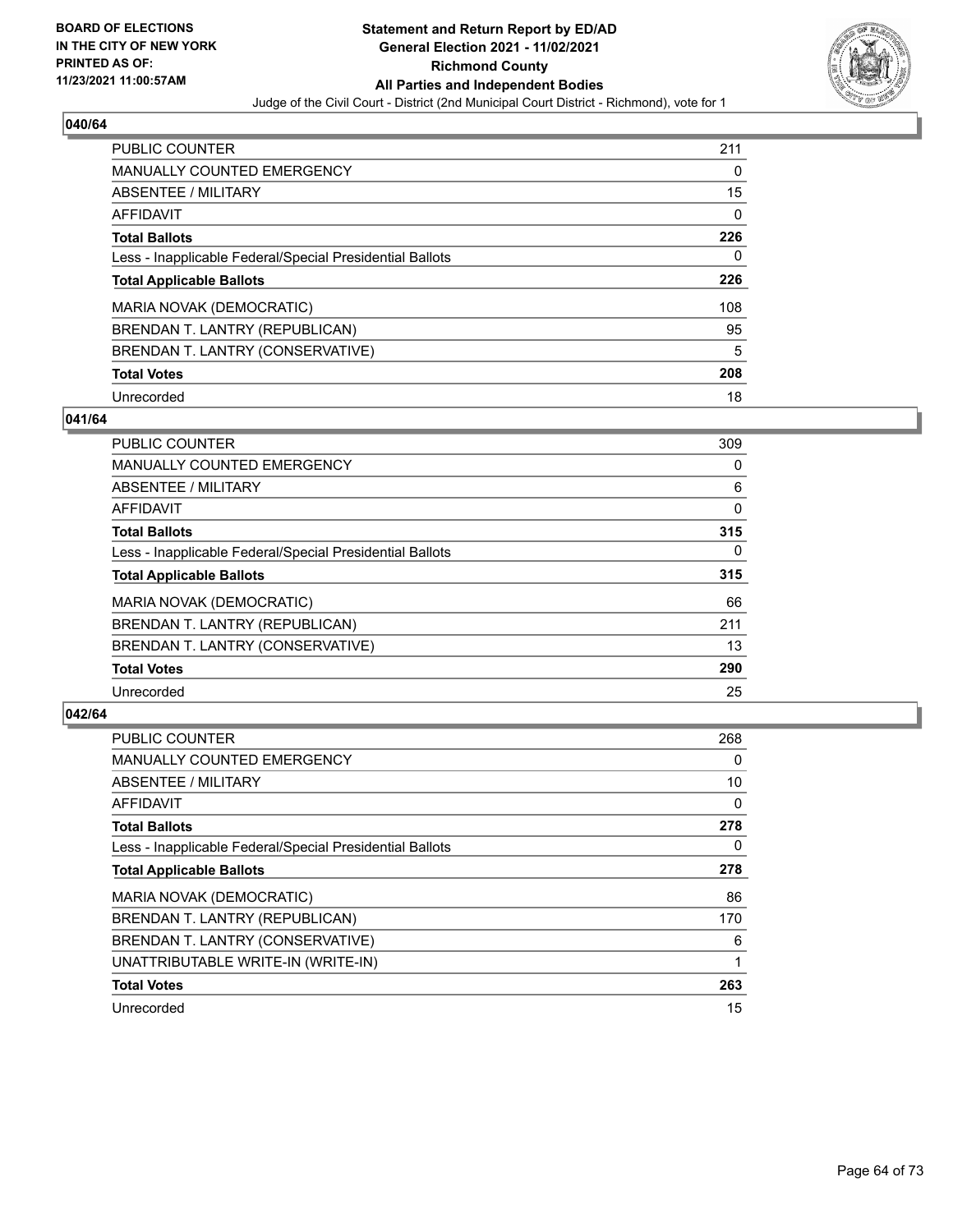**BOARD OF ELECTIONS IN THE CITY OF NEW YORK PRINTED AS OF: 11/23/2021 11:00:57AM**

# Statement and Return Report by ED/AD
## General Election 2021 - 11/02/2021
## Richmond County
## All Parties and Independent Bodies
Judge of the Civil Court - District (2nd Municipal Court District - Richmond), vote for 1

### 040/64

| | |
|---|---|
| PUBLIC COUNTER | 211 |
| MANUALLY COUNTED EMERGENCY | 0 |
| ABSENTEE / MILITARY | 15 |
| AFFIDAVIT | 0 |
| **Total Ballots** | **226** |
| Less - Inapplicable Federal/Special Presidential Ballots | 0 |
| **Total Applicable Ballots** | **226** |
| MARIA NOVAK (DEMOCRATIC) | 108 |
| BRENDAN T. LANTRY (REPUBLICAN) | 95 |
| BRENDAN T. LANTRY (CONSERVATIVE) | 5 |
| **Total Votes** | **208** |
| Unrecorded | 18 |

### 041/64

| | |
|---|---|
| PUBLIC COUNTER | 309 |
| MANUALLY COUNTED EMERGENCY | 0 |
| ABSENTEE / MILITARY | 6 |
| AFFIDAVIT | 0 |
| **Total Ballots** | **315** |
| Less - Inapplicable Federal/Special Presidential Ballots | 0 |
| **Total Applicable Ballots** | **315** |
| MARIA NOVAK (DEMOCRATIC) | 66 |
| BRENDAN T. LANTRY (REPUBLICAN) | 211 |
| BRENDAN T. LANTRY (CONSERVATIVE) | 13 |
| **Total Votes** | **290** |
| Unrecorded | 25 |

### 042/64

| | |
|---|---|
| PUBLIC COUNTER | 268 |
| MANUALLY COUNTED EMERGENCY | 0 |
| ABSENTEE / MILITARY | 10 |
| AFFIDAVIT | 0 |
| **Total Ballots** | **278** |
| Less - Inapplicable Federal/Special Presidential Ballots | 0 |
| **Total Applicable Ballots** | **278** |
| MARIA NOVAK (DEMOCRATIC) | 86 |
| BRENDAN T. LANTRY (REPUBLICAN) | 170 |
| BRENDAN T. LANTRY (CONSERVATIVE) | 6 |
| UNATTRIBUTABLE WRITE-IN (WRITE-IN) | 1 |
| **Total Votes** | **263** |
| Unrecorded | 15 |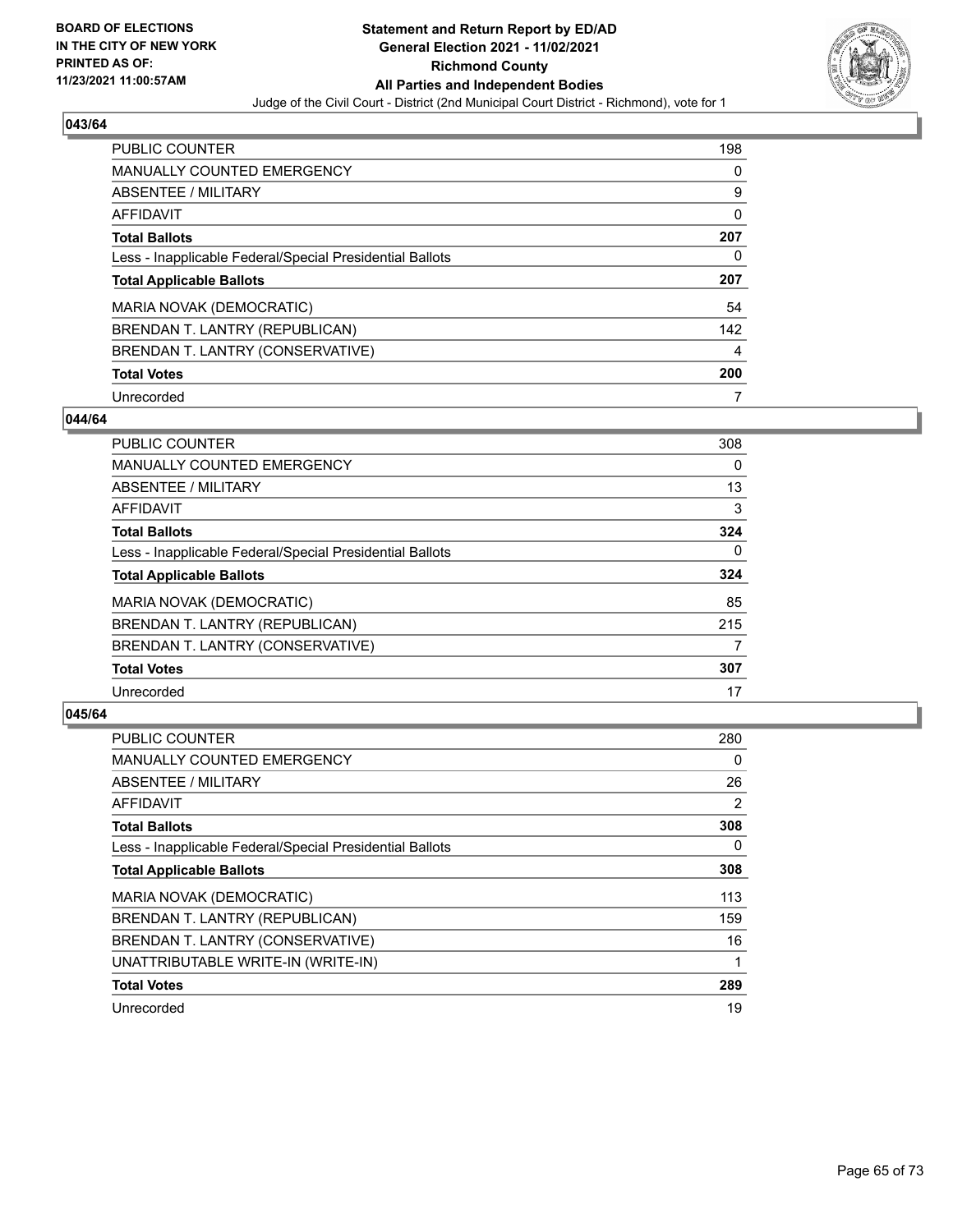BOARD OF ELECTIONS
IN THE CITY OF NEW YORK
PRINTED AS OF:
11/23/2021 11:00:57AM

**Statement and Return Report by ED/AD**
**General Election 2021 - 11/02/2021**
**Richmond County**
**All Parties and Independent Bodies**
Judge of the Civil Court - District (2nd Municipal Court District - Richmond), vote for 1

### 043/64

| | |
|---|---|
| PUBLIC COUNTER | 198 |
| MANUALLY COUNTED EMERGENCY | 0 |
| ABSENTEE / MILITARY | 9 |
| AFFIDAVIT | 0 |
| **Total Ballots** | **207** |
| Less - Inapplicable Federal/Special Presidential Ballots | 0 |
| **Total Applicable Ballots** | **207** |
| MARIA NOVAK (DEMOCRATIC) | 54 |
| BRENDAN T. LANTRY (REPUBLICAN) | 142 |
| BRENDAN T. LANTRY (CONSERVATIVE) | 4 |
| **Total Votes** | **200** |
| Unrecorded | 7 |

### 044/64

| | |
|---|---|
| PUBLIC COUNTER | 308 |
| MANUALLY COUNTED EMERGENCY | 0 |
| ABSENTEE / MILITARY | 13 |
| AFFIDAVIT | 3 |
| **Total Ballots** | **324** |
| Less - Inapplicable Federal/Special Presidential Ballots | 0 |
| **Total Applicable Ballots** | **324** |
| MARIA NOVAK (DEMOCRATIC) | 85 |
| BRENDAN T. LANTRY (REPUBLICAN) | 215 |
| BRENDAN T. LANTRY (CONSERVATIVE) | 7 |
| **Total Votes** | **307** |
| Unrecorded | 17 |

### 045/64

| | |
|---|---|
| PUBLIC COUNTER | 280 |
| MANUALLY COUNTED EMERGENCY | 0 |
| ABSENTEE / MILITARY | 26 |
| AFFIDAVIT | 2 |
| **Total Ballots** | **308** |
| Less - Inapplicable Federal/Special Presidential Ballots | 0 |
| **Total Applicable Ballots** | **308** |
| MARIA NOVAK (DEMOCRATIC) | 113 |
| BRENDAN T. LANTRY (REPUBLICAN) | 159 |
| BRENDAN T. LANTRY (CONSERVATIVE) | 16 |
| UNATTRIBUTABLE WRITE-IN (WRITE-IN) | 1 |
| **Total Votes** | **289** |
| Unrecorded | 19 |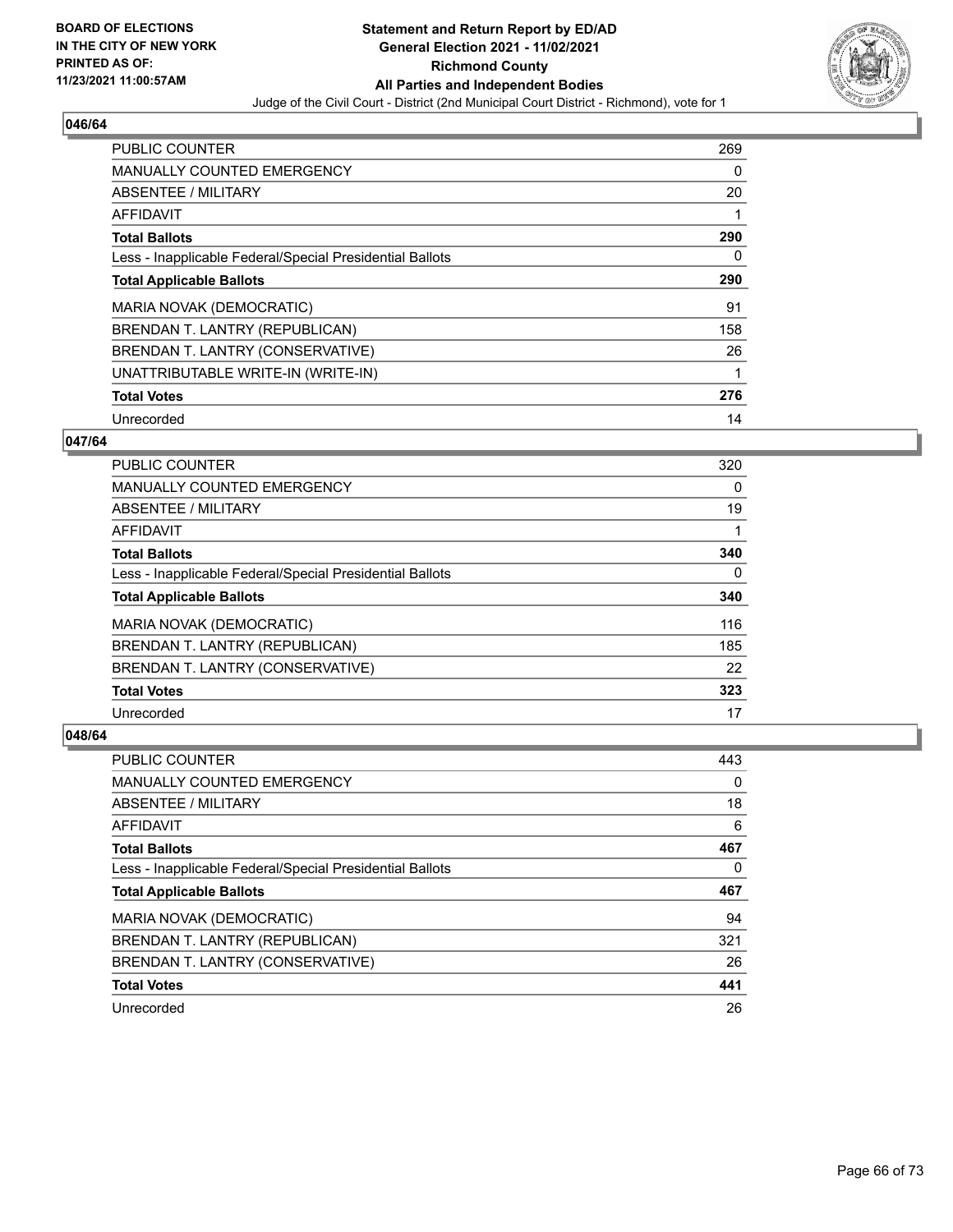**BOARD OF ELECTIONS IN THE CITY OF NEW YORK PRINTED AS OF: 11/23/2021 11:00:57AM**

**Statement and Return Report by ED/AD General Election 2021 - 11/02/2021 Richmond County All Parties and Independent Bodies**

Judge of the Civil Court - District (2nd Municipal Court District - Richmond), vote for 1

## 046/64

| | |
|---|---|
| PUBLIC COUNTER | 269 |
| MANUALLY COUNTED EMERGENCY | 0 |
| ABSENTEE / MILITARY | 20 |
| AFFIDAVIT | 1 |
| **Total Ballots** | **290** |
| Less - Inapplicable Federal/Special Presidential Ballots | 0 |
| **Total Applicable Ballots** | **290** |
| MARIA NOVAK (DEMOCRATIC) | 91 |
| BRENDAN T. LANTRY (REPUBLICAN) | 158 |
| BRENDAN T. LANTRY (CONSERVATIVE) | 26 |
| UNATTRIBUTABLE WRITE-IN (WRITE-IN) | 1 |
| **Total Votes** | **276** |
| Unrecorded | 14 |

## 047/64

| | |
|---|---|
| PUBLIC COUNTER | 320 |
| MANUALLY COUNTED EMERGENCY | 0 |
| ABSENTEE / MILITARY | 19 |
| AFFIDAVIT | 1 |
| **Total Ballots** | **340** |
| Less - Inapplicable Federal/Special Presidential Ballots | 0 |
| **Total Applicable Ballots** | **340** |
| MARIA NOVAK (DEMOCRATIC) | 116 |
| BRENDAN T. LANTRY (REPUBLICAN) | 185 |
| BRENDAN T. LANTRY (CONSERVATIVE) | 22 |
| **Total Votes** | **323** |
| Unrecorded | 17 |

## 048/64

| | |
|---|---|
| PUBLIC COUNTER | 443 |
| MANUALLY COUNTED EMERGENCY | 0 |
| ABSENTEE / MILITARY | 18 |
| AFFIDAVIT | 6 |
| **Total Ballots** | **467** |
| Less - Inapplicable Federal/Special Presidential Ballots | 0 |
| **Total Applicable Ballots** | **467** |
| MARIA NOVAK (DEMOCRATIC) | 94 |
| BRENDAN T. LANTRY (REPUBLICAN) | 321 |
| BRENDAN T. LANTRY (CONSERVATIVE) | 26 |
| **Total Votes** | **441** |
| Unrecorded | 26 |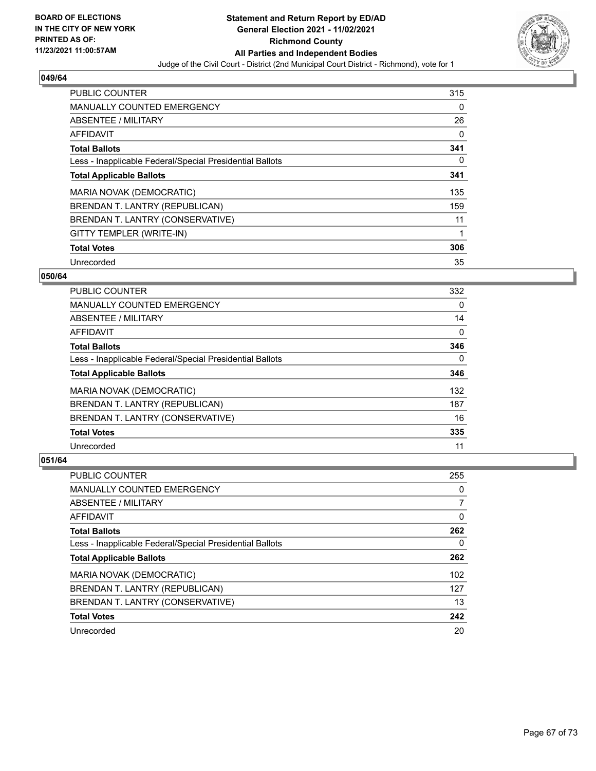BOARD OF ELECTIONS
IN THE CITY OF NEW YORK
PRINTED AS OF:
11/23/2021 11:00:57AM

**Statement and Return Report by ED/AD**
**General Election 2021 - 11/02/2021**
**Richmond County**
**All Parties and Independent Bodies**
Judge of the Civil Court - District (2nd Municipal Court District - Richmond), vote for 1

### 049/64

| | |
|---|---|
| PUBLIC COUNTER | 315 |
| MANUALLY COUNTED EMERGENCY | 0 |
| ABSENTEE / MILITARY | 26 |
| AFFIDAVIT | 0 |
| **Total Ballots** | **341** |
| Less - Inapplicable Federal/Special Presidential Ballots | 0 |
| **Total Applicable Ballots** | **341** |
| MARIA NOVAK (DEMOCRATIC) | 135 |
| BRENDAN T. LANTRY (REPUBLICAN) | 159 |
| BRENDAN T. LANTRY (CONSERVATIVE) | 11 |
| GITTY TEMPLER (WRITE-IN) | 1 |
| **Total Votes** | **306** |
| Unrecorded | 35 |

### 050/64

| | |
|---|---|
| PUBLIC COUNTER | 332 |
| MANUALLY COUNTED EMERGENCY | 0 |
| ABSENTEE / MILITARY | 14 |
| AFFIDAVIT | 0 |
| **Total Ballots** | **346** |
| Less - Inapplicable Federal/Special Presidential Ballots | 0 |
| **Total Applicable Ballots** | **346** |
| MARIA NOVAK (DEMOCRATIC) | 132 |
| BRENDAN T. LANTRY (REPUBLICAN) | 187 |
| BRENDAN T. LANTRY (CONSERVATIVE) | 16 |
| **Total Votes** | **335** |
| Unrecorded | 11 |

### 051/64

| | |
|---|---|
| PUBLIC COUNTER | 255 |
| MANUALLY COUNTED EMERGENCY | 0 |
| ABSENTEE / MILITARY | 7 |
| AFFIDAVIT | 0 |
| **Total Ballots** | **262** |
| Less - Inapplicable Federal/Special Presidential Ballots | 0 |
| **Total Applicable Ballots** | **262** |
| MARIA NOVAK (DEMOCRATIC) | 102 |
| BRENDAN T. LANTRY (REPUBLICAN) | 127 |
| BRENDAN T. LANTRY (CONSERVATIVE) | 13 |
| **Total Votes** | **242** |
| Unrecorded | 20 |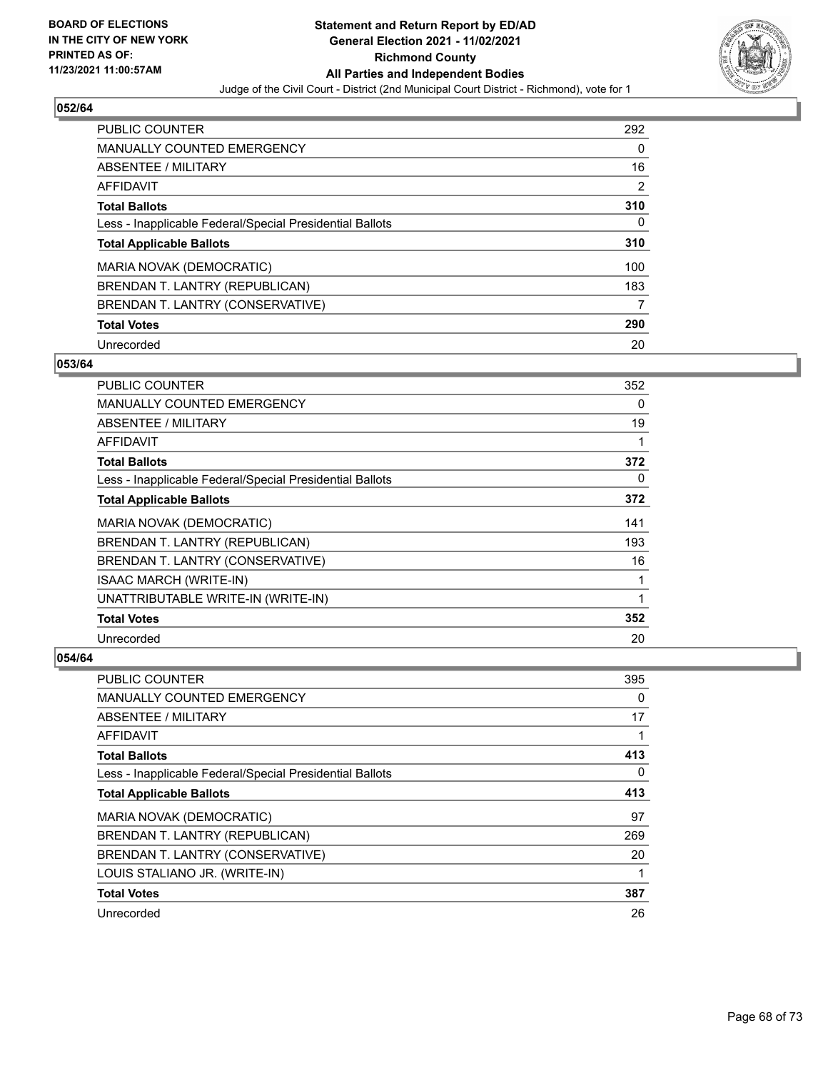**BOARD OF ELECTIONS IN THE CITY OF NEW YORK PRINTED AS OF: 11/23/2021 11:00:57AM**

**Statement and Return Report by ED/AD General Election 2021 - 11/02/2021 Richmond County All Parties and Independent Bodies**

Judge of the Civil Court - District (2nd Municipal Court District - Richmond), vote for 1

### 052/64

| | |
|---|---|
| PUBLIC COUNTER | 292 |
| MANUALLY COUNTED EMERGENCY | 0 |
| ABSENTEE / MILITARY | 16 |
| AFFIDAVIT | 2 |
| **Total Ballots** | **310** |
| Less - Inapplicable Federal/Special Presidential Ballots | 0 |
| **Total Applicable Ballots** | **310** |
| MARIA NOVAK (DEMOCRATIC) | 100 |
| BRENDAN T. LANTRY (REPUBLICAN) | 183 |
| BRENDAN T. LANTRY (CONSERVATIVE) | 7 |
| **Total Votes** | **290** |
| Unrecorded | 20 |

### 053/64

| | |
|---|---|
| PUBLIC COUNTER | 352 |
| MANUALLY COUNTED EMERGENCY | 0 |
| ABSENTEE / MILITARY | 19 |
| AFFIDAVIT | 1 |
| **Total Ballots** | **372** |
| Less - Inapplicable Federal/Special Presidential Ballots | 0 |
| **Total Applicable Ballots** | **372** |
| MARIA NOVAK (DEMOCRATIC) | 141 |
| BRENDAN T. LANTRY (REPUBLICAN) | 193 |
| BRENDAN T. LANTRY (CONSERVATIVE) | 16 |
| ISAAC MARCH (WRITE-IN) | 1 |
| UNATTRIBUTABLE WRITE-IN (WRITE-IN) | 1 |
| **Total Votes** | **352** |
| Unrecorded | 20 |

### 054/64

| | |
|---|---|
| PUBLIC COUNTER | 395 |
| MANUALLY COUNTED EMERGENCY | 0 |
| ABSENTEE / MILITARY | 17 |
| AFFIDAVIT | 1 |
| **Total Ballots** | **413** |
| Less - Inapplicable Federal/Special Presidential Ballots | 0 |
| **Total Applicable Ballots** | **413** |
| MARIA NOVAK (DEMOCRATIC) | 97 |
| BRENDAN T. LANTRY (REPUBLICAN) | 269 |
| BRENDAN T. LANTRY (CONSERVATIVE) | 20 |
| LOUIS STALIANO JR. (WRITE-IN) | 1 |
| **Total Votes** | **387** |
| Unrecorded | 26 |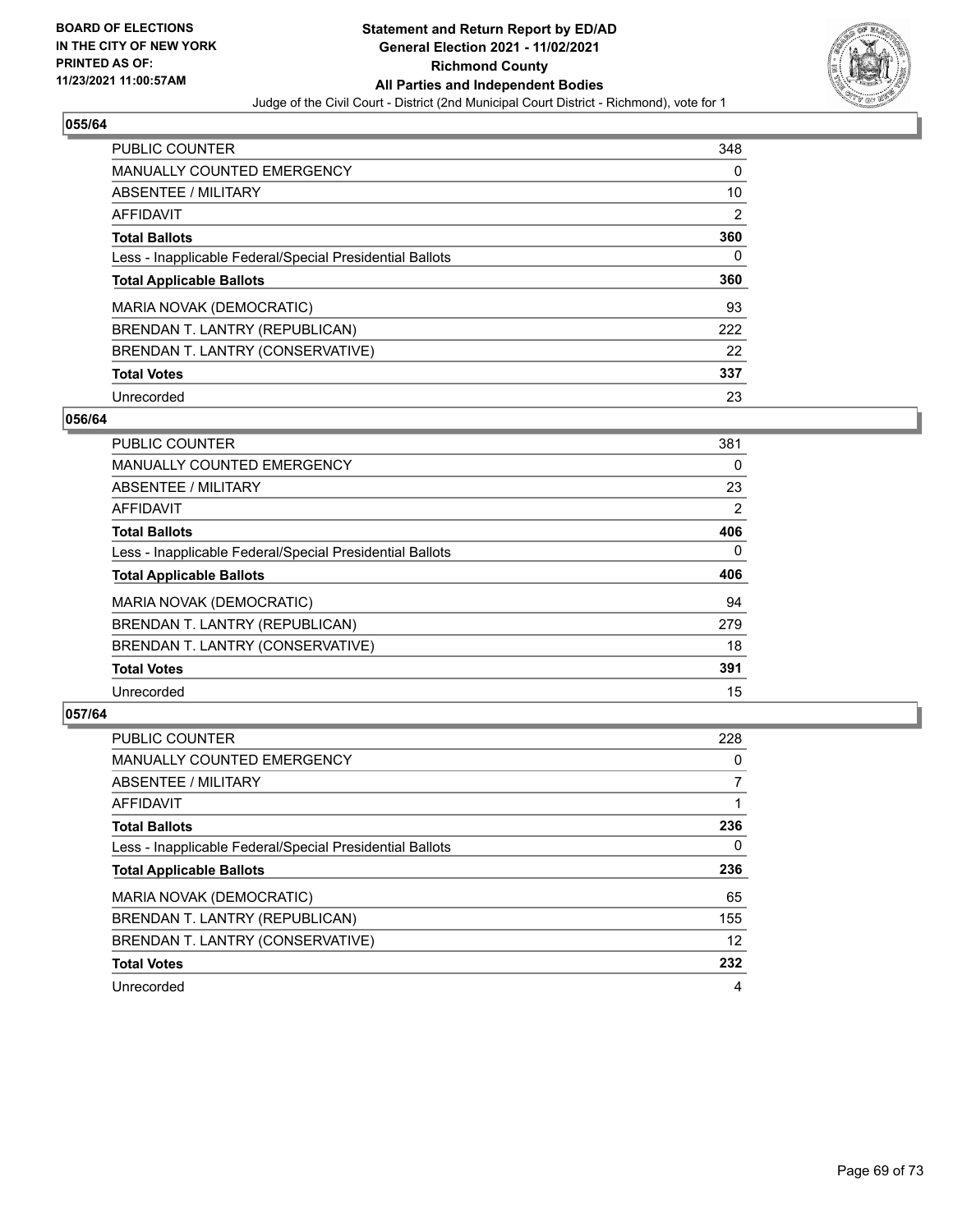**BOARD OF ELECTIONS IN THE CITY OF NEW YORK PRINTED AS OF: 11/23/2021 11:00:57AM**

**Statement and Return Report by ED/AD General Election 2021 - 11/02/2021 Richmond County All Parties and Independent Bodies**

Judge of the Civil Court - District (2nd Municipal Court District - Richmond), vote for 1

## 055/64

| | |
|---|---|
| PUBLIC COUNTER | 348 |
| MANUALLY COUNTED EMERGENCY | 0 |
| ABSENTEE / MILITARY | 10 |
| AFFIDAVIT | 2 |
| **Total Ballots** | **360** |
| Less - Inapplicable Federal/Special Presidential Ballots | 0 |
| **Total Applicable Ballots** | **360** |
| MARIA NOVAK (DEMOCRATIC) | 93 |
| BRENDAN T. LANTRY (REPUBLICAN) | 222 |
| BRENDAN T. LANTRY (CONSERVATIVE) | 22 |
| **Total Votes** | **337** |
| Unrecorded | 23 |

## 056/64

| | |
|---|---|
| PUBLIC COUNTER | 381 |
| MANUALLY COUNTED EMERGENCY | 0 |
| ABSENTEE / MILITARY | 23 |
| AFFIDAVIT | 2 |
| **Total Ballots** | **406** |
| Less - Inapplicable Federal/Special Presidential Ballots | 0 |
| **Total Applicable Ballots** | **406** |
| MARIA NOVAK (DEMOCRATIC) | 94 |
| BRENDAN T. LANTRY (REPUBLICAN) | 279 |
| BRENDAN T. LANTRY (CONSERVATIVE) | 18 |
| **Total Votes** | **391** |
| Unrecorded | 15 |

## 057/64

| | |
|---|---|
| PUBLIC COUNTER | 228 |
| MANUALLY COUNTED EMERGENCY | 0 |
| ABSENTEE / MILITARY | 7 |
| AFFIDAVIT | 1 |
| **Total Ballots** | **236** |
| Less - Inapplicable Federal/Special Presidential Ballots | 0 |
| **Total Applicable Ballots** | **236** |
| MARIA NOVAK (DEMOCRATIC) | 65 |
| BRENDAN T. LANTRY (REPUBLICAN) | 155 |
| BRENDAN T. LANTRY (CONSERVATIVE) | 12 |
| **Total Votes** | **232** |
| Unrecorded | 4 |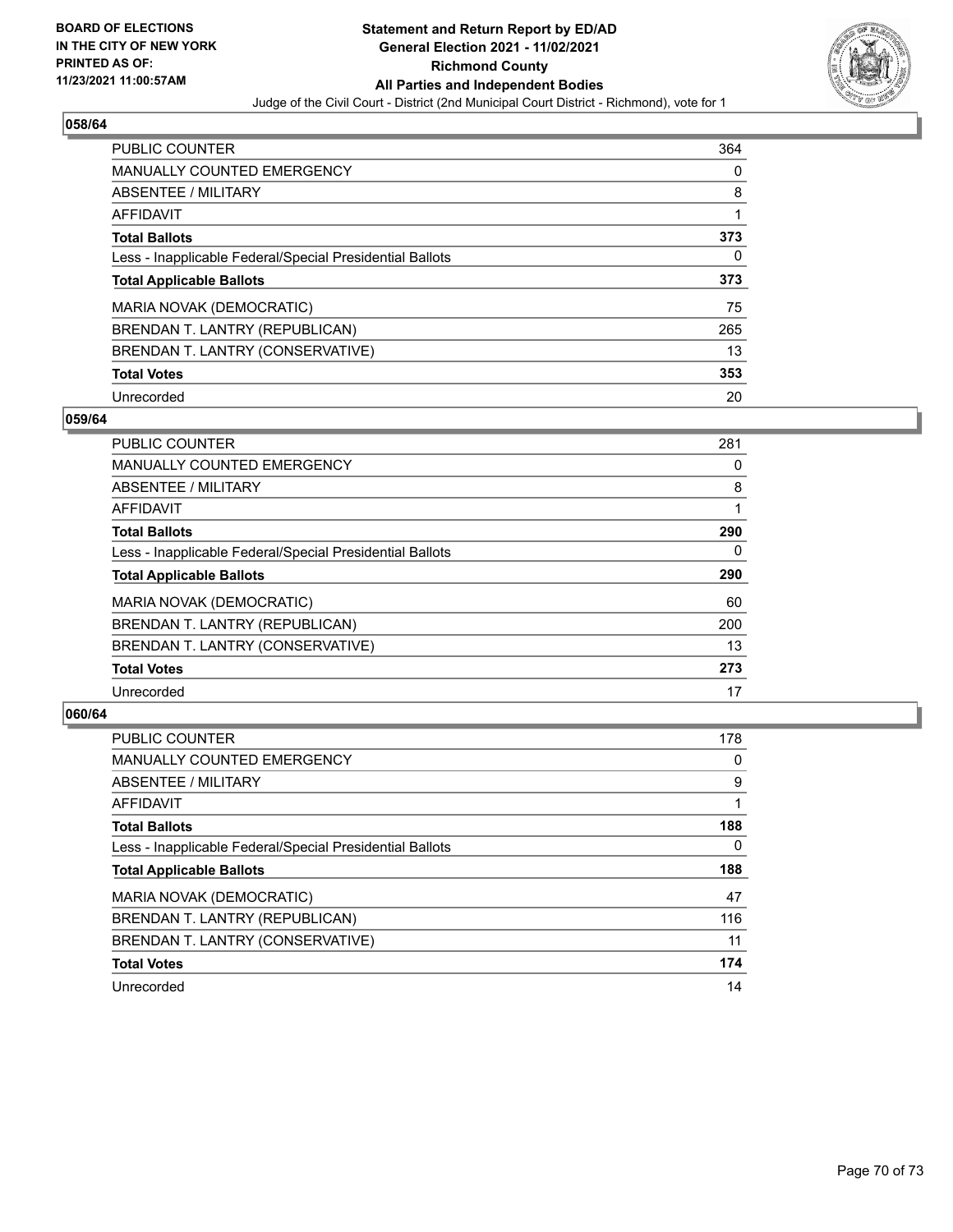**BOARD OF ELECTIONS IN THE CITY OF NEW YORK PRINTED AS OF: 11/23/2021 11:00:57AM**

**Statement and Return Report by ED/AD General Election 2021 - 11/02/2021 Richmond County All Parties and Independent Bodies**

Judge of the Civil Court - District (2nd Municipal Court District - Richmond), vote for 1

### 058/64

| | |
|---|---|
| PUBLIC COUNTER | 364 |
| MANUALLY COUNTED EMERGENCY | 0 |
| ABSENTEE / MILITARY | 8 |
| AFFIDAVIT | 1 |
| **Total Ballots** | **373** |
| Less - Inapplicable Federal/Special Presidential Ballots | 0 |
| **Total Applicable Ballots** | **373** |
| MARIA NOVAK (DEMOCRATIC) | 75 |
| BRENDAN T. LANTRY (REPUBLICAN) | 265 |
| BRENDAN T. LANTRY (CONSERVATIVE) | 13 |
| **Total Votes** | **353** |
| Unrecorded | 20 |

### 059/64

| | |
|---|---|
| PUBLIC COUNTER | 281 |
| MANUALLY COUNTED EMERGENCY | 0 |
| ABSENTEE / MILITARY | 8 |
| AFFIDAVIT | 1 |
| **Total Ballots** | **290** |
| Less - Inapplicable Federal/Special Presidential Ballots | 0 |
| **Total Applicable Ballots** | **290** |
| MARIA NOVAK (DEMOCRATIC) | 60 |
| BRENDAN T. LANTRY (REPUBLICAN) | 200 |
| BRENDAN T. LANTRY (CONSERVATIVE) | 13 |
| **Total Votes** | **273** |
| Unrecorded | 17 |

### 060/64

| | |
|---|---|
| PUBLIC COUNTER | 178 |
| MANUALLY COUNTED EMERGENCY | 0 |
| ABSENTEE / MILITARY | 9 |
| AFFIDAVIT | 1 |
| **Total Ballots** | **188** |
| Less - Inapplicable Federal/Special Presidential Ballots | 0 |
| **Total Applicable Ballots** | **188** |
| MARIA NOVAK (DEMOCRATIC) | 47 |
| BRENDAN T. LANTRY (REPUBLICAN) | 116 |
| BRENDAN T. LANTRY (CONSERVATIVE) | 11 |
| **Total Votes** | **174** |
| Unrecorded | 14 |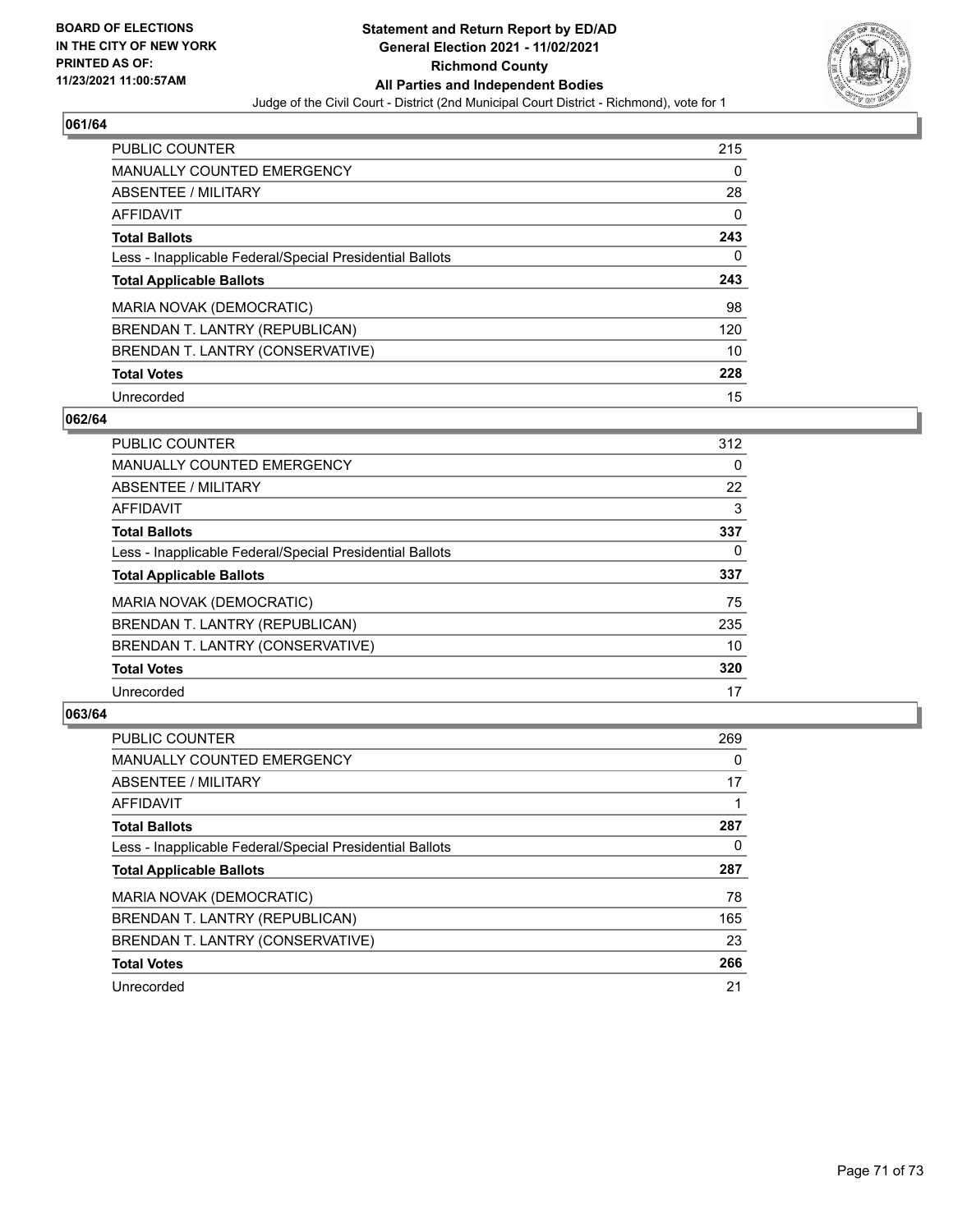**Statement and Return Report by ED/AD**
**General Election 2021 - 11/02/2021**
**Richmond County**
**All Parties and Independent Bodies**
Judge of the Civil Court - District (2nd Municipal Court District - Richmond), vote for 1

BOARD OF ELECTIONS IN THE CITY OF NEW YORK PRINTED AS OF: 11/23/2021 11:00:57AM

## 061/64

| | |
|---|---|
| PUBLIC COUNTER | 215 |
| MANUALLY COUNTED EMERGENCY | 0 |
| ABSENTEE / MILITARY | 28 |
| AFFIDAVIT | 0 |
| **Total Ballots** | **243** |
| Less - Inapplicable Federal/Special Presidential Ballots | 0 |
| **Total Applicable Ballots** | **243** |
| MARIA NOVAK (DEMOCRATIC) | 98 |
| BRENDAN T. LANTRY (REPUBLICAN) | 120 |
| BRENDAN T. LANTRY (CONSERVATIVE) | 10 |
| **Total Votes** | **228** |
| Unrecorded | 15 |

## 062/64

| | |
|---|---|
| PUBLIC COUNTER | 312 |
| MANUALLY COUNTED EMERGENCY | 0 |
| ABSENTEE / MILITARY | 22 |
| AFFIDAVIT | 3 |
| **Total Ballots** | **337** |
| Less - Inapplicable Federal/Special Presidential Ballots | 0 |
| **Total Applicable Ballots** | **337** |
| MARIA NOVAK (DEMOCRATIC) | 75 |
| BRENDAN T. LANTRY (REPUBLICAN) | 235 |
| BRENDAN T. LANTRY (CONSERVATIVE) | 10 |
| **Total Votes** | **320** |
| Unrecorded | 17 |

## 063/64

| | |
|---|---|
| PUBLIC COUNTER | 269 |
| MANUALLY COUNTED EMERGENCY | 0 |
| ABSENTEE / MILITARY | 17 |
| AFFIDAVIT | 1 |
| **Total Ballots** | **287** |
| Less - Inapplicable Federal/Special Presidential Ballots | 0 |
| **Total Applicable Ballots** | **287** |
| MARIA NOVAK (DEMOCRATIC) | 78 |
| BRENDAN T. LANTRY (REPUBLICAN) | 165 |
| BRENDAN T. LANTRY (CONSERVATIVE) | 23 |
| **Total Votes** | **266** |
| Unrecorded | 21 |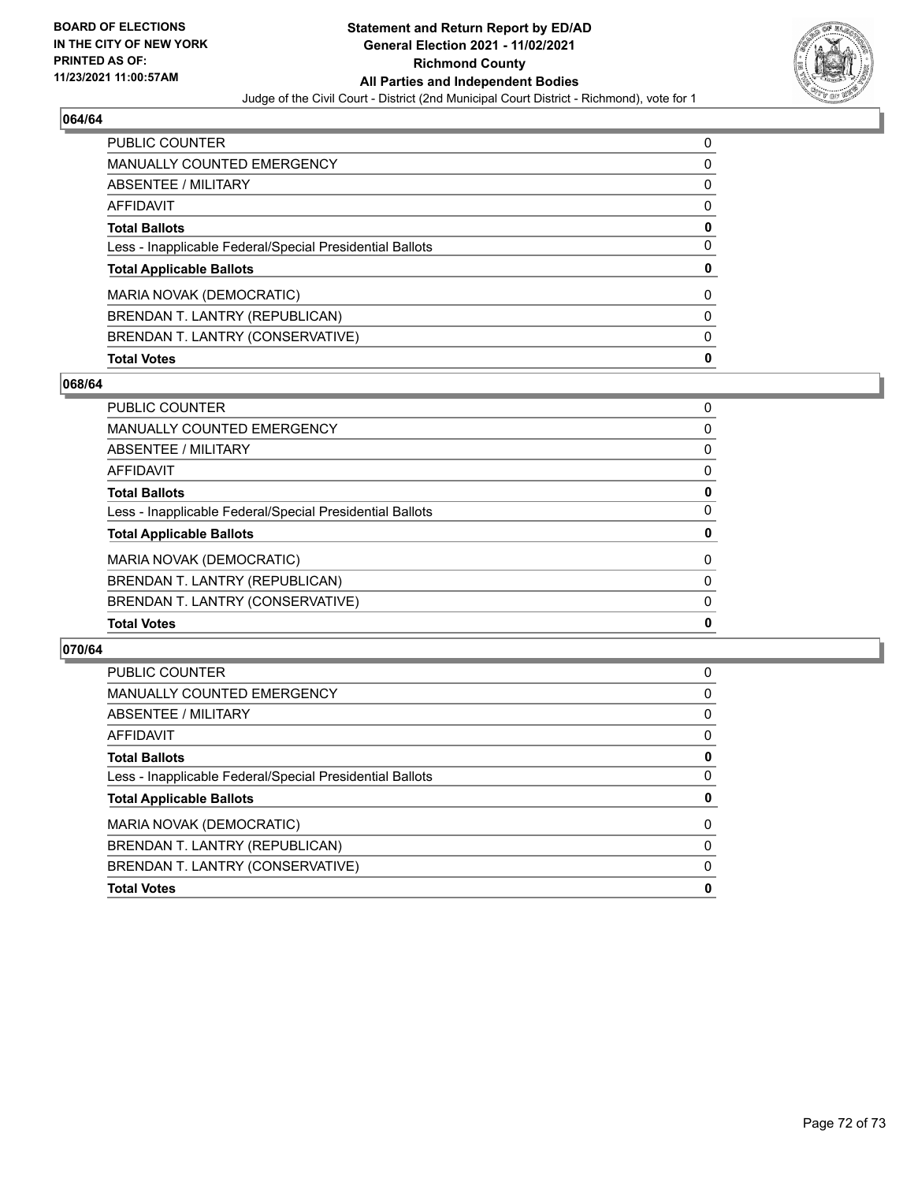## 064/64

| | |
|---|---|
| PUBLIC COUNTER | 0 |
| MANUALLY COUNTED EMERGENCY | 0 |
| ABSENTEE / MILITARY | 0 |
| AFFIDAVIT | 0 |
| **Total Ballots** | **0** |
| Less - Inapplicable Federal/Special Presidential Ballots | 0 |
| **Total Applicable Ballots** | **0** |
| MARIA NOVAK (DEMOCRATIC) | 0 |
| BRENDAN T. LANTRY (REPUBLICAN) | 0 |
| BRENDAN T. LANTRY (CONSERVATIVE) | 0 |
| **Total Votes** | **0** |

## 068/64

| | |
|---|---|
| PUBLIC COUNTER | 0 |
| MANUALLY COUNTED EMERGENCY | 0 |
| ABSENTEE / MILITARY | 0 |
| AFFIDAVIT | 0 |
| **Total Ballots** | **0** |
| Less - Inapplicable Federal/Special Presidential Ballots | 0 |
| **Total Applicable Ballots** | **0** |
| MARIA NOVAK (DEMOCRATIC) | 0 |
| BRENDAN T. LANTRY (REPUBLICAN) | 0 |
| BRENDAN T. LANTRY (CONSERVATIVE) | 0 |
| **Total Votes** | **0** |

## 070/64

| | |
|---|---|
| PUBLIC COUNTER | 0 |
| MANUALLY COUNTED EMERGENCY | 0 |
| ABSENTEE / MILITARY | 0 |
| AFFIDAVIT | 0 |
| **Total Ballots** | **0** |
| Less - Inapplicable Federal/Special Presidential Ballots | 0 |
| **Total Applicable Ballots** | **0** |
| MARIA NOVAK (DEMOCRATIC) | 0 |
| BRENDAN T. LANTRY (REPUBLICAN) | 0 |
| BRENDAN T. LANTRY (CONSERVATIVE) | 0 |
| **Total Votes** | **0** |